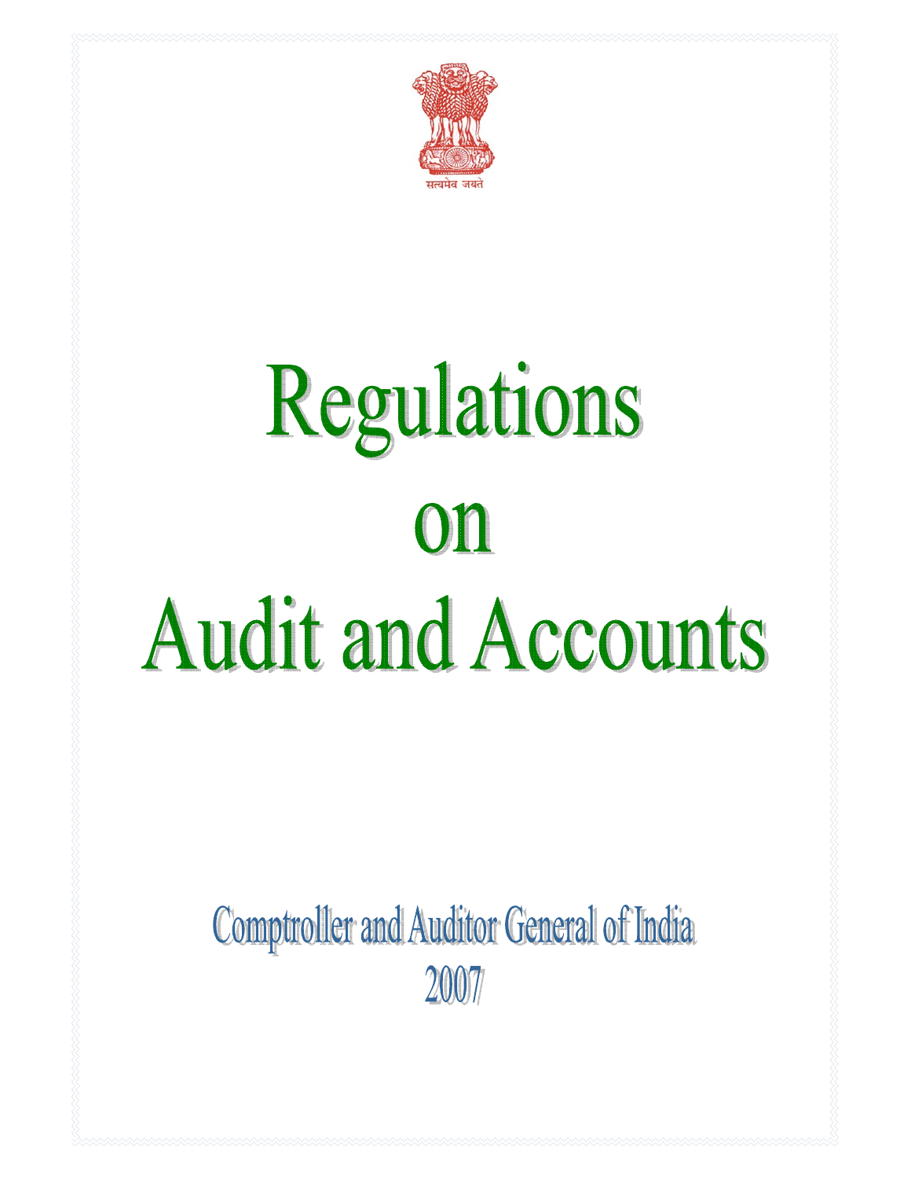सत्यमेव जयते

# Regulations on Audit and Accounts

## Comptroller and Auditor General of India
## 2007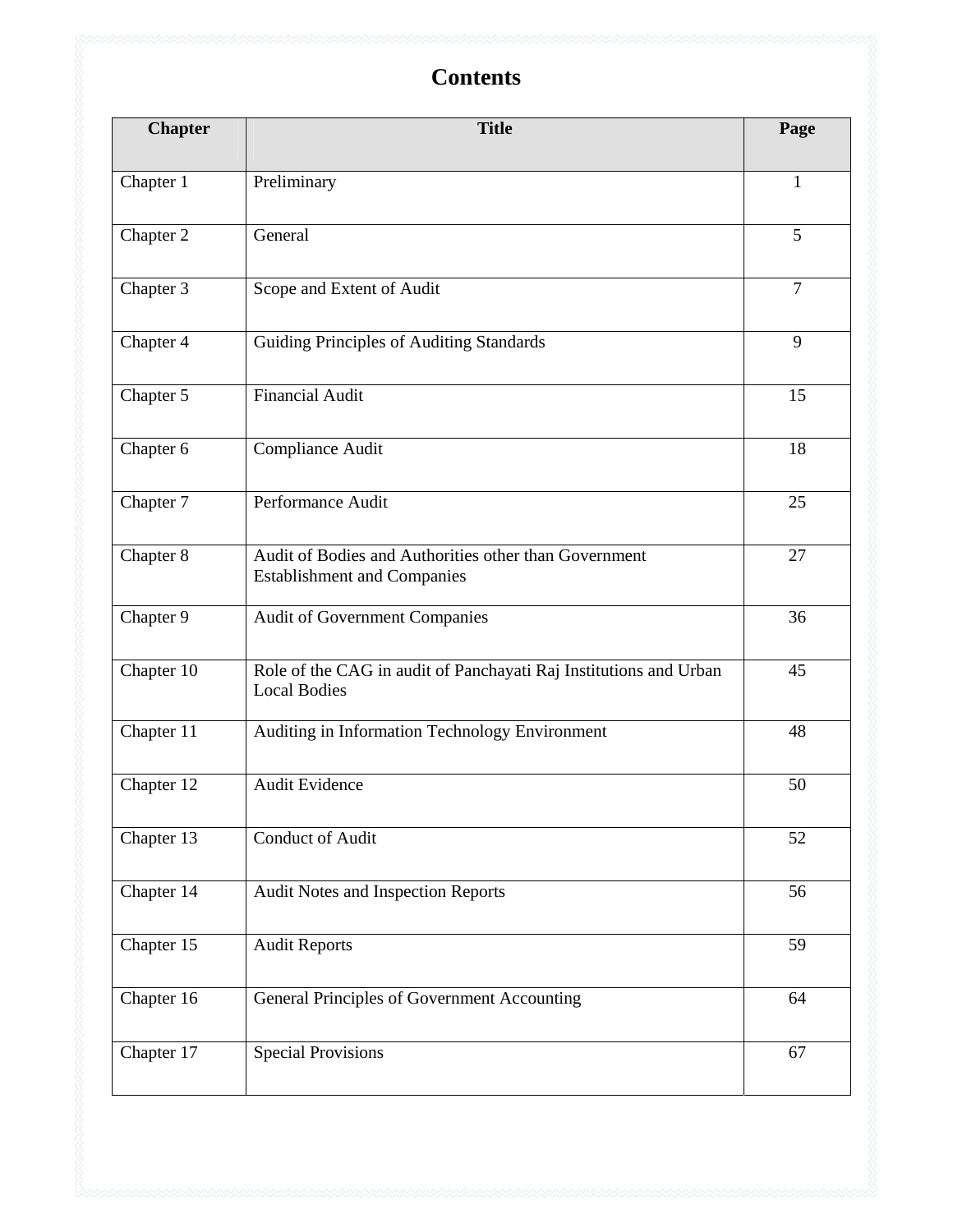# Contents

| Chapter | Title | Page |
|---|---|---|
| Chapter 1 | Preliminary | 1 |
| Chapter 2 | General | 5 |
| Chapter 3 | Scope and Extent of Audit | 7 |
| Chapter 4 | Guiding Principles of Auditing Standards | 9 |
| Chapter 5 | Financial Audit | 15 |
| Chapter 6 | Compliance Audit | 18 |
| Chapter 7 | Performance Audit | 25 |
| Chapter 8 | Audit of Bodies and Authorities other than Government Establishment and Companies | 27 |
| Chapter 9 | Audit of Government Companies | 36 |
| Chapter 10 | Role of the CAG in audit of Panchayati Raj Institutions and Urban Local Bodies | 45 |
| Chapter 11 | Auditing in Information Technology Environment | 48 |
| Chapter 12 | Audit Evidence | 50 |
| Chapter 13 | Conduct of Audit | 52 |
| Chapter 14 | Audit Notes and Inspection Reports | 56 |
| Chapter 15 | Audit Reports | 59 |
| Chapter 16 | General Principles of Government Accounting | 64 |
| Chapter 17 | Special Provisions | 67 |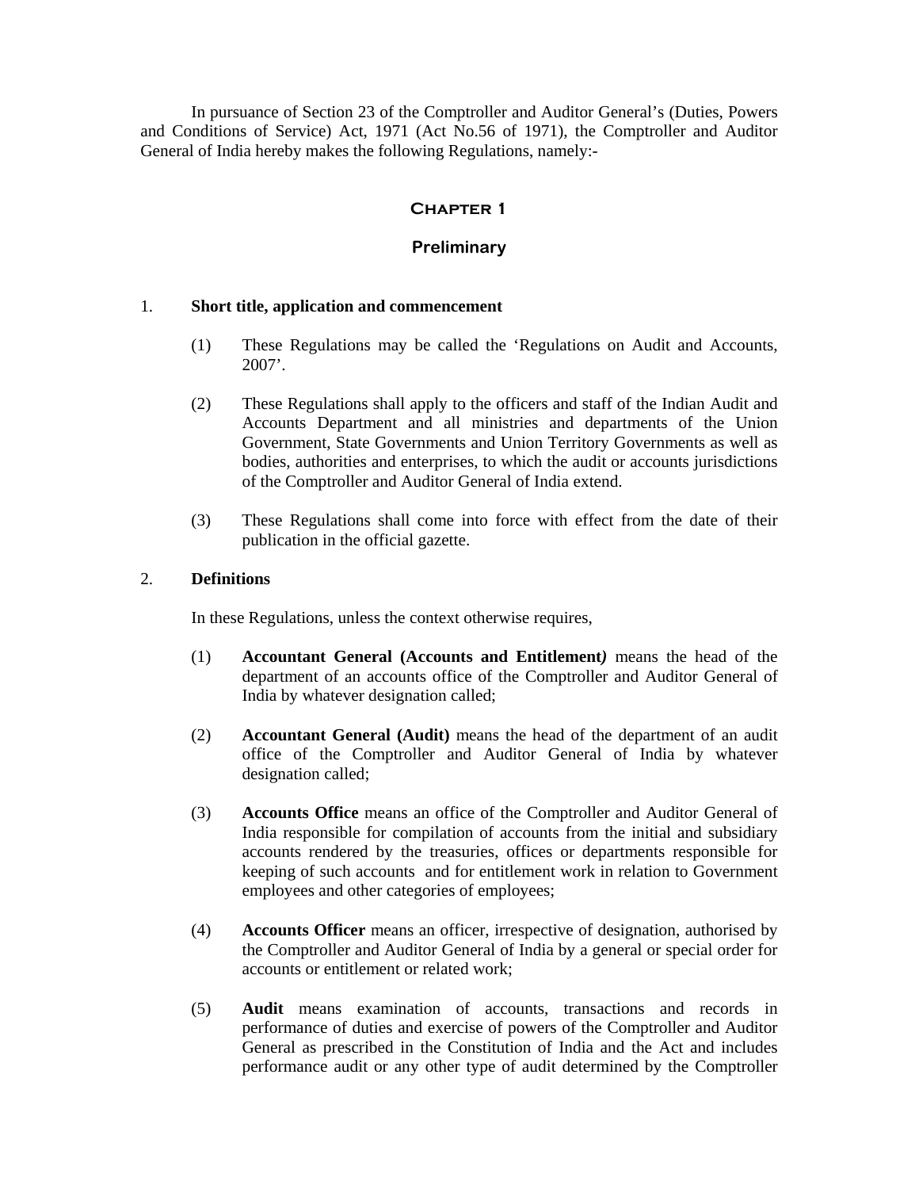In pursuance of Section 23 of the Comptroller and Auditor General's (Duties, Powers and Conditions of Service) Act, 1971 (Act No.56 of 1971), the Comptroller and Auditor General of India hereby makes the following Regulations, namely:-

# Chapter 1

## Preliminary

1. **Short title, application and commencement**

   (1) These Regulations may be called the 'Regulations on Audit and Accounts, 2007'.

   (2) These Regulations shall apply to the officers and staff of the Indian Audit and Accounts Department and all ministries and departments of the Union Government, State Governments and Union Territory Governments as well as bodies, authorities and enterprises, to which the audit or accounts jurisdictions of the Comptroller and Auditor General of India extend.

   (3) These Regulations shall come into force with effect from the date of their publication in the official gazette.

2. **Definitions**

   In these Regulations, unless the context otherwise requires,

   (1) **Accountant General (Accounts and Entitlement*)*** means the head of the department of an accounts office of the Comptroller and Auditor General of India by whatever designation called;

   (2) **Accountant General (Audit)** means the head of the department of an audit office of the Comptroller and Auditor General of India by whatever designation called;

   (3) **Accounts Office** means an office of the Comptroller and Auditor General of India responsible for compilation of accounts from the initial and subsidiary accounts rendered by the treasuries, offices or departments responsible for keeping of such accounts and for entitlement work in relation to Government employees and other categories of employees;

   (4) **Accounts Officer** means an officer, irrespective of designation, authorised by the Comptroller and Auditor General of India by a general or special order for accounts or entitlement or related work;

   (5) **Audit** means examination of accounts, transactions and records in performance of duties and exercise of powers of the Comptroller and Auditor General as prescribed in the Constitution of India and the Act and includes performance audit or any other type of audit determined by the Comptroller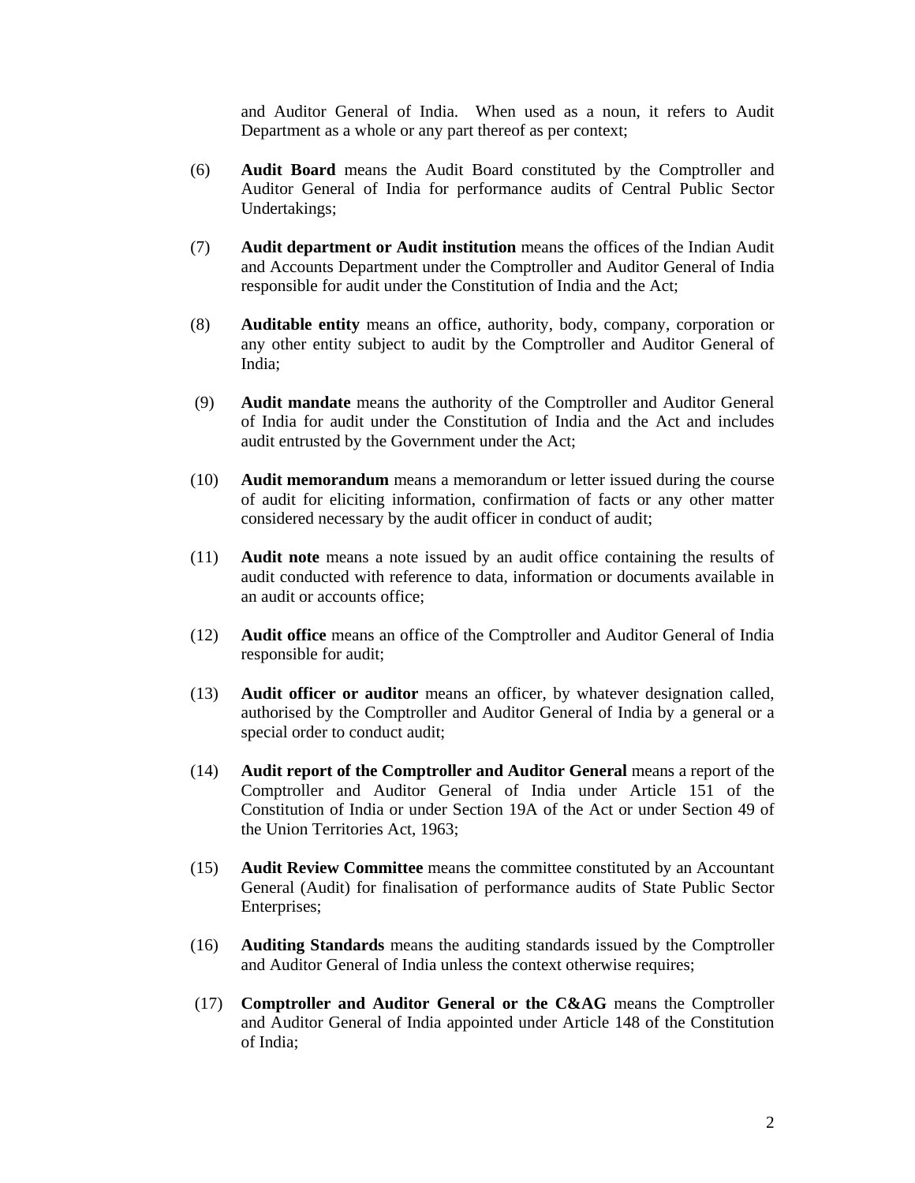and Auditor General of India. When used as a noun, it refers to Audit Department as a whole or any part thereof as per context;

(6) **Audit Board** means the Audit Board constituted by the Comptroller and Auditor General of India for performance audits of Central Public Sector Undertakings;

(7) **Audit department or Audit institution** means the offices of the Indian Audit and Accounts Department under the Comptroller and Auditor General of India responsible for audit under the Constitution of India and the Act;

(8) **Auditable entity** means an office, authority, body, company, corporation or any other entity subject to audit by the Comptroller and Auditor General of India;

(9) **Audit mandate** means the authority of the Comptroller and Auditor General of India for audit under the Constitution of India and the Act and includes audit entrusted by the Government under the Act;

(10) **Audit memorandum** means a memorandum or letter issued during the course of audit for eliciting information, confirmation of facts or any other matter considered necessary by the audit officer in conduct of audit;

(11) **Audit note** means a note issued by an audit office containing the results of audit conducted with reference to data, information or documents available in an audit or accounts office;

(12) **Audit office** means an office of the Comptroller and Auditor General of India responsible for audit;

(13) **Audit officer or auditor** means an officer, by whatever designation called, authorised by the Comptroller and Auditor General of India by a general or a special order to conduct audit;

(14) **Audit report of the Comptroller and Auditor General** means a report of the Comptroller and Auditor General of India under Article 151 of the Constitution of India or under Section 19A of the Act or under Section 49 of the Union Territories Act, 1963;

(15) **Audit Review Committee** means the committee constituted by an Accountant General (Audit) for finalisation of performance audits of State Public Sector Enterprises;

(16) **Auditing Standards** means the auditing standards issued by the Comptroller and Auditor General of India unless the context otherwise requires;

(17) **Comptroller and Auditor General or the C&AG** means the Comptroller and Auditor General of India appointed under Article 148 of the Constitution of India;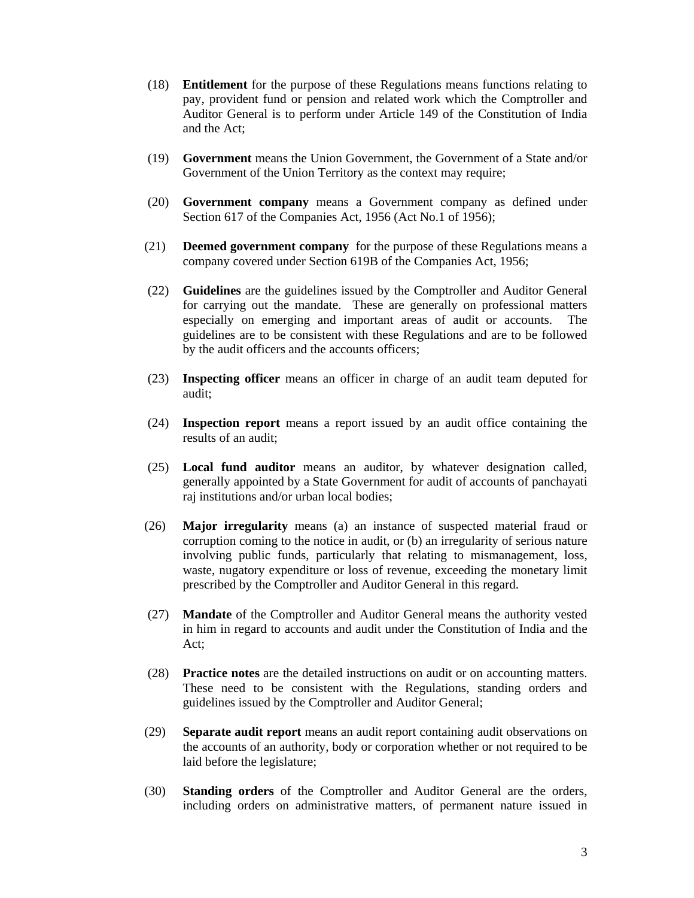(18) **Entitlement** for the purpose of these Regulations means functions relating to pay, provident fund or pension and related work which the Comptroller and Auditor General is to perform under Article 149 of the Constitution of India and the Act;

(19) **Government** means the Union Government, the Government of a State and/or Government of the Union Territory as the context may require;

(20) **Government company** means a Government company as defined under Section 617 of the Companies Act, 1956 (Act No.1 of 1956);

(21) **Deemed government company** for the purpose of these Regulations means a company covered under Section 619B of the Companies Act, 1956;

(22) **Guidelines** are the guidelines issued by the Comptroller and Auditor General for carrying out the mandate. These are generally on professional matters especially on emerging and important areas of audit or accounts. The guidelines are to be consistent with these Regulations and are to be followed by the audit officers and the accounts officers;

(23) **Inspecting officer** means an officer in charge of an audit team deputed for audit;

(24) **Inspection report** means a report issued by an audit office containing the results of an audit;

(25) **Local fund auditor** means an auditor, by whatever designation called, generally appointed by a State Government for audit of accounts of panchayati raj institutions and/or urban local bodies;

(26) **Major irregularity** means (a) an instance of suspected material fraud or corruption coming to the notice in audit, or (b) an irregularity of serious nature involving public funds, particularly that relating to mismanagement, loss, waste, nugatory expenditure or loss of revenue, exceeding the monetary limit prescribed by the Comptroller and Auditor General in this regard.

(27) **Mandate** of the Comptroller and Auditor General means the authority vested in him in regard to accounts and audit under the Constitution of India and the Act;

(28) **Practice notes** are the detailed instructions on audit or on accounting matters. These need to be consistent with the Regulations, standing orders and guidelines issued by the Comptroller and Auditor General;

(29) **Separate audit report** means an audit report containing audit observations on the accounts of an authority, body or corporation whether or not required to be laid before the legislature;

(30) **Standing orders** of the Comptroller and Auditor General are the orders, including orders on administrative matters, of permanent nature issued in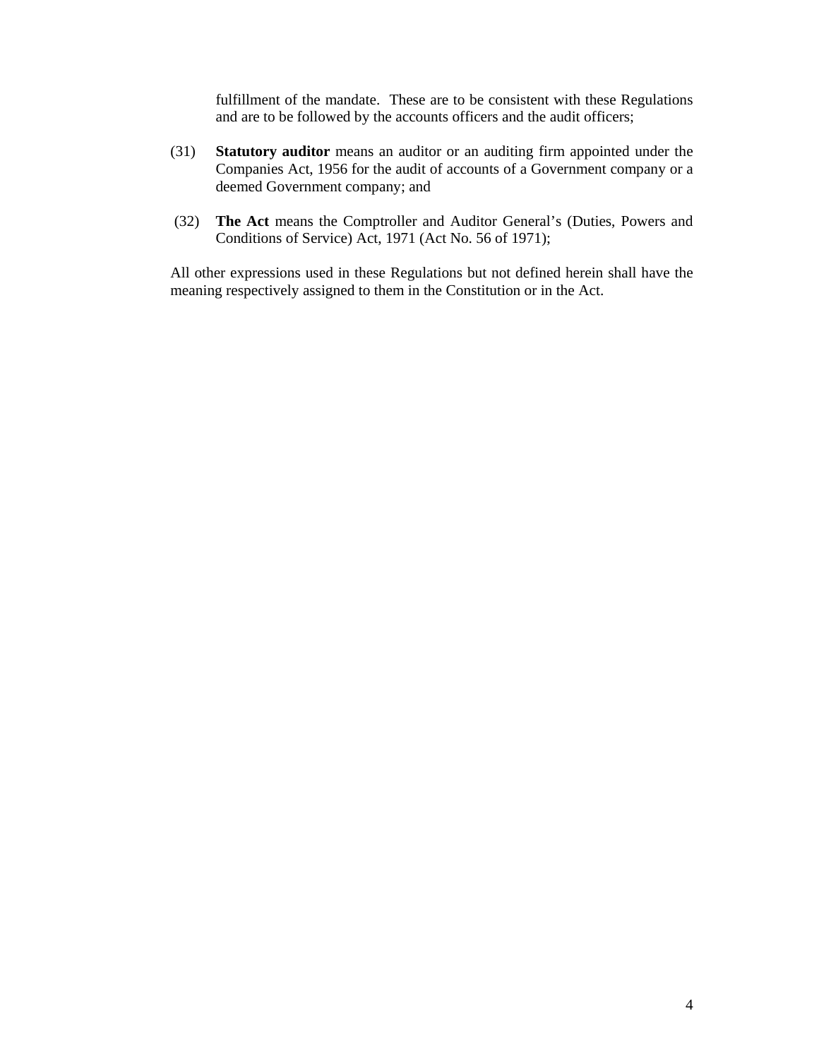fulfillment of the mandate. These are to be consistent with these Regulations and are to be followed by the accounts officers and the audit officers;

(31) **Statutory auditor** means an auditor or an auditing firm appointed under the Companies Act, 1956 for the audit of accounts of a Government company or a deemed Government company; and

(32) **The Act** means the Comptroller and Auditor General's (Duties, Powers and Conditions of Service) Act, 1971 (Act No. 56 of 1971);

All other expressions used in these Regulations but not defined herein shall have the meaning respectively assigned to them in the Constitution or in the Act.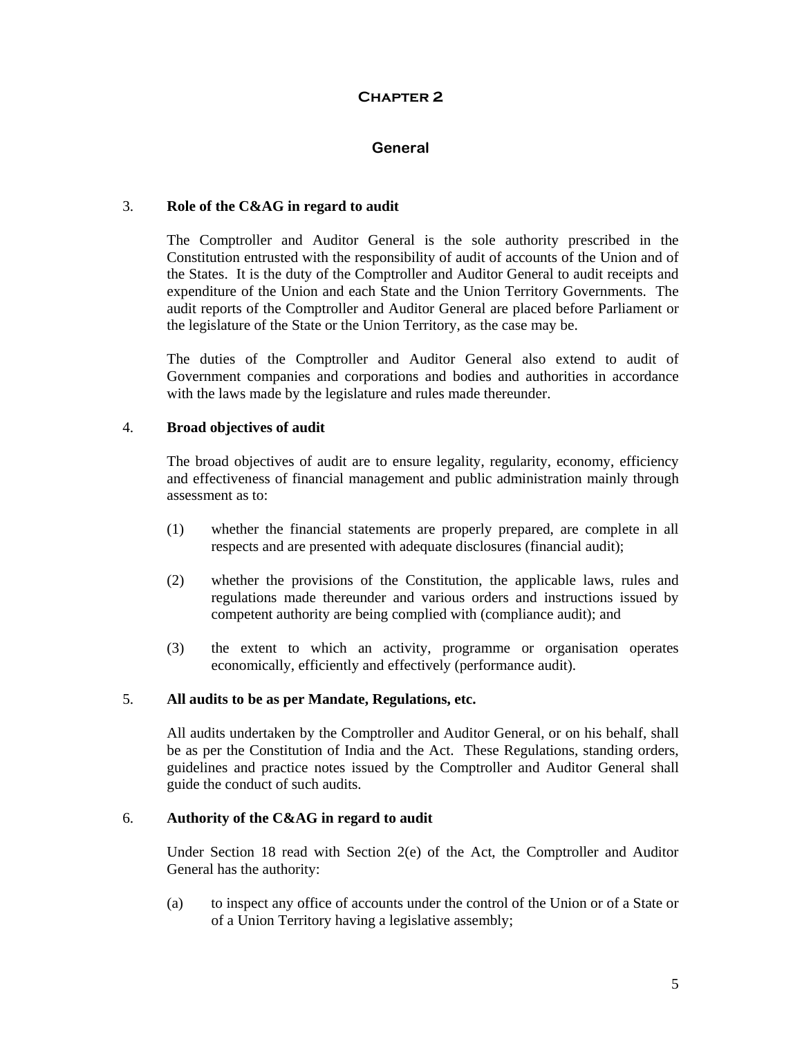# Chapter 2

## General

### 3. Role of the C&AG in regard to audit

The Comptroller and Auditor General is the sole authority prescribed in the Constitution entrusted with the responsibility of audit of accounts of the Union and of the States. It is the duty of the Comptroller and Auditor General to audit receipts and expenditure of the Union and each State and the Union Territory Governments. The audit reports of the Comptroller and Auditor General are placed before Parliament or the legislature of the State or the Union Territory, as the case may be.

The duties of the Comptroller and Auditor General also extend to audit of Government companies and corporations and bodies and authorities in accordance with the laws made by the legislature and rules made thereunder.

### 4. Broad objectives of audit

The broad objectives of audit are to ensure legality, regularity, economy, efficiency and effectiveness of financial management and public administration mainly through assessment as to:

(1) whether the financial statements are properly prepared, are complete in all respects and are presented with adequate disclosures (financial audit);

(2) whether the provisions of the Constitution, the applicable laws, rules and regulations made thereunder and various orders and instructions issued by competent authority are being complied with (compliance audit); and

(3) the extent to which an activity, programme or organisation operates economically, efficiently and effectively (performance audit).

### 5. All audits to be as per Mandate, Regulations, etc.

All audits undertaken by the Comptroller and Auditor General, or on his behalf, shall be as per the Constitution of India and the Act. These Regulations, standing orders, guidelines and practice notes issued by the Comptroller and Auditor General shall guide the conduct of such audits.

### 6. Authority of the C&AG in regard to audit

Under Section 18 read with Section 2(e) of the Act, the Comptroller and Auditor General has the authority:

(a) to inspect any office of accounts under the control of the Union or of a State or of a Union Territory having a legislative assembly;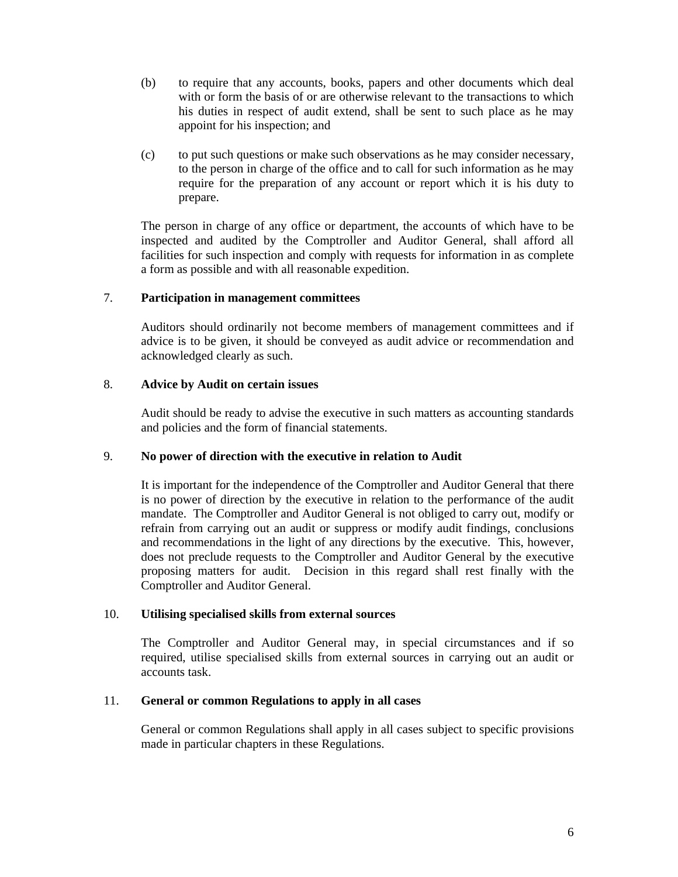(b) to require that any accounts, books, papers and other documents which deal with or form the basis of or are otherwise relevant to the transactions to which his duties in respect of audit extend, shall be sent to such place as he may appoint for his inspection; and

(c) to put such questions or make such observations as he may consider necessary, to the person in charge of the office and to call for such information as he may require for the preparation of any account or report which it is his duty to prepare.

The person in charge of any office or department, the accounts of which have to be inspected and audited by the Comptroller and Auditor General, shall afford all facilities for such inspection and comply with requests for information in as complete a form as possible and with all reasonable expedition.

7. **Participation in management committees**

Auditors should ordinarily not become members of management committees and if advice is to be given, it should be conveyed as audit advice or recommendation and acknowledged clearly as such.

8. **Advice by Audit on certain issues**

Audit should be ready to advise the executive in such matters as accounting standards and policies and the form of financial statements.

9. **No power of direction with the executive in relation to Audit**

It is important for the independence of the Comptroller and Auditor General that there is no power of direction by the executive in relation to the performance of the audit mandate. The Comptroller and Auditor General is not obliged to carry out, modify or refrain from carrying out an audit or suppress or modify audit findings, conclusions and recommendations in the light of any directions by the executive. This, however, does not preclude requests to the Comptroller and Auditor General by the executive proposing matters for audit. Decision in this regard shall rest finally with the Comptroller and Auditor General.

10. **Utilising specialised skills from external sources**

The Comptroller and Auditor General may, in special circumstances and if so required, utilise specialised skills from external sources in carrying out an audit or accounts task.

11. **General or common Regulations to apply in all cases**

General or common Regulations shall apply in all cases subject to specific provisions made in particular chapters in these Regulations.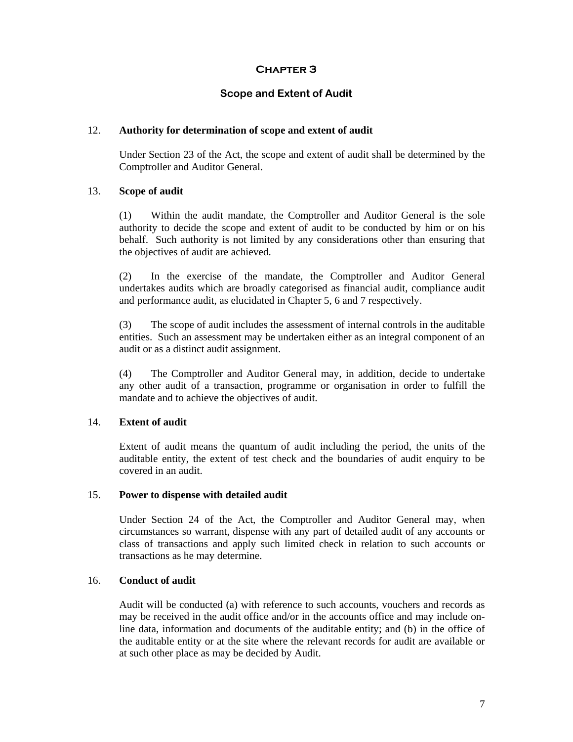# Chapter 3

## Scope and Extent of Audit

**12. Authority for determination of scope and extent of audit**

Under Section 23 of the Act, the scope and extent of audit shall be determined by the Comptroller and Auditor General.

**13. Scope of audit**

(1) Within the audit mandate, the Comptroller and Auditor General is the sole authority to decide the scope and extent of audit to be conducted by him or on his behalf. Such authority is not limited by any considerations other than ensuring that the objectives of audit are achieved.

(2) In the exercise of the mandate, the Comptroller and Auditor General undertakes audits which are broadly categorised as financial audit, compliance audit and performance audit, as elucidated in Chapter 5, 6 and 7 respectively.

(3) The scope of audit includes the assessment of internal controls in the auditable entities. Such an assessment may be undertaken either as an integral component of an audit or as a distinct audit assignment.

(4) The Comptroller and Auditor General may, in addition, decide to undertake any other audit of a transaction, programme or organisation in order to fulfill the mandate and to achieve the objectives of audit.

**14. Extent of audit**

Extent of audit means the quantum of audit including the period, the units of the auditable entity, the extent of test check and the boundaries of audit enquiry to be covered in an audit.

**15. Power to dispense with detailed audit**

Under Section 24 of the Act, the Comptroller and Auditor General may, when circumstances so warrant, dispense with any part of detailed audit of any accounts or class of transactions and apply such limited check in relation to such accounts or transactions as he may determine.

**16. Conduct of audit**

Audit will be conducted (a) with reference to such accounts, vouchers and records as may be received in the audit office and/or in the accounts office and may include on-line data, information and documents of the auditable entity; and (b) in the office of the auditable entity or at the site where the relevant records for audit are available or at such other place as may be decided by Audit.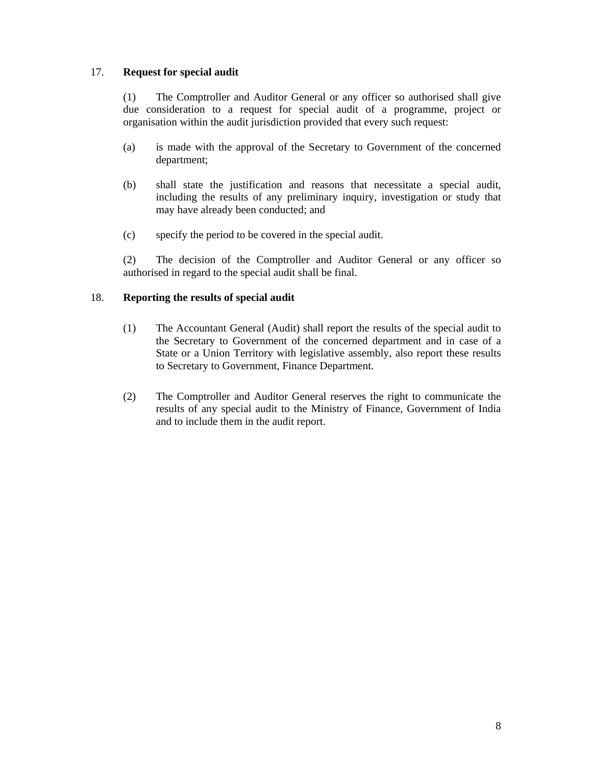### 17. Request for special audit

(1) The Comptroller and Auditor General or any officer so authorised shall give due consideration to a request for special audit of a programme, project or organisation within the audit jurisdiction provided that every such request:

(a) is made with the approval of the Secretary to Government of the concerned department;

(b) shall state the justification and reasons that necessitate a special audit, including the results of any preliminary inquiry, investigation or study that may have already been conducted; and

(c) specify the period to be covered in the special audit.

(2) The decision of the Comptroller and Auditor General or any officer so authorised in regard to the special audit shall be final.

### 18. Reporting the results of special audit

(1) The Accountant General (Audit) shall report the results of the special audit to the Secretary to Government of the concerned department and in case of a State or a Union Territory with legislative assembly, also report these results to Secretary to Government, Finance Department.

(2) The Comptroller and Auditor General reserves the right to communicate the results of any special audit to the Ministry of Finance, Government of India and to include them in the audit report.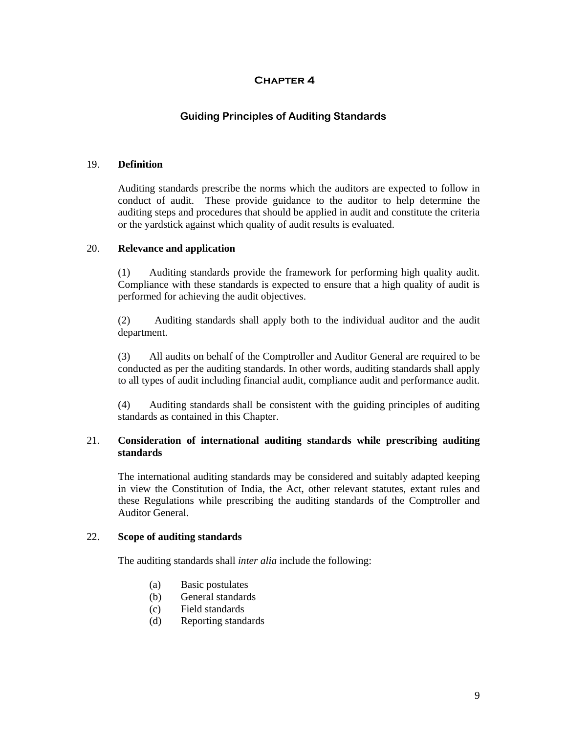# Chapter 4

## Guiding Principles of Auditing Standards

### 19. Definition

Auditing standards prescribe the norms which the auditors are expected to follow in conduct of audit. These provide guidance to the auditor to help determine the auditing steps and procedures that should be applied in audit and constitute the criteria or the yardstick against which quality of audit results is evaluated.

### 20. Relevance and application

(1) Auditing standards provide the framework for performing high quality audit. Compliance with these standards is expected to ensure that a high quality of audit is performed for achieving the audit objectives.

(2) Auditing standards shall apply both to the individual auditor and the audit department.

(3) All audits on behalf of the Comptroller and Auditor General are required to be conducted as per the auditing standards. In other words, auditing standards shall apply to all types of audit including financial audit, compliance audit and performance audit.

(4) Auditing standards shall be consistent with the guiding principles of auditing standards as contained in this Chapter.

### 21. Consideration of international auditing standards while prescribing auditing standards

The international auditing standards may be considered and suitably adapted keeping in view the Constitution of India, the Act, other relevant statutes, extant rules and these Regulations while prescribing the auditing standards of the Comptroller and Auditor General.

### 22. Scope of auditing standards

The auditing standards shall *inter alia* include the following:

(a) Basic postulates
(b) General standards
(c) Field standards
(d) Reporting standards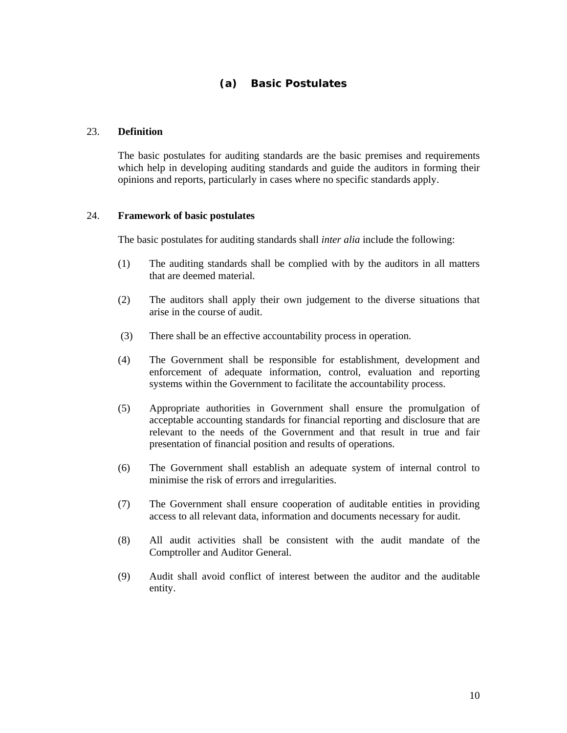## (a) Basic Postulates

23. **Definition**

The basic postulates for auditing standards are the basic premises and requirements which help in developing auditing standards and guide the auditors in forming their opinions and reports, particularly in cases where no specific standards apply.

24. **Framework of basic postulates**

The basic postulates for auditing standards shall *inter alia* include the following:

(1) The auditing standards shall be complied with by the auditors in all matters that are deemed material.

(2) The auditors shall apply their own judgement to the diverse situations that arise in the course of audit.

(3) There shall be an effective accountability process in operation.

(4) The Government shall be responsible for establishment, development and enforcement of adequate information, control, evaluation and reporting systems within the Government to facilitate the accountability process.

(5) Appropriate authorities in Government shall ensure the promulgation of acceptable accounting standards for financial reporting and disclosure that are relevant to the needs of the Government and that result in true and fair presentation of financial position and results of operations.

(6) The Government shall establish an adequate system of internal control to minimise the risk of errors and irregularities.

(7) The Government shall ensure cooperation of auditable entities in providing access to all relevant data, information and documents necessary for audit.

(8) All audit activities shall be consistent with the audit mandate of the Comptroller and Auditor General.

(9) Audit shall avoid conflict of interest between the auditor and the auditable entity.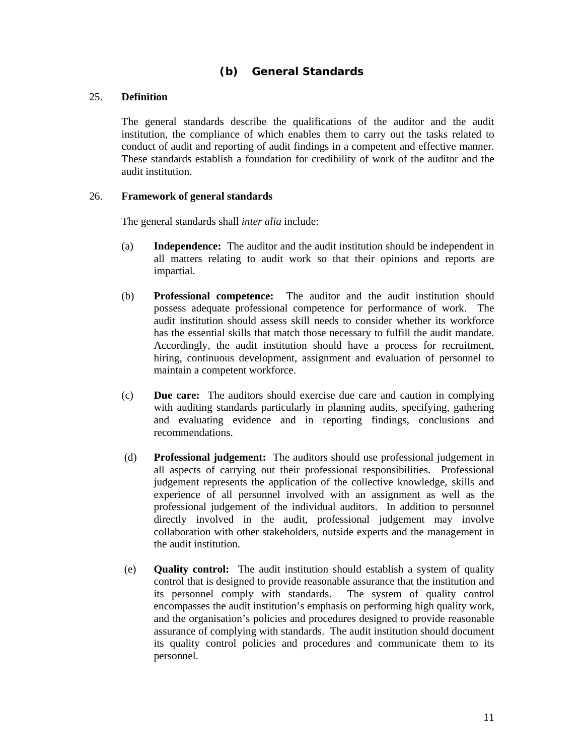## (b) General Standards

25. **Definition**

The general standards describe the qualifications of the auditor and the audit institution, the compliance of which enables them to carry out the tasks related to conduct of audit and reporting of audit findings in a competent and effective manner. These standards establish a foundation for credibility of work of the auditor and the audit institution.

26. **Framework of general standards**

The general standards shall *inter alia* include:

(a) **Independence:** The auditor and the audit institution should be independent in all matters relating to audit work so that their opinions and reports are impartial.

(b) **Professional competence:** The auditor and the audit institution should possess adequate professional competence for performance of work. The audit institution should assess skill needs to consider whether its workforce has the essential skills that match those necessary to fulfill the audit mandate. Accordingly, the audit institution should have a process for recruitment, hiring, continuous development, assignment and evaluation of personnel to maintain a competent workforce.

(c) **Due care:** The auditors should exercise due care and caution in complying with auditing standards particularly in planning audits, specifying, gathering and evaluating evidence and in reporting findings, conclusions and recommendations.

(d) **Professional judgement:** The auditors should use professional judgement in all aspects of carrying out their professional responsibilities. Professional judgement represents the application of the collective knowledge, skills and experience of all personnel involved with an assignment as well as the professional judgement of the individual auditors. In addition to personnel directly involved in the audit, professional judgement may involve collaboration with other stakeholders, outside experts and the management in the audit institution.

(e) **Quality control:** The audit institution should establish a system of quality control that is designed to provide reasonable assurance that the institution and its personnel comply with standards. The system of quality control encompasses the audit institution's emphasis on performing high quality work, and the organisation's policies and procedures designed to provide reasonable assurance of complying with standards. The audit institution should document its quality control policies and procedures and communicate them to its personnel.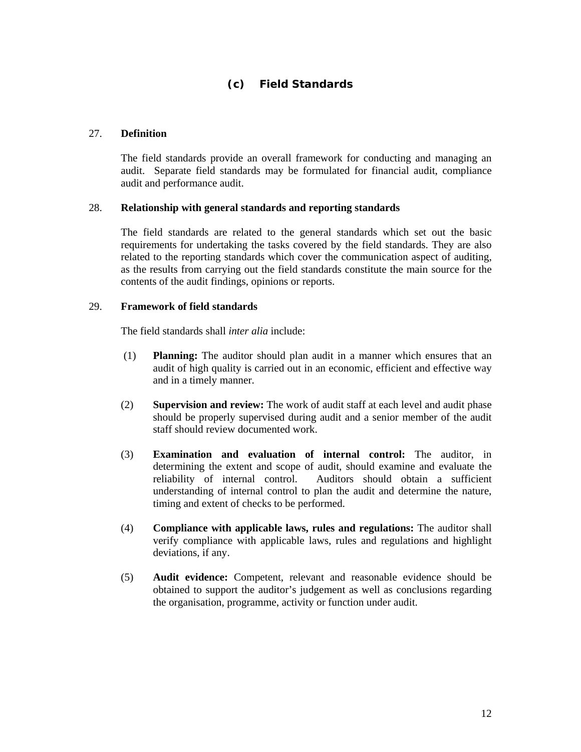## (c) Field Standards

27. **Definition**

The field standards provide an overall framework for conducting and managing an audit. Separate field standards may be formulated for financial audit, compliance audit and performance audit.

28. **Relationship with general standards and reporting standards**

The field standards are related to the general standards which set out the basic requirements for undertaking the tasks covered by the field standards. They are also related to the reporting standards which cover the communication aspect of auditing, as the results from carrying out the field standards constitute the main source for the contents of the audit findings, opinions or reports.

29. **Framework of field standards**

The field standards shall *inter alia* include:

(1) **Planning:** The auditor should plan audit in a manner which ensures that an audit of high quality is carried out in an economic, efficient and effective way and in a timely manner.

(2) **Supervision and review:** The work of audit staff at each level and audit phase should be properly supervised during audit and a senior member of the audit staff should review documented work.

(3) **Examination and evaluation of internal control:** The auditor, in determining the extent and scope of audit, should examine and evaluate the reliability of internal control. Auditors should obtain a sufficient understanding of internal control to plan the audit and determine the nature, timing and extent of checks to be performed.

(4) **Compliance with applicable laws, rules and regulations:** The auditor shall verify compliance with applicable laws, rules and regulations and highlight deviations, if any.

(5) **Audit evidence:** Competent, relevant and reasonable evidence should be obtained to support the auditor's judgement as well as conclusions regarding the organisation, programme, activity or function under audit.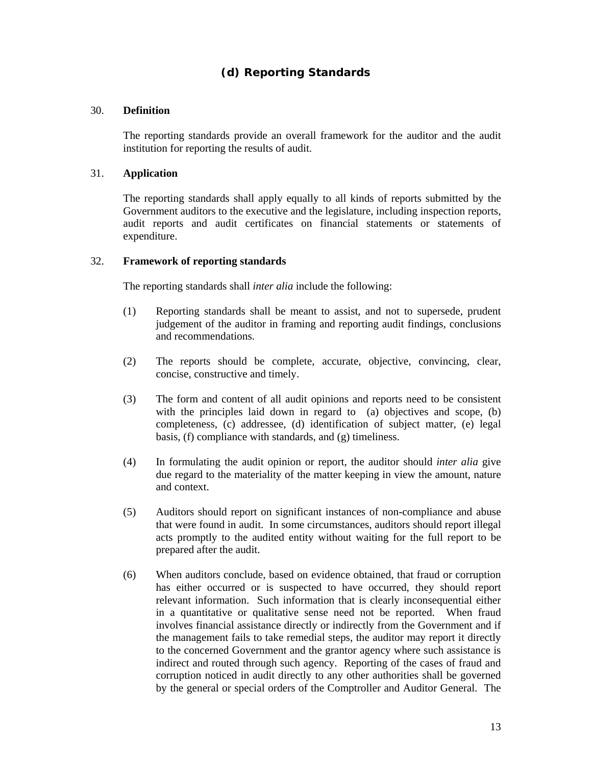## (d) Reporting Standards

30. **Definition**

The reporting standards provide an overall framework for the auditor and the audit institution for reporting the results of audit.

31. **Application**

The reporting standards shall apply equally to all kinds of reports submitted by the Government auditors to the executive and the legislature, including inspection reports, audit reports and audit certificates on financial statements or statements of expenditure.

32. **Framework of reporting standards**

The reporting standards shall *inter alia* include the following:

(1) Reporting standards shall be meant to assist, and not to supersede, prudent judgement of the auditor in framing and reporting audit findings, conclusions and recommendations.

(2) The reports should be complete, accurate, objective, convincing, clear, concise, constructive and timely.

(3) The form and content of all audit opinions and reports need to be consistent with the principles laid down in regard to (a) objectives and scope, (b) completeness, (c) addressee, (d) identification of subject matter, (e) legal basis, (f) compliance with standards, and (g) timeliness.

(4) In formulating the audit opinion or report, the auditor should *inter alia* give due regard to the materiality of the matter keeping in view the amount, nature and context.

(5) Auditors should report on significant instances of non-compliance and abuse that were found in audit. In some circumstances, auditors should report illegal acts promptly to the audited entity without waiting for the full report to be prepared after the audit.

(6) When auditors conclude, based on evidence obtained, that fraud or corruption has either occurred or is suspected to have occurred, they should report relevant information. Such information that is clearly inconsequential either in a quantitative or qualitative sense need not be reported. When fraud involves financial assistance directly or indirectly from the Government and if the management fails to take remedial steps, the auditor may report it directly to the concerned Government and the grantor agency where such assistance is indirect and routed through such agency. Reporting of the cases of fraud and corruption noticed in audit directly to any other authorities shall be governed by the general or special orders of the Comptroller and Auditor General. The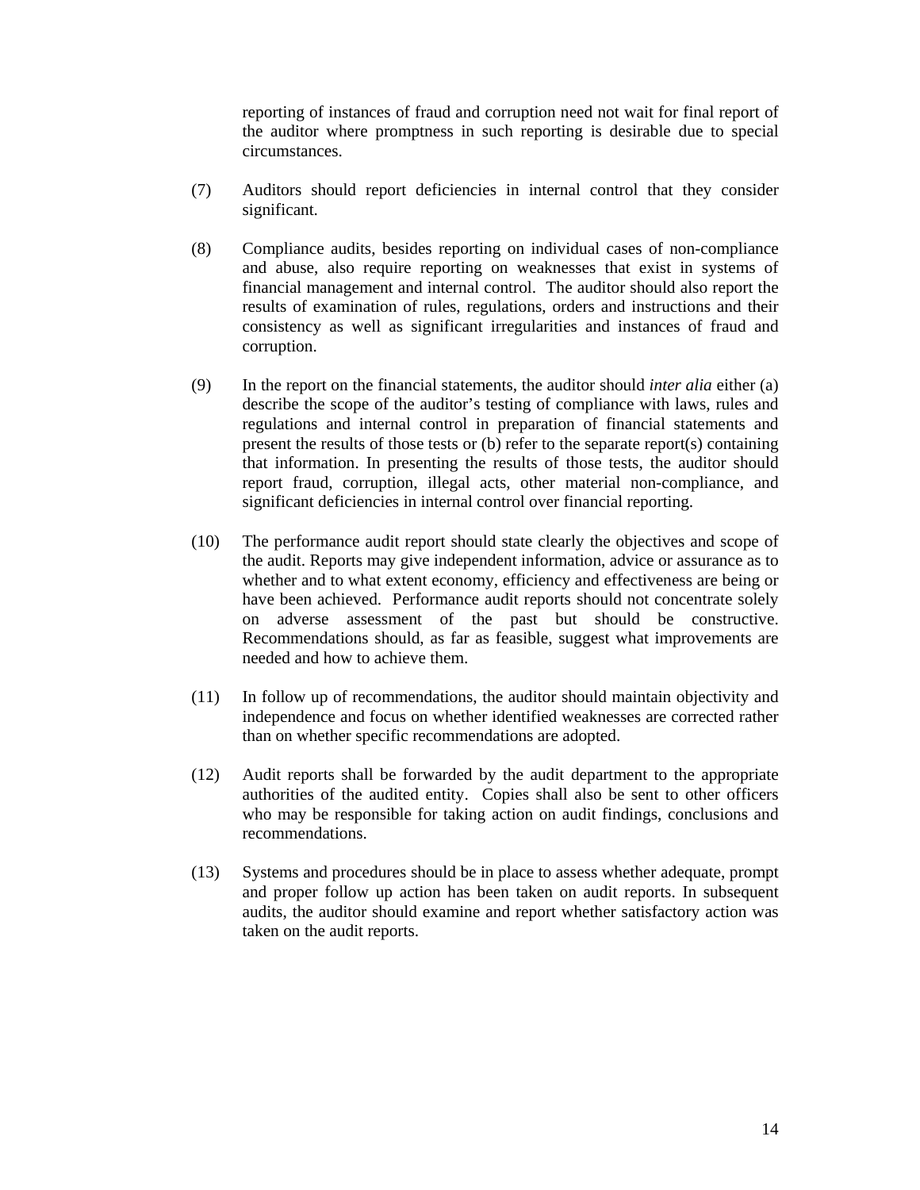reporting of instances of fraud and corruption need not wait for final report of the auditor where promptness in such reporting is desirable due to special circumstances.

(7) Auditors should report deficiencies in internal control that they consider significant.

(8) Compliance audits, besides reporting on individual cases of non-compliance and abuse, also require reporting on weaknesses that exist in systems of financial management and internal control. The auditor should also report the results of examination of rules, regulations, orders and instructions and their consistency as well as significant irregularities and instances of fraud and corruption.

(9) In the report on the financial statements, the auditor should *inter alia* either (a) describe the scope of the auditor's testing of compliance with laws, rules and regulations and internal control in preparation of financial statements and present the results of those tests or (b) refer to the separate report(s) containing that information. In presenting the results of those tests, the auditor should report fraud, corruption, illegal acts, other material non-compliance, and significant deficiencies in internal control over financial reporting.

(10) The performance audit report should state clearly the objectives and scope of the audit. Reports may give independent information, advice or assurance as to whether and to what extent economy, efficiency and effectiveness are being or have been achieved. Performance audit reports should not concentrate solely on adverse assessment of the past but should be constructive. Recommendations should, as far as feasible, suggest what improvements are needed and how to achieve them.

(11) In follow up of recommendations, the auditor should maintain objectivity and independence and focus on whether identified weaknesses are corrected rather than on whether specific recommendations are adopted.

(12) Audit reports shall be forwarded by the audit department to the appropriate authorities of the audited entity. Copies shall also be sent to other officers who may be responsible for taking action on audit findings, conclusions and recommendations.

(13) Systems and procedures should be in place to assess whether adequate, prompt and proper follow up action has been taken on audit reports. In subsequent audits, the auditor should examine and report whether satisfactory action was taken on the audit reports.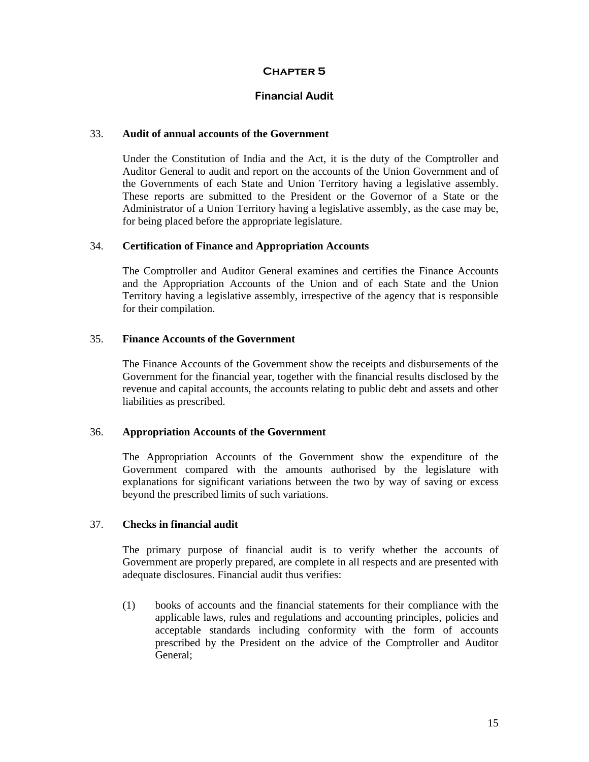# Chapter 5

## Financial Audit

### 33. Audit of annual accounts of the Government

Under the Constitution of India and the Act, it is the duty of the Comptroller and Auditor General to audit and report on the accounts of the Union Government and of the Governments of each State and Union Territory having a legislative assembly. These reports are submitted to the President or the Governor of a State or the Administrator of a Union Territory having a legislative assembly, as the case may be, for being placed before the appropriate legislature.

### 34. Certification of Finance and Appropriation Accounts

The Comptroller and Auditor General examines and certifies the Finance Accounts and the Appropriation Accounts of the Union and of each State and the Union Territory having a legislative assembly, irrespective of the agency that is responsible for their compilation.

### 35. Finance Accounts of the Government

The Finance Accounts of the Government show the receipts and disbursements of the Government for the financial year, together with the financial results disclosed by the revenue and capital accounts, the accounts relating to public debt and assets and other liabilities as prescribed.

### 36. Appropriation Accounts of the Government

The Appropriation Accounts of the Government show the expenditure of the Government compared with the amounts authorised by the legislature with explanations for significant variations between the two by way of saving or excess beyond the prescribed limits of such variations.

### 37. Checks in financial audit

The primary purpose of financial audit is to verify whether the accounts of Government are properly prepared, are complete in all respects and are presented with adequate disclosures. Financial audit thus verifies:

(1) books of accounts and the financial statements for their compliance with the applicable laws, rules and regulations and accounting principles, policies and acceptable standards including conformity with the form of accounts prescribed by the President on the advice of the Comptroller and Auditor General;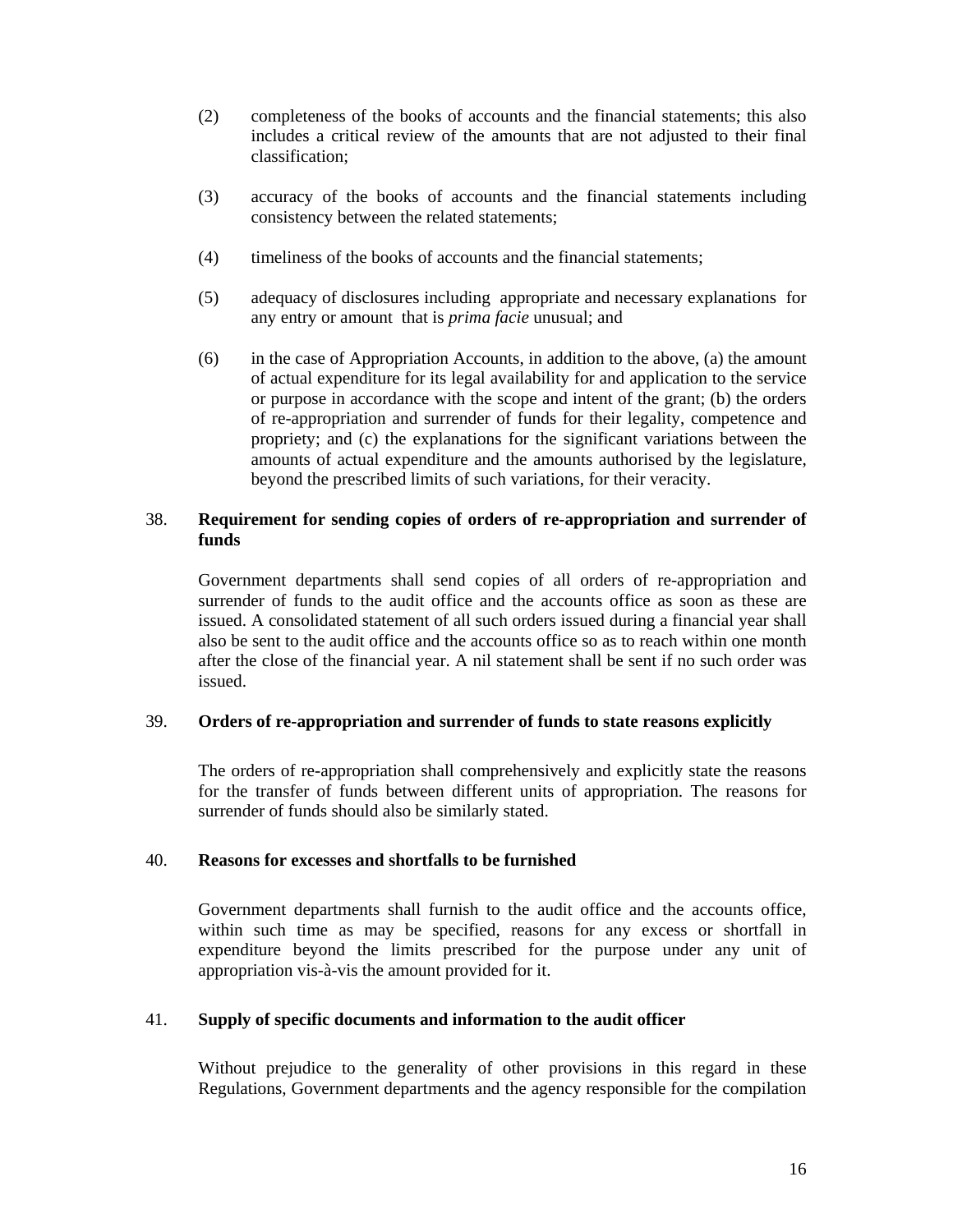(2) completeness of the books of accounts and the financial statements; this also includes a critical review of the amounts that are not adjusted to their final classification;

(3) accuracy of the books of accounts and the financial statements including consistency between the related statements;

(4) timeliness of the books of accounts and the financial statements;

(5) adequacy of disclosures including appropriate and necessary explanations for any entry or amount that is *prima facie* unusual; and

(6) in the case of Appropriation Accounts, in addition to the above, (a) the amount of actual expenditure for its legal availability for and application to the service or purpose in accordance with the scope and intent of the grant; (b) the orders of re-appropriation and surrender of funds for their legality, competence and propriety; and (c) the explanations for the significant variations between the amounts of actual expenditure and the amounts authorised by the legislature, beyond the prescribed limits of such variations, for their veracity.

### 38. Requirement for sending copies of orders of re-appropriation and surrender of funds

Government departments shall send copies of all orders of re-appropriation and surrender of funds to the audit office and the accounts office as soon as these are issued. A consolidated statement of all such orders issued during a financial year shall also be sent to the audit office and the accounts office so as to reach within one month after the close of the financial year. A nil statement shall be sent if no such order was issued.

### 39. Orders of re-appropriation and surrender of funds to state reasons explicitly

The orders of re-appropriation shall comprehensively and explicitly state the reasons for the transfer of funds between different units of appropriation. The reasons for surrender of funds should also be similarly stated.

### 40. Reasons for excesses and shortfalls to be furnished

Government departments shall furnish to the audit office and the accounts office, within such time as may be specified, reasons for any excess or shortfall in expenditure beyond the limits prescribed for the purpose under any unit of appropriation vis-à-vis the amount provided for it.

### 41. Supply of specific documents and information to the audit officer

Without prejudice to the generality of other provisions in this regard in these Regulations, Government departments and the agency responsible for the compilation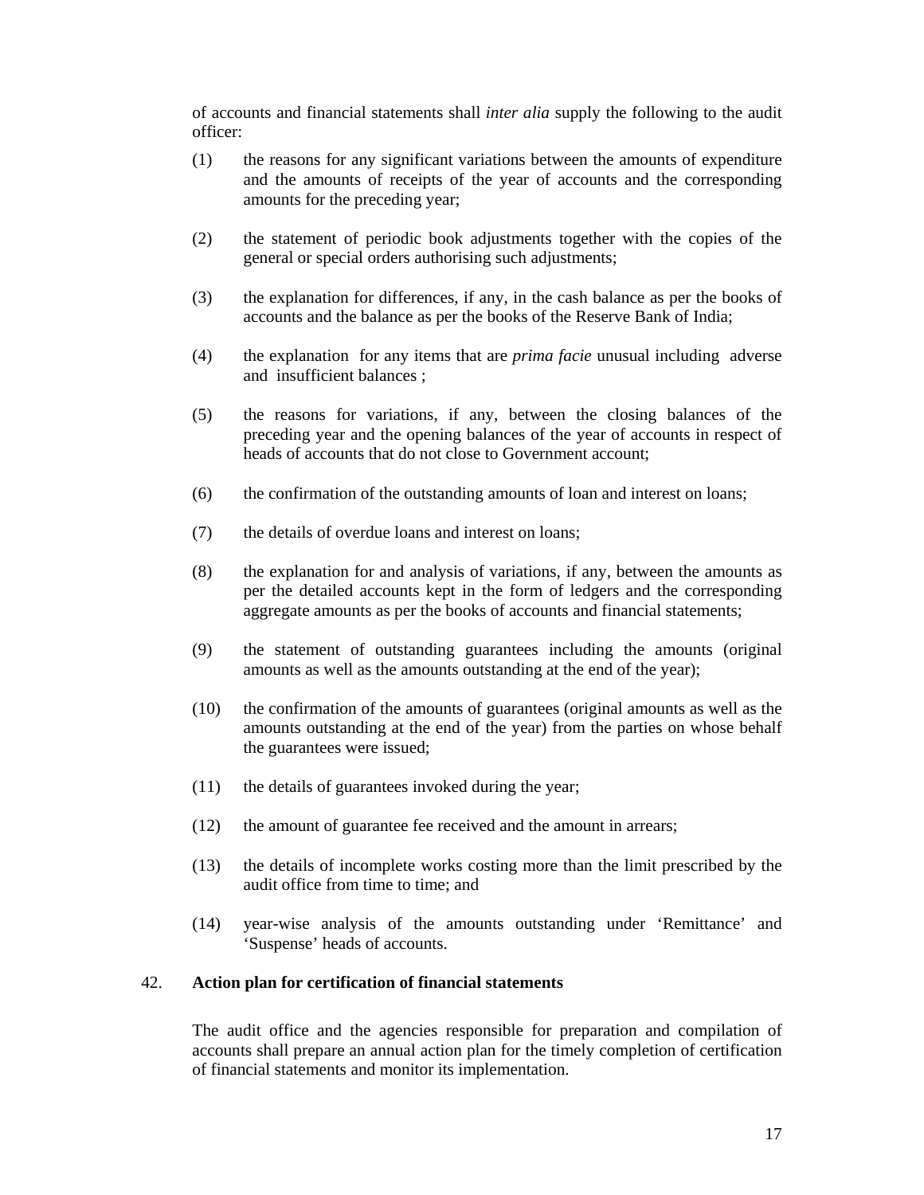of accounts and financial statements shall *inter alia* supply the following to the audit officer:

(1) the reasons for any significant variations between the amounts of expenditure and the amounts of receipts of the year of accounts and the corresponding amounts for the preceding year;

(2) the statement of periodic book adjustments together with the copies of the general or special orders authorising such adjustments;

(3) the explanation for differences, if any, in the cash balance as per the books of accounts and the balance as per the books of the Reserve Bank of India;

(4) the explanation for any items that are *prima facie* unusual including adverse and insufficient balances ;

(5) the reasons for variations, if any, between the closing balances of the preceding year and the opening balances of the year of accounts in respect of heads of accounts that do not close to Government account;

(6) the confirmation of the outstanding amounts of loan and interest on loans;

(7) the details of overdue loans and interest on loans;

(8) the explanation for and analysis of variations, if any, between the amounts as per the detailed accounts kept in the form of ledgers and the corresponding aggregate amounts as per the books of accounts and financial statements;

(9) the statement of outstanding guarantees including the amounts (original amounts as well as the amounts outstanding at the end of the year);

(10) the confirmation of the amounts of guarantees (original amounts as well as the amounts outstanding at the end of the year) from the parties on whose behalf the guarantees were issued;

(11) the details of guarantees invoked during the year;

(12) the amount of guarantee fee received and the amount in arrears;

(13) the details of incomplete works costing more than the limit prescribed by the audit office from time to time; and

(14) year-wise analysis of the amounts outstanding under 'Remittance' and 'Suspense' heads of accounts.

## 42. Action plan for certification of financial statements

The audit office and the agencies responsible for preparation and compilation of accounts shall prepare an annual action plan for the timely completion of certification of financial statements and monitor its implementation.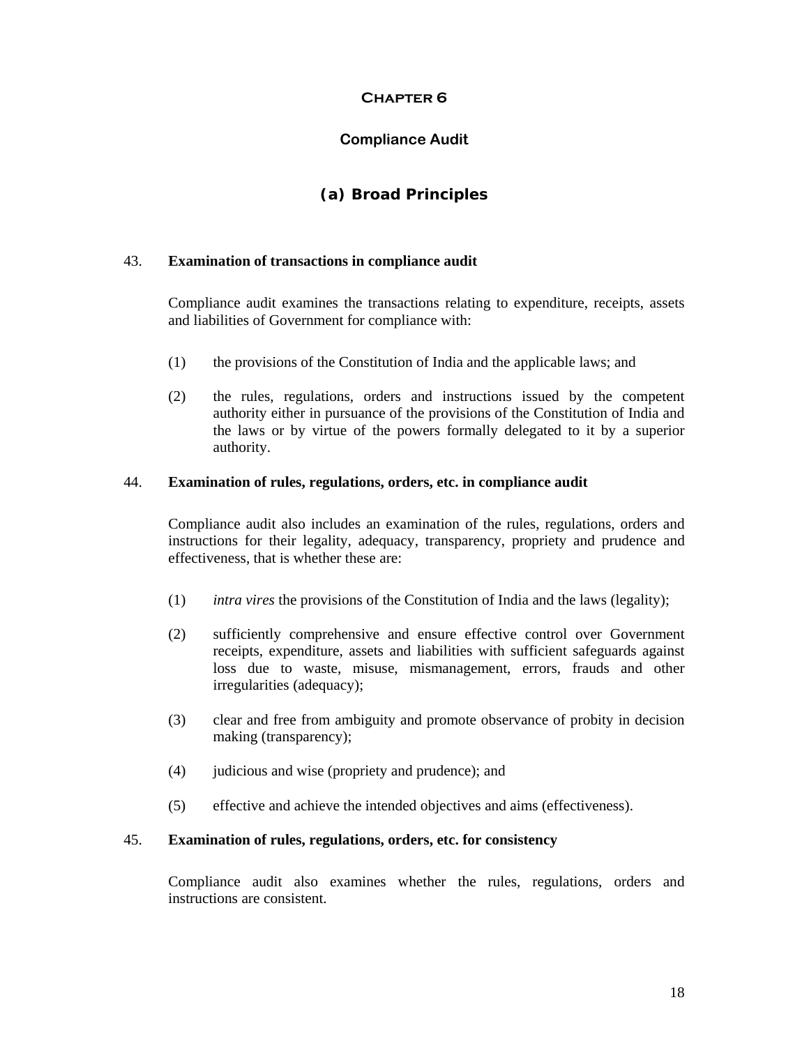# Chapter 6

## Compliance Audit

### (a) Broad Principles

**43. Examination of transactions in compliance audit**

Compliance audit examines the transactions relating to expenditure, receipts, assets and liabilities of Government for compliance with:

(1) the provisions of the Constitution of India and the applicable laws; and

(2) the rules, regulations, orders and instructions issued by the competent authority either in pursuance of the provisions of the Constitution of India and the laws or by virtue of the powers formally delegated to it by a superior authority.

**44. Examination of rules, regulations, orders, etc. in compliance audit**

Compliance audit also includes an examination of the rules, regulations, orders and instructions for their legality, adequacy, transparency, propriety and prudence and effectiveness, that is whether these are:

(1) *intra vires* the provisions of the Constitution of India and the laws (legality);

(2) sufficiently comprehensive and ensure effective control over Government receipts, expenditure, assets and liabilities with sufficient safeguards against loss due to waste, misuse, mismanagement, errors, frauds and other irregularities (adequacy);

(3) clear and free from ambiguity and promote observance of probity in decision making (transparency);

(4) judicious and wise (propriety and prudence); and

(5) effective and achieve the intended objectives and aims (effectiveness).

**45. Examination of rules, regulations, orders, etc. for consistency**

Compliance audit also examines whether the rules, regulations, orders and instructions are consistent.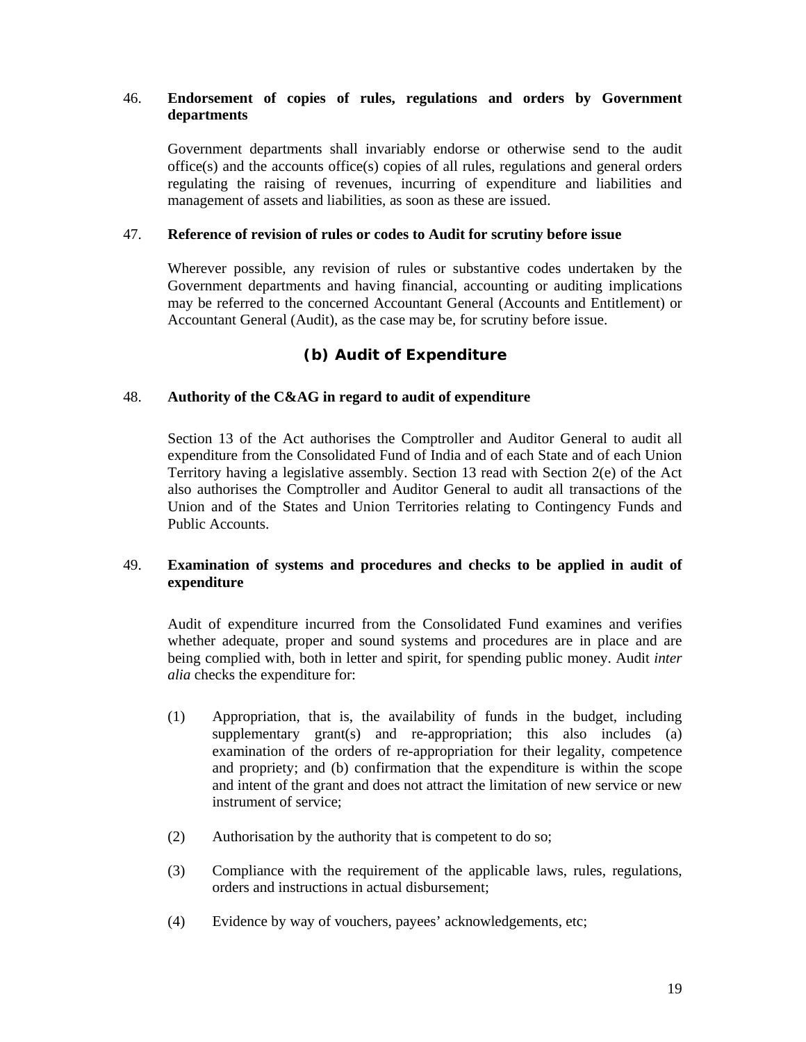46. **Endorsement of copies of rules, regulations and orders by Government departments**

Government departments shall invariably endorse or otherwise send to the audit office(s) and the accounts office(s) copies of all rules, regulations and general orders regulating the raising of revenues, incurring of expenditure and liabilities and management of assets and liabilities, as soon as these are issued.

47. **Reference of revision of rules or codes to Audit for scrutiny before issue**

Wherever possible, any revision of rules or substantive codes undertaken by the Government departments and having financial, accounting or auditing implications may be referred to the concerned Accountant General (Accounts and Entitlement) or Accountant General (Audit), as the case may be, for scrutiny before issue.

## (b) Audit of Expenditure

48. **Authority of the C&AG in regard to audit of expenditure**

Section 13 of the Act authorises the Comptroller and Auditor General to audit all expenditure from the Consolidated Fund of India and of each State and of each Union Territory having a legislative assembly. Section 13 read with Section 2(e) of the Act also authorises the Comptroller and Auditor General to audit all transactions of the Union and of the States and Union Territories relating to Contingency Funds and Public Accounts.

49. **Examination of systems and procedures and checks to be applied in audit of expenditure**

Audit of expenditure incurred from the Consolidated Fund examines and verifies whether adequate, proper and sound systems and procedures are in place and are being complied with, both in letter and spirit, for spending public money. Audit *inter alia* checks the expenditure for:

(1) Appropriation, that is, the availability of funds in the budget, including supplementary grant(s) and re-appropriation; this also includes (a) examination of the orders of re-appropriation for their legality, competence and propriety; and (b) confirmation that the expenditure is within the scope and intent of the grant and does not attract the limitation of new service or new instrument of service;

(2) Authorisation by the authority that is competent to do so;

(3) Compliance with the requirement of the applicable laws, rules, regulations, orders and instructions in actual disbursement;

(4) Evidence by way of vouchers, payees' acknowledgements, etc;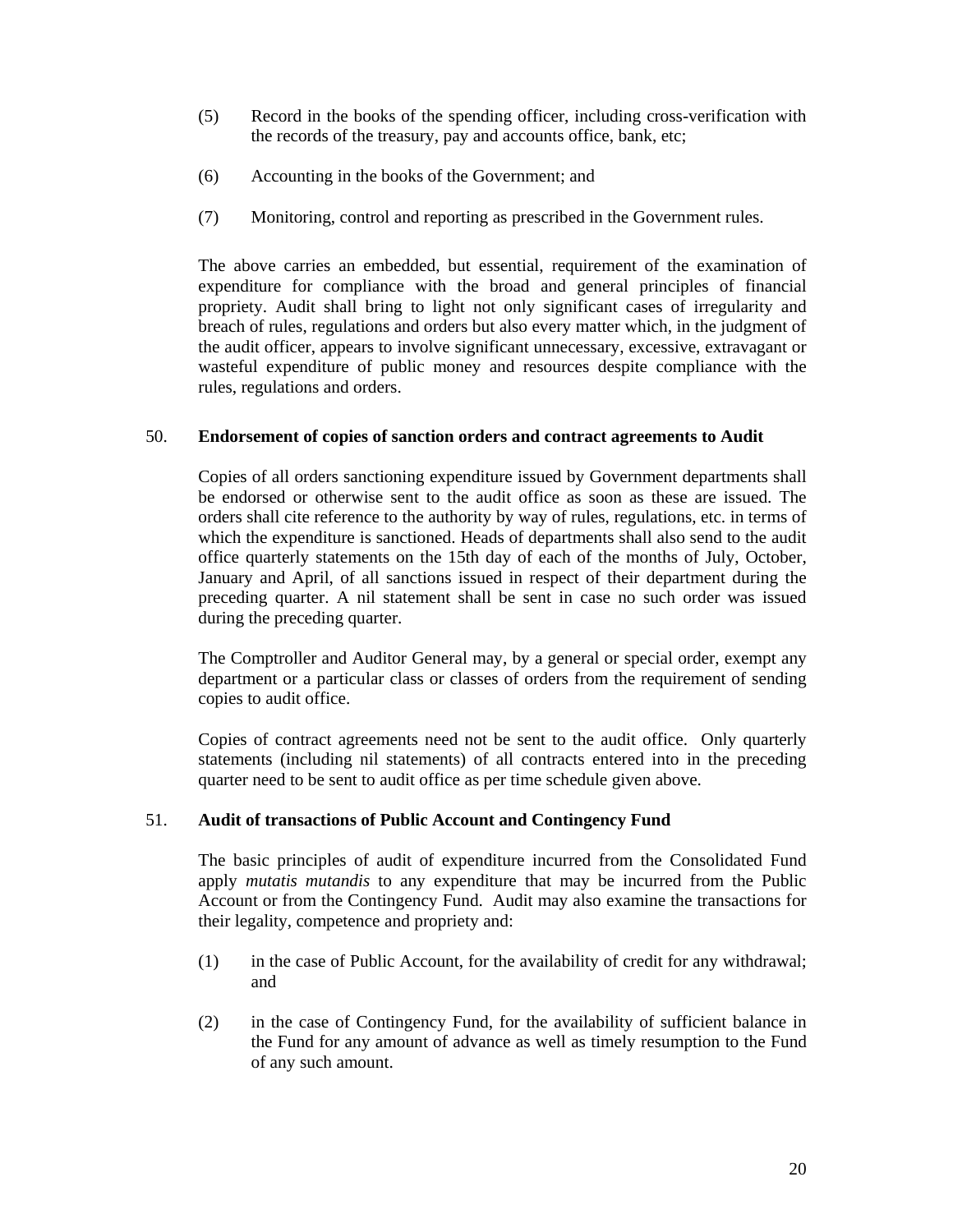(5) Record in the books of the spending officer, including cross-verification with the records of the treasury, pay and accounts office, bank, etc;

(6) Accounting in the books of the Government; and

(7) Monitoring, control and reporting as prescribed in the Government rules.

The above carries an embedded, but essential, requirement of the examination of expenditure for compliance with the broad and general principles of financial propriety. Audit shall bring to light not only significant cases of irregularity and breach of rules, regulations and orders but also every matter which, in the judgment of the audit officer, appears to involve significant unnecessary, excessive, extravagant or wasteful expenditure of public money and resources despite compliance with the rules, regulations and orders.

### 50. Endorsement of copies of sanction orders and contract agreements to Audit

Copies of all orders sanctioning expenditure issued by Government departments shall be endorsed or otherwise sent to the audit office as soon as these are issued. The orders shall cite reference to the authority by way of rules, regulations, etc. in terms of which the expenditure is sanctioned. Heads of departments shall also send to the audit office quarterly statements on the 15th day of each of the months of July, October, January and April, of all sanctions issued in respect of their department during the preceding quarter. A nil statement shall be sent in case no such order was issued during the preceding quarter.

The Comptroller and Auditor General may, by a general or special order, exempt any department or a particular class or classes of orders from the requirement of sending copies to audit office.

Copies of contract agreements need not be sent to the audit office. Only quarterly statements (including nil statements) of all contracts entered into in the preceding quarter need to be sent to audit office as per time schedule given above.

### 51. Audit of transactions of Public Account and Contingency Fund

The basic principles of audit of expenditure incurred from the Consolidated Fund apply *mutatis mutandis* to any expenditure that may be incurred from the Public Account or from the Contingency Fund. Audit may also examine the transactions for their legality, competence and propriety and:

(1) in the case of Public Account, for the availability of credit for any withdrawal; and

(2) in the case of Contingency Fund, for the availability of sufficient balance in the Fund for any amount of advance as well as timely resumption to the Fund of any such amount.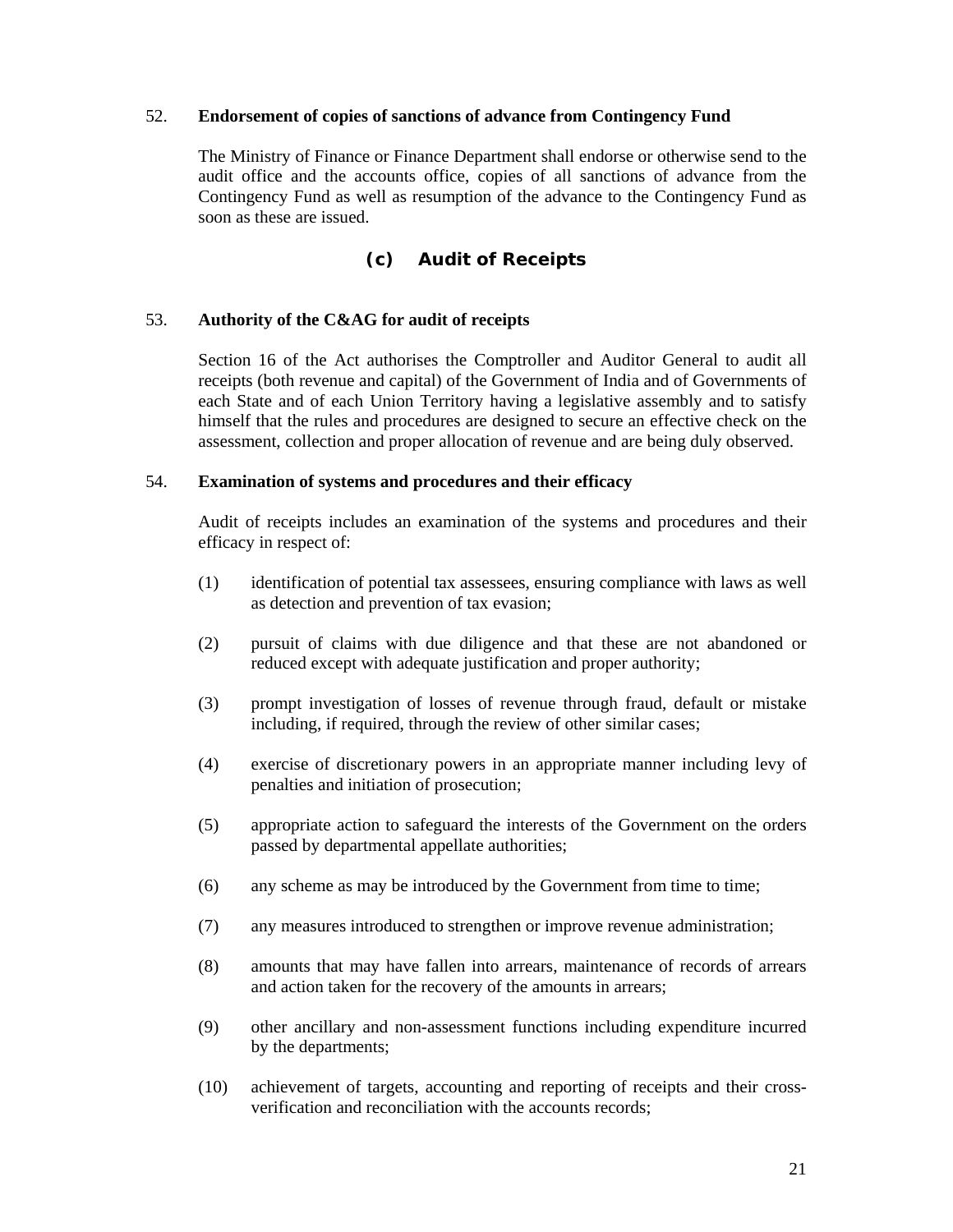52. **Endorsement of copies of sanctions of advance from Contingency Fund**

The Ministry of Finance or Finance Department shall endorse or otherwise send to the audit office and the accounts office, copies of all sanctions of advance from the Contingency Fund as well as resumption of the advance to the Contingency Fund as soon as these are issued.

## (c) Audit of Receipts

53. **Authority of the C&AG for audit of receipts**

Section 16 of the Act authorises the Comptroller and Auditor General to audit all receipts (both revenue and capital) of the Government of India and of Governments of each State and of each Union Territory having a legislative assembly and to satisfy himself that the rules and procedures are designed to secure an effective check on the assessment, collection and proper allocation of revenue and are being duly observed.

54. **Examination of systems and procedures and their efficacy**

Audit of receipts includes an examination of the systems and procedures and their efficacy in respect of:

(1) identification of potential tax assessees, ensuring compliance with laws as well as detection and prevention of tax evasion;

(2) pursuit of claims with due diligence and that these are not abandoned or reduced except with adequate justification and proper authority;

(3) prompt investigation of losses of revenue through fraud, default or mistake including, if required, through the review of other similar cases;

(4) exercise of discretionary powers in an appropriate manner including levy of penalties and initiation of prosecution;

(5) appropriate action to safeguard the interests of the Government on the orders passed by departmental appellate authorities;

(6) any scheme as may be introduced by the Government from time to time;

(7) any measures introduced to strengthen or improve revenue administration;

(8) amounts that may have fallen into arrears, maintenance of records of arrears and action taken for the recovery of the amounts in arrears;

(9) other ancillary and non-assessment functions including expenditure incurred by the departments;

(10) achievement of targets, accounting and reporting of receipts and their cross-verification and reconciliation with the accounts records;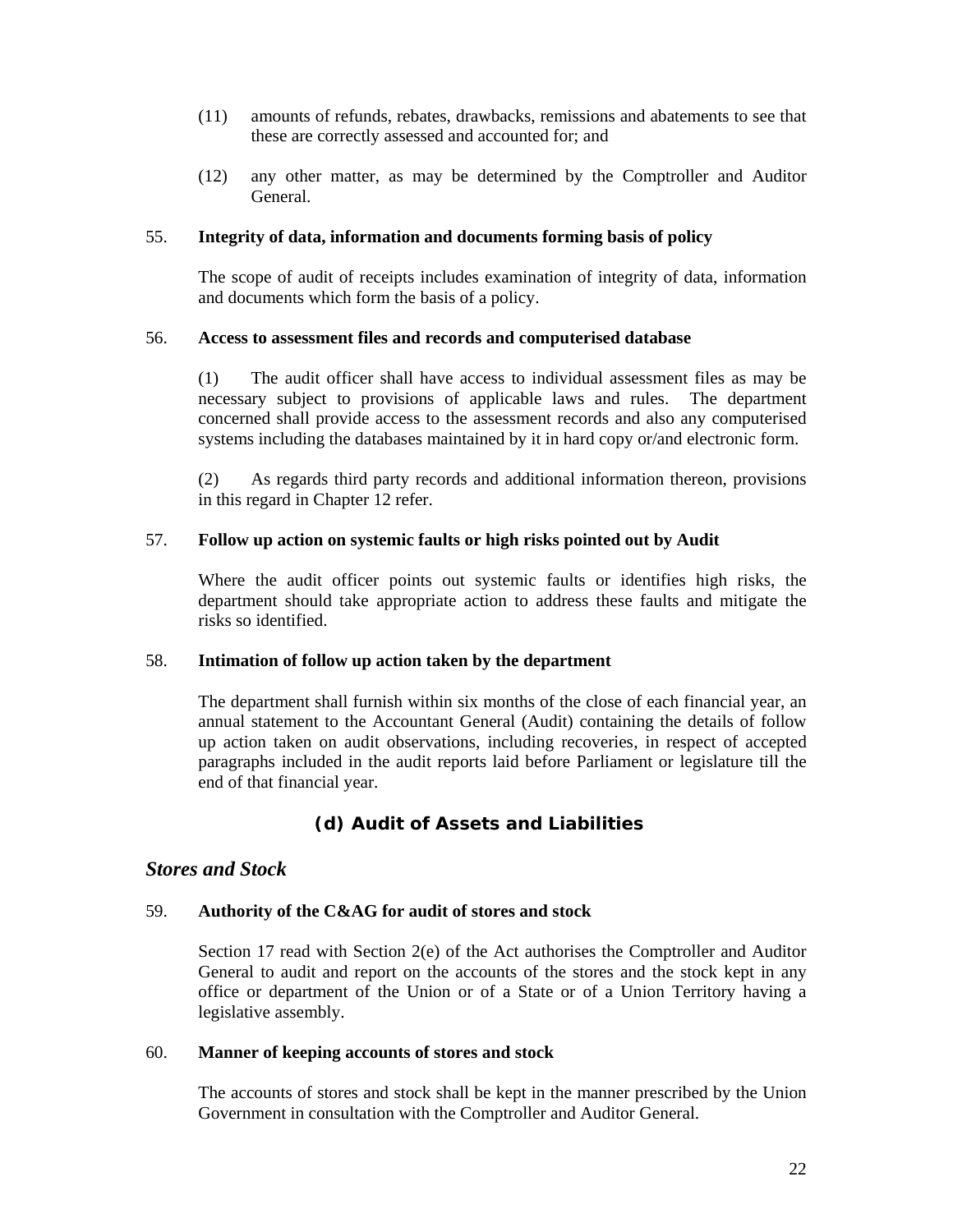(11) amounts of refunds, rebates, drawbacks, remissions and abatements to see that these are correctly assessed and accounted for; and

(12) any other matter, as may be determined by the Comptroller and Auditor General.

55. **Integrity of data, information and documents forming basis of policy**

The scope of audit of receipts includes examination of integrity of data, information and documents which form the basis of a policy.

56. **Access to assessment files and records and computerised database**

(1) The audit officer shall have access to individual assessment files as may be necessary subject to provisions of applicable laws and rules. The department concerned shall provide access to the assessment records and also any computerised systems including the databases maintained by it in hard copy or/and electronic form.

(2) As regards third party records and additional information thereon, provisions in this regard in Chapter 12 refer.

57. **Follow up action on systemic faults or high risks pointed out by Audit**

Where the audit officer points out systemic faults or identifies high risks, the department should take appropriate action to address these faults and mitigate the risks so identified.

58. **Intimation of follow up action taken by the department**

The department shall furnish within six months of the close of each financial year, an annual statement to the Accountant General (Audit) containing the details of follow up action taken on audit observations, including recoveries, in respect of accepted paragraphs included in the audit reports laid before Parliament or legislature till the end of that financial year.

## (d) Audit of Assets and Liabilities

### *Stores and Stock*

59. **Authority of the C&AG for audit of stores and stock**

Section 17 read with Section 2(e) of the Act authorises the Comptroller and Auditor General to audit and report on the accounts of the stores and the stock kept in any office or department of the Union or of a State or of a Union Territory having a legislative assembly.

60. **Manner of keeping accounts of stores and stock**

The accounts of stores and stock shall be kept in the manner prescribed by the Union Government in consultation with the Comptroller and Auditor General.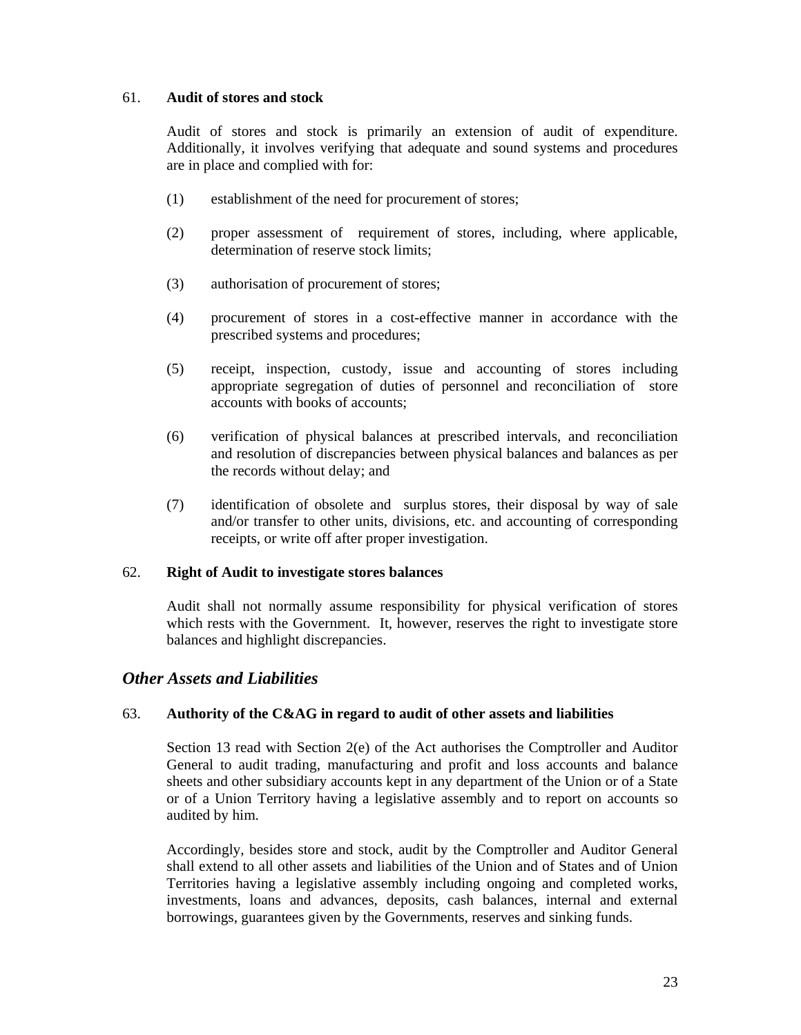61. **Audit of stores and stock**

Audit of stores and stock is primarily an extension of audit of expenditure. Additionally, it involves verifying that adequate and sound systems and procedures are in place and complied with for:

(1) establishment of the need for procurement of stores;

(2) proper assessment of requirement of stores, including, where applicable, determination of reserve stock limits;

(3) authorisation of procurement of stores;

(4) procurement of stores in a cost-effective manner in accordance with the prescribed systems and procedures;

(5) receipt, inspection, custody, issue and accounting of stores including appropriate segregation of duties of personnel and reconciliation of store accounts with books of accounts;

(6) verification of physical balances at prescribed intervals, and reconciliation and resolution of discrepancies between physical balances and balances as per the records without delay; and

(7) identification of obsolete and surplus stores, their disposal by way of sale and/or transfer to other units, divisions, etc. and accounting of corresponding receipts, or write off after proper investigation.

62. **Right of Audit to investigate stores balances**

Audit shall not normally assume responsibility for physical verification of stores which rests with the Government. It, however, reserves the right to investigate store balances and highlight discrepancies.

## *Other Assets and Liabilities*

63. **Authority of the C&AG in regard to audit of other assets and liabilities**

Section 13 read with Section 2(e) of the Act authorises the Comptroller and Auditor General to audit trading, manufacturing and profit and loss accounts and balance sheets and other subsidiary accounts kept in any department of the Union or of a State or of a Union Territory having a legislative assembly and to report on accounts so audited by him.

Accordingly, besides store and stock, audit by the Comptroller and Auditor General shall extend to all other assets and liabilities of the Union and of States and of Union Territories having a legislative assembly including ongoing and completed works, investments, loans and advances, deposits, cash balances, internal and external borrowings, guarantees given by the Governments, reserves and sinking funds.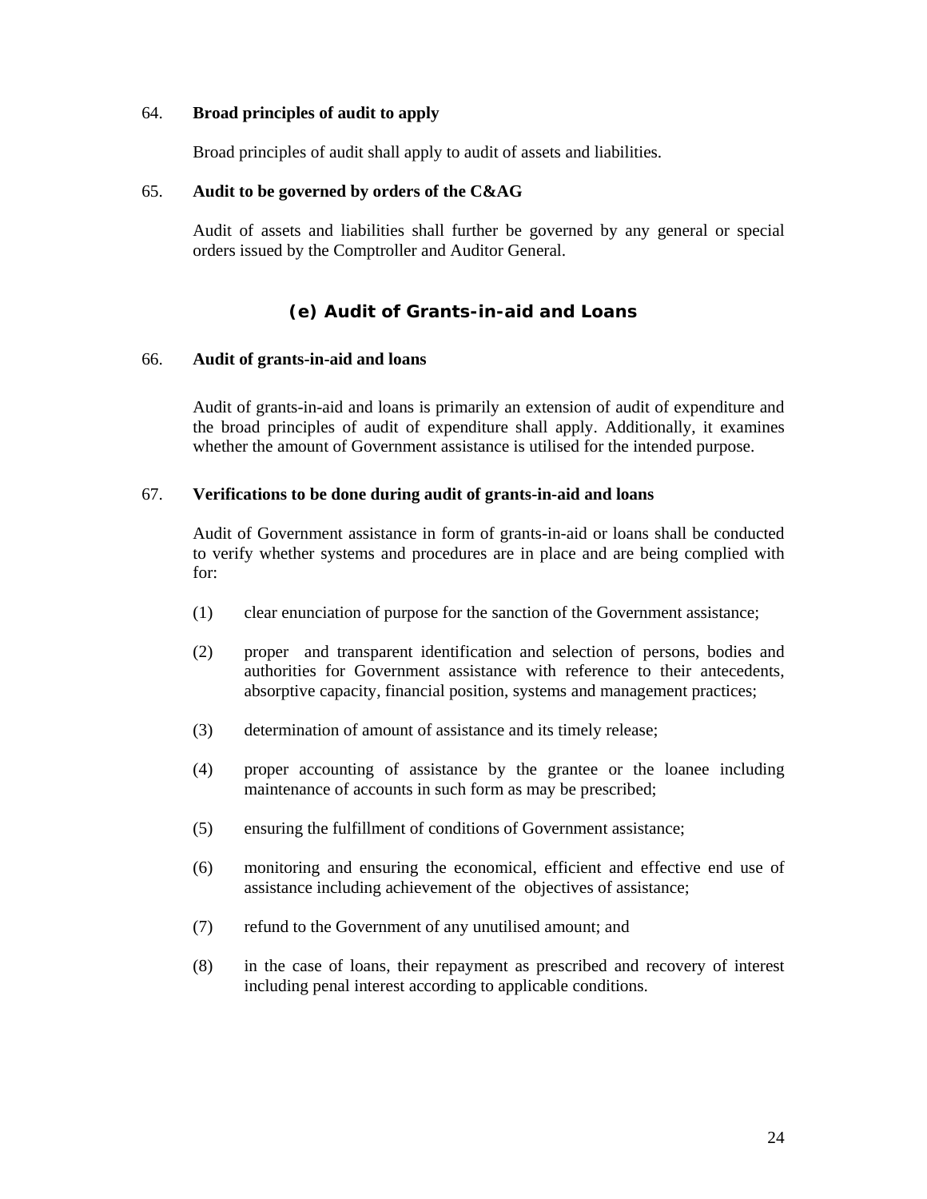64. **Broad principles of audit to apply**

Broad principles of audit shall apply to audit of assets and liabilities.

65. **Audit to be governed by orders of the C&AG**

Audit of assets and liabilities shall further be governed by any general or special orders issued by the Comptroller and Auditor General.

## (e) Audit of Grants-in-aid and Loans

66. **Audit of grants-in-aid and loans**

Audit of grants-in-aid and loans is primarily an extension of audit of expenditure and the broad principles of audit of expenditure shall apply. Additionally, it examines whether the amount of Government assistance is utilised for the intended purpose.

67. **Verifications to be done during audit of grants-in-aid and loans**

Audit of Government assistance in form of grants-in-aid or loans shall be conducted to verify whether systems and procedures are in place and are being complied with for:

(1) clear enunciation of purpose for the sanction of the Government assistance;

(2) proper and transparent identification and selection of persons, bodies and authorities for Government assistance with reference to their antecedents, absorptive capacity, financial position, systems and management practices;

(3) determination of amount of assistance and its timely release;

(4) proper accounting of assistance by the grantee or the loanee including maintenance of accounts in such form as may be prescribed;

(5) ensuring the fulfillment of conditions of Government assistance;

(6) monitoring and ensuring the economical, efficient and effective end use of assistance including achievement of the objectives of assistance;

(7) refund to the Government of any unutilised amount; and

(8) in the case of loans, their repayment as prescribed and recovery of interest including penal interest according to applicable conditions.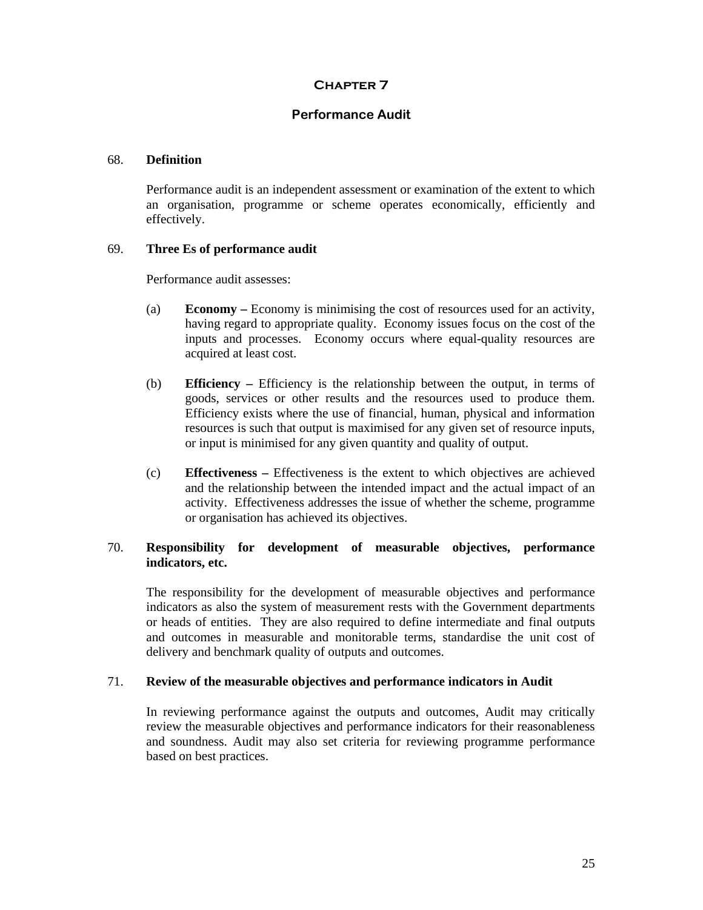# Chapter 7

## Performance Audit

### 68. Definition

Performance audit is an independent assessment or examination of the extent to which an organisation, programme or scheme operates economically, efficiently and effectively.

### 69. Three Es of performance audit

Performance audit assesses:

(a) **Economy –** Economy is minimising the cost of resources used for an activity, having regard to appropriate quality. Economy issues focus on the cost of the inputs and processes. Economy occurs where equal-quality resources are acquired at least cost.

(b) **Efficiency –** Efficiency is the relationship between the output, in terms of goods, services or other results and the resources used to produce them. Efficiency exists where the use of financial, human, physical and information resources is such that output is maximised for any given set of resource inputs, or input is minimised for any given quantity and quality of output.

(c) **Effectiveness –** Effectiveness is the extent to which objectives are achieved and the relationship between the intended impact and the actual impact of an activity. Effectiveness addresses the issue of whether the scheme, programme or organisation has achieved its objectives.

### 70. Responsibility for development of measurable objectives, performance indicators, etc.

The responsibility for the development of measurable objectives and performance indicators as also the system of measurement rests with the Government departments or heads of entities. They are also required to define intermediate and final outputs and outcomes in measurable and monitorable terms, standardise the unit cost of delivery and benchmark quality of outputs and outcomes.

### 71. Review of the measurable objectives and performance indicators in Audit

In reviewing performance against the outputs and outcomes, Audit may critically review the measurable objectives and performance indicators for their reasonableness and soundness. Audit may also set criteria for reviewing programme performance based on best practices.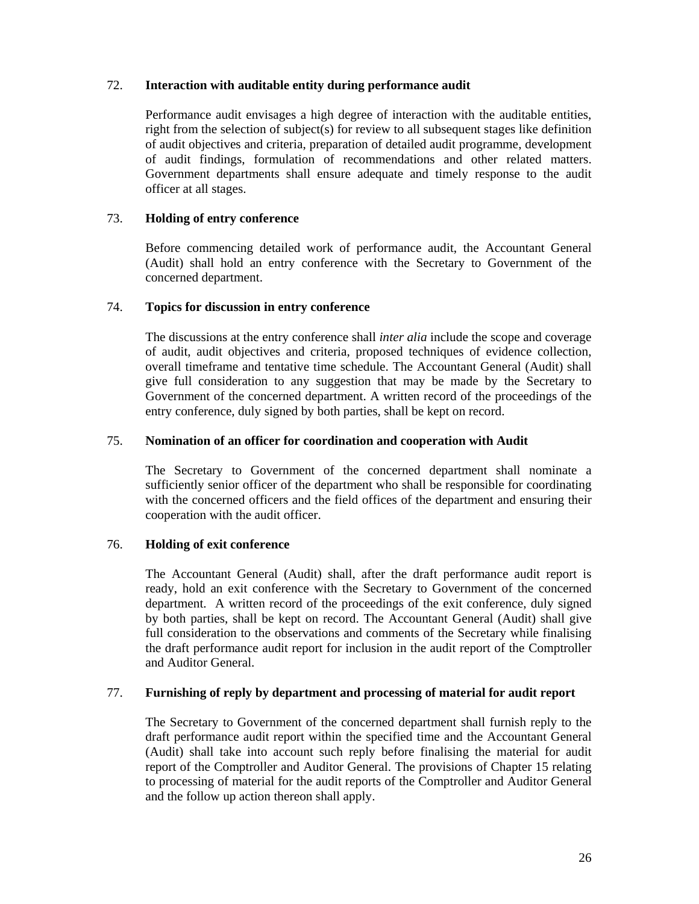72. **Interaction with auditable entity during performance audit**

Performance audit envisages a high degree of interaction with the auditable entities, right from the selection of subject(s) for review to all subsequent stages like definition of audit objectives and criteria, preparation of detailed audit programme, development of audit findings, formulation of recommendations and other related matters. Government departments shall ensure adequate and timely response to the audit officer at all stages.

73. **Holding of entry conference**

Before commencing detailed work of performance audit, the Accountant General (Audit) shall hold an entry conference with the Secretary to Government of the concerned department.

74. **Topics for discussion in entry conference**

The discussions at the entry conference shall *inter alia* include the scope and coverage of audit, audit objectives and criteria, proposed techniques of evidence collection, overall timeframe and tentative time schedule. The Accountant General (Audit) shall give full consideration to any suggestion that may be made by the Secretary to Government of the concerned department. A written record of the proceedings of the entry conference, duly signed by both parties, shall be kept on record.

75. **Nomination of an officer for coordination and cooperation with Audit**

The Secretary to Government of the concerned department shall nominate a sufficiently senior officer of the department who shall be responsible for coordinating with the concerned officers and the field offices of the department and ensuring their cooperation with the audit officer.

76. **Holding of exit conference**

The Accountant General (Audit) shall, after the draft performance audit report is ready, hold an exit conference with the Secretary to Government of the concerned department. A written record of the proceedings of the exit conference, duly signed by both parties, shall be kept on record. The Accountant General (Audit) shall give full consideration to the observations and comments of the Secretary while finalising the draft performance audit report for inclusion in the audit report of the Comptroller and Auditor General.

77. **Furnishing of reply by department and processing of material for audit report**

The Secretary to Government of the concerned department shall furnish reply to the draft performance audit report within the specified time and the Accountant General (Audit) shall take into account such reply before finalising the material for audit report of the Comptroller and Auditor General. The provisions of Chapter 15 relating to processing of material for the audit reports of the Comptroller and Auditor General and the follow up action thereon shall apply.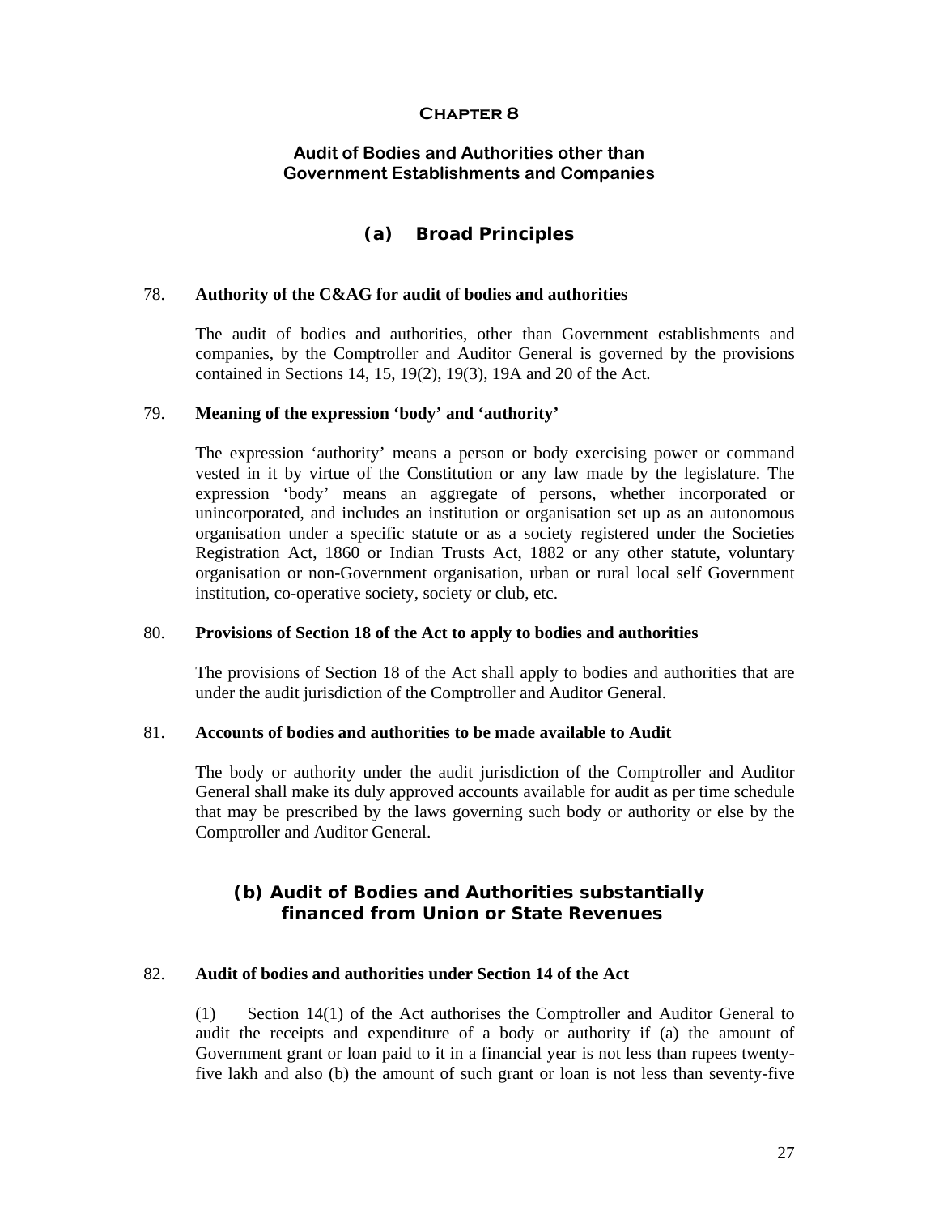# Chapter 8

## Audit of Bodies and Authorities other than Government Establishments and Companies

### (a) Broad Principles

**78. Authority of the C&AG for audit of bodies and authorities**

The audit of bodies and authorities, other than Government establishments and companies, by the Comptroller and Auditor General is governed by the provisions contained in Sections 14, 15, 19(2), 19(3), 19A and 20 of the Act.

**79. Meaning of the expression 'body' and 'authority'**

The expression 'authority' means a person or body exercising power or command vested in it by virtue of the Constitution or any law made by the legislature. The expression 'body' means an aggregate of persons, whether incorporated or unincorporated, and includes an institution or organisation set up as an autonomous organisation under a specific statute or as a society registered under the Societies Registration Act, 1860 or Indian Trusts Act, 1882 or any other statute, voluntary organisation or non-Government organisation, urban or rural local self Government institution, co-operative society, society or club, etc.

**80. Provisions of Section 18 of the Act to apply to bodies and authorities**

The provisions of Section 18 of the Act shall apply to bodies and authorities that are under the audit jurisdiction of the Comptroller and Auditor General.

**81. Accounts of bodies and authorities to be made available to Audit**

The body or authority under the audit jurisdiction of the Comptroller and Auditor General shall make its duly approved accounts available for audit as per time schedule that may be prescribed by the laws governing such body or authority or else by the Comptroller and Auditor General.

### (b) Audit of Bodies and Authorities substantially financed from Union or State Revenues

**82. Audit of bodies and authorities under Section 14 of the Act**

(1) Section 14(1) of the Act authorises the Comptroller and Auditor General to audit the receipts and expenditure of a body or authority if (a) the amount of Government grant or loan paid to it in a financial year is not less than rupees twenty-five lakh and also (b) the amount of such grant or loan is not less than seventy-five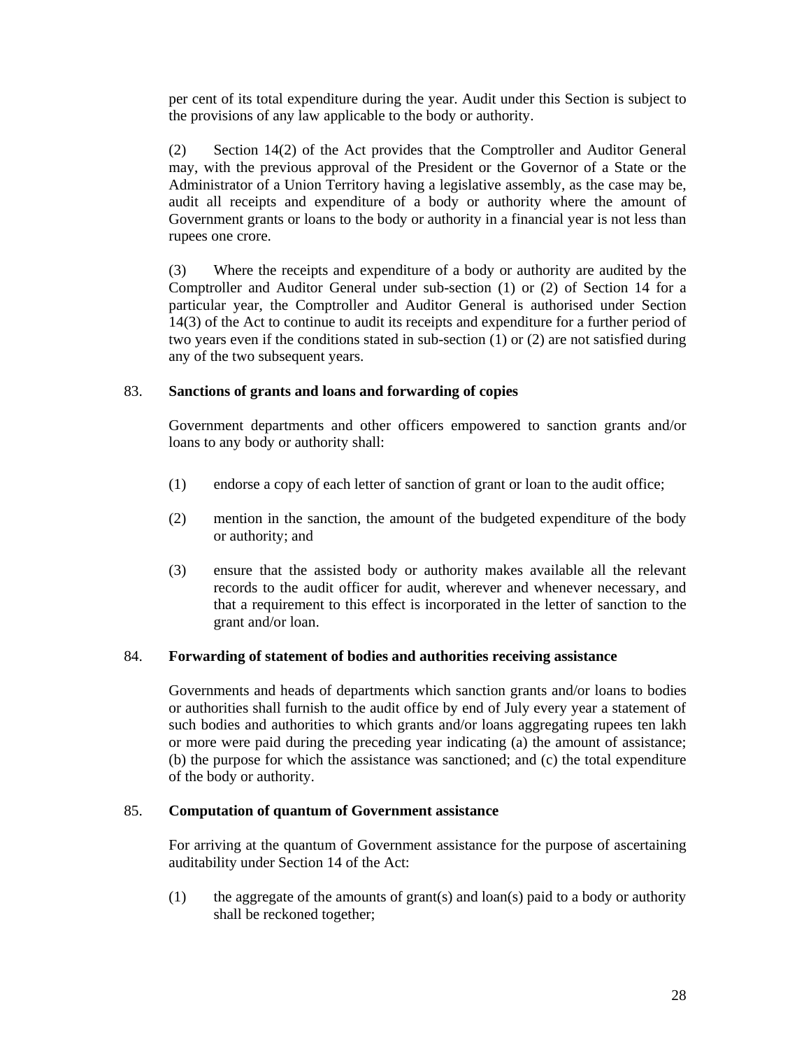per cent of its total expenditure during the year. Audit under this Section is subject to the provisions of any law applicable to the body or authority.

(2) Section 14(2) of the Act provides that the Comptroller and Auditor General may, with the previous approval of the President or the Governor of a State or the Administrator of a Union Territory having a legislative assembly, as the case may be, audit all receipts and expenditure of a body or authority where the amount of Government grants or loans to the body or authority in a financial year is not less than rupees one crore.

(3) Where the receipts and expenditure of a body or authority are audited by the Comptroller and Auditor General under sub-section (1) or (2) of Section 14 for a particular year, the Comptroller and Auditor General is authorised under Section 14(3) of the Act to continue to audit its receipts and expenditure for a further period of two years even if the conditions stated in sub-section (1) or (2) are not satisfied during any of the two subsequent years.

83. **Sanctions of grants and loans and forwarding of copies**

Government departments and other officers empowered to sanction grants and/or loans to any body or authority shall:

(1) endorse a copy of each letter of sanction of grant or loan to the audit office;

(2) mention in the sanction, the amount of the budgeted expenditure of the body or authority; and

(3) ensure that the assisted body or authority makes available all the relevant records to the audit officer for audit, wherever and whenever necessary, and that a requirement to this effect is incorporated in the letter of sanction to the grant and/or loan.

84. **Forwarding of statement of bodies and authorities receiving assistance**

Governments and heads of departments which sanction grants and/or loans to bodies or authorities shall furnish to the audit office by end of July every year a statement of such bodies and authorities to which grants and/or loans aggregating rupees ten lakh or more were paid during the preceding year indicating (a) the amount of assistance; (b) the purpose for which the assistance was sanctioned; and (c) the total expenditure of the body or authority.

85. **Computation of quantum of Government assistance**

For arriving at the quantum of Government assistance for the purpose of ascertaining auditability under Section 14 of the Act:

(1) the aggregate of the amounts of grant(s) and loan(s) paid to a body or authority shall be reckoned together;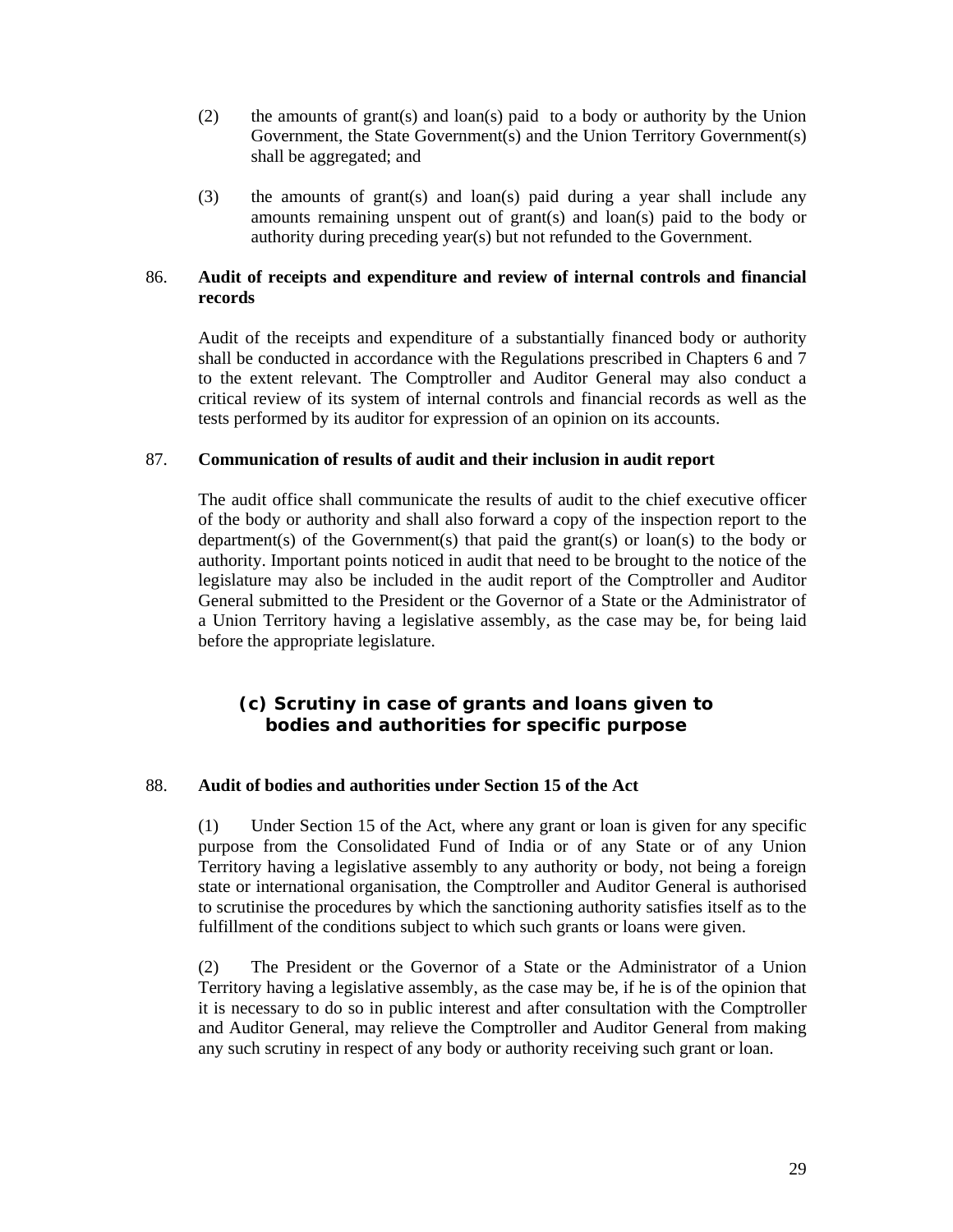(2) the amounts of grant(s) and loan(s) paid to a body or authority by the Union Government, the State Government(s) and the Union Territory Government(s) shall be aggregated; and

(3) the amounts of grant(s) and loan(s) paid during a year shall include any amounts remaining unspent out of grant(s) and loan(s) paid to the body or authority during preceding year(s) but not refunded to the Government.

86. **Audit of receipts and expenditure and review of internal controls and financial records**

Audit of the receipts and expenditure of a substantially financed body or authority shall be conducted in accordance with the Regulations prescribed in Chapters 6 and 7 to the extent relevant. The Comptroller and Auditor General may also conduct a critical review of its system of internal controls and financial records as well as the tests performed by its auditor for expression of an opinion on its accounts.

87. **Communication of results of audit and their inclusion in audit report**

The audit office shall communicate the results of audit to the chief executive officer of the body or authority and shall also forward a copy of the inspection report to the department(s) of the Government(s) that paid the grant(s) or loan(s) to the body or authority. Important points noticed in audit that need to be brought to the notice of the legislature may also be included in the audit report of the Comptroller and Auditor General submitted to the President or the Governor of a State or the Administrator of a Union Territory having a legislative assembly, as the case may be, for being laid before the appropriate legislature.

## (c) Scrutiny in case of grants and loans given to bodies and authorities for specific purpose

88. **Audit of bodies and authorities under Section 15 of the Act**

(1) Under Section 15 of the Act, where any grant or loan is given for any specific purpose from the Consolidated Fund of India or of any State or of any Union Territory having a legislative assembly to any authority or body, not being a foreign state or international organisation, the Comptroller and Auditor General is authorised to scrutinise the procedures by which the sanctioning authority satisfies itself as to the fulfillment of the conditions subject to which such grants or loans were given.

(2) The President or the Governor of a State or the Administrator of a Union Territory having a legislative assembly, as the case may be, if he is of the opinion that it is necessary to do so in public interest and after consultation with the Comptroller and Auditor General, may relieve the Comptroller and Auditor General from making any such scrutiny in respect of any body or authority receiving such grant or loan.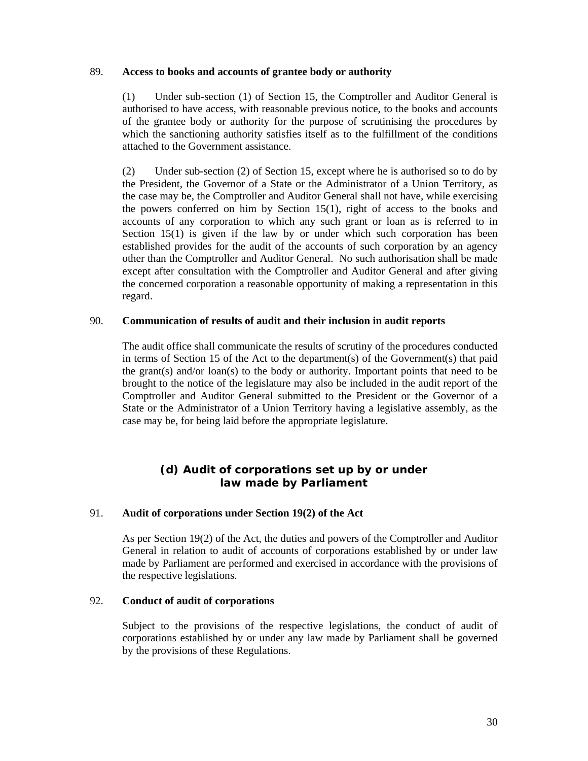89. **Access to books and accounts of grantee body or authority**

(1) Under sub-section (1) of Section 15, the Comptroller and Auditor General is authorised to have access, with reasonable previous notice, to the books and accounts of the grantee body or authority for the purpose of scrutinising the procedures by which the sanctioning authority satisfies itself as to the fulfillment of the conditions attached to the Government assistance.

(2) Under sub-section (2) of Section 15, except where he is authorised so to do by the President, the Governor of a State or the Administrator of a Union Territory, as the case may be, the Comptroller and Auditor General shall not have, while exercising the powers conferred on him by Section 15(1), right of access to the books and accounts of any corporation to which any such grant or loan as is referred to in Section 15(1) is given if the law by or under which such corporation has been established provides for the audit of the accounts of such corporation by an agency other than the Comptroller and Auditor General. No such authorisation shall be made except after consultation with the Comptroller and Auditor General and after giving the concerned corporation a reasonable opportunity of making a representation in this regard.

90. **Communication of results of audit and their inclusion in audit reports**

The audit office shall communicate the results of scrutiny of the procedures conducted in terms of Section 15 of the Act to the department(s) of the Government(s) that paid the grant(s) and/or loan(s) to the body or authority. Important points that need to be brought to the notice of the legislature may also be included in the audit report of the Comptroller and Auditor General submitted to the President or the Governor of a State or the Administrator of a Union Territory having a legislative assembly, as the case may be, for being laid before the appropriate legislature.

## (d) Audit of corporations set up by or under law made by Parliament

91. **Audit of corporations under Section 19(2) of the Act**

As per Section 19(2) of the Act, the duties and powers of the Comptroller and Auditor General in relation to audit of accounts of corporations established by or under law made by Parliament are performed and exercised in accordance with the provisions of the respective legislations.

92. **Conduct of audit of corporations**

Subject to the provisions of the respective legislations, the conduct of audit of corporations established by or under any law made by Parliament shall be governed by the provisions of these Regulations.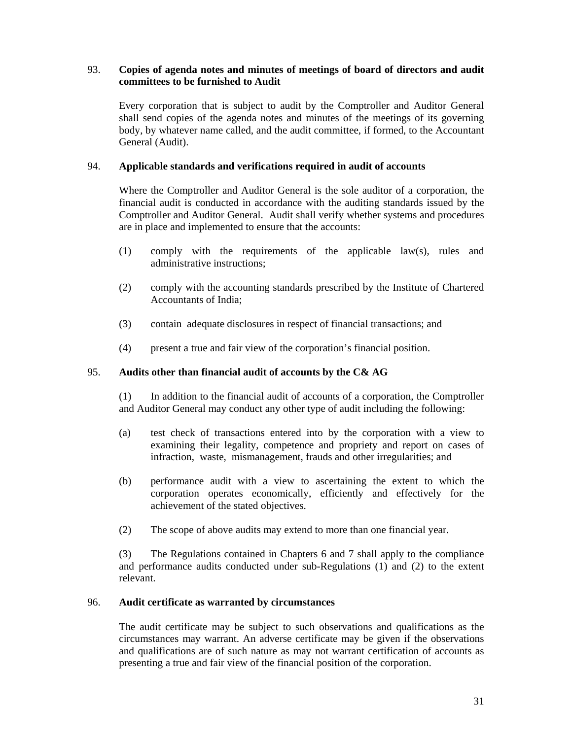### 93. Copies of agenda notes and minutes of meetings of board of directors and audit committees to be furnished to Audit

Every corporation that is subject to audit by the Comptroller and Auditor General shall send copies of the agenda notes and minutes of the meetings of its governing body, by whatever name called, and the audit committee, if formed, to the Accountant General (Audit).

### 94. Applicable standards and verifications required in audit of accounts

Where the Comptroller and Auditor General is the sole auditor of a corporation, the financial audit is conducted in accordance with the auditing standards issued by the Comptroller and Auditor General. Audit shall verify whether systems and procedures are in place and implemented to ensure that the accounts:

(1) comply with the requirements of the applicable law(s), rules and administrative instructions;

(2) comply with the accounting standards prescribed by the Institute of Chartered Accountants of India;

(3) contain adequate disclosures in respect of financial transactions; and

(4) present a true and fair view of the corporation's financial position.

### 95. Audits other than financial audit of accounts by the C& AG

(1) In addition to the financial audit of accounts of a corporation, the Comptroller and Auditor General may conduct any other type of audit including the following:

(a) test check of transactions entered into by the corporation with a view to examining their legality, competence and propriety and report on cases of infraction, waste, mismanagement, frauds and other irregularities; and

(b) performance audit with a view to ascertaining the extent to which the corporation operates economically, efficiently and effectively for the achievement of the stated objectives.

(2) The scope of above audits may extend to more than one financial year.

(3) The Regulations contained in Chapters 6 and 7 shall apply to the compliance and performance audits conducted under sub-Regulations (1) and (2) to the extent relevant.

### 96. Audit certificate as warranted by circumstances

The audit certificate may be subject to such observations and qualifications as the circumstances may warrant. An adverse certificate may be given if the observations and qualifications are of such nature as may not warrant certification of accounts as presenting a true and fair view of the financial position of the corporation.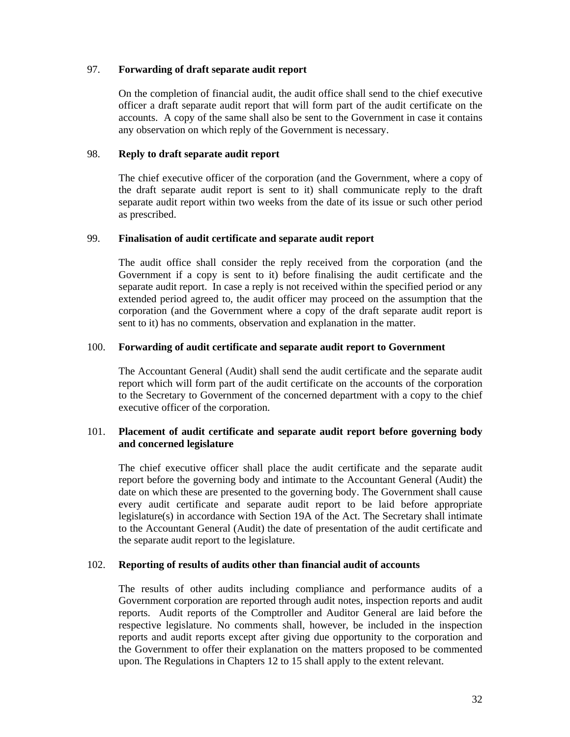97. **Forwarding of draft separate audit report**

On the completion of financial audit, the audit office shall send to the chief executive officer a draft separate audit report that will form part of the audit certificate on the accounts. A copy of the same shall also be sent to the Government in case it contains any observation on which reply of the Government is necessary.

98. **Reply to draft separate audit report**

The chief executive officer of the corporation (and the Government, where a copy of the draft separate audit report is sent to it) shall communicate reply to the draft separate audit report within two weeks from the date of its issue or such other period as prescribed.

99. **Finalisation of audit certificate and separate audit report**

The audit office shall consider the reply received from the corporation (and the Government if a copy is sent to it) before finalising the audit certificate and the separate audit report. In case a reply is not received within the specified period or any extended period agreed to, the audit officer may proceed on the assumption that the corporation (and the Government where a copy of the draft separate audit report is sent to it) has no comments, observation and explanation in the matter.

100. **Forwarding of audit certificate and separate audit report to Government**

The Accountant General (Audit) shall send the audit certificate and the separate audit report which will form part of the audit certificate on the accounts of the corporation to the Secretary to Government of the concerned department with a copy to the chief executive officer of the corporation.

101. **Placement of audit certificate and separate audit report before governing body and concerned legislature**

The chief executive officer shall place the audit certificate and the separate audit report before the governing body and intimate to the Accountant General (Audit) the date on which these are presented to the governing body. The Government shall cause every audit certificate and separate audit report to be laid before appropriate legislature(s) in accordance with Section 19A of the Act. The Secretary shall intimate to the Accountant General (Audit) the date of presentation of the audit certificate and the separate audit report to the legislature.

102. **Reporting of results of audits other than financial audit of accounts**

The results of other audits including compliance and performance audits of a Government corporation are reported through audit notes, inspection reports and audit reports. Audit reports of the Comptroller and Auditor General are laid before the respective legislature. No comments shall, however, be included in the inspection reports and audit reports except after giving due opportunity to the corporation and the Government to offer their explanation on the matters proposed to be commented upon. The Regulations in Chapters 12 to 15 shall apply to the extent relevant.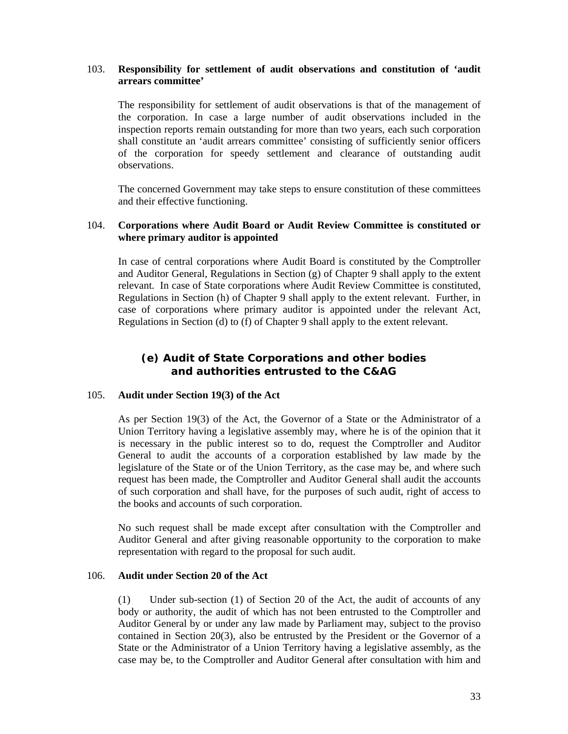**103. Responsibility for settlement of audit observations and constitution of 'audit arrears committee'**

The responsibility for settlement of audit observations is that of the management of the corporation. In case a large number of audit observations included in the inspection reports remain outstanding for more than two years, each such corporation shall constitute an 'audit arrears committee' consisting of sufficiently senior officers of the corporation for speedy settlement and clearance of outstanding audit observations.

The concerned Government may take steps to ensure constitution of these committees and their effective functioning.

**104. Corporations where Audit Board or Audit Review Committee is constituted or where primary auditor is appointed**

In case of central corporations where Audit Board is constituted by the Comptroller and Auditor General, Regulations in Section (g) of Chapter 9 shall apply to the extent relevant. In case of State corporations where Audit Review Committee is constituted, Regulations in Section (h) of Chapter 9 shall apply to the extent relevant. Further, in case of corporations where primary auditor is appointed under the relevant Act, Regulations in Section (d) to (f) of Chapter 9 shall apply to the extent relevant.

## (e) Audit of State Corporations and other bodies and authorities entrusted to the C&AG

**105. Audit under Section 19(3) of the Act**

As per Section 19(3) of the Act, the Governor of a State or the Administrator of a Union Territory having a legislative assembly may, where he is of the opinion that it is necessary in the public interest so to do, request the Comptroller and Auditor General to audit the accounts of a corporation established by law made by the legislature of the State or of the Union Territory, as the case may be, and where such request has been made, the Comptroller and Auditor General shall audit the accounts of such corporation and shall have, for the purposes of such audit, right of access to the books and accounts of such corporation.

No such request shall be made except after consultation with the Comptroller and Auditor General and after giving reasonable opportunity to the corporation to make representation with regard to the proposal for such audit.

**106. Audit under Section 20 of the Act**

(1) Under sub-section (1) of Section 20 of the Act, the audit of accounts of any body or authority, the audit of which has not been entrusted to the Comptroller and Auditor General by or under any law made by Parliament may, subject to the proviso contained in Section 20(3), also be entrusted by the President or the Governor of a State or the Administrator of a Union Territory having a legislative assembly, as the case may be, to the Comptroller and Auditor General after consultation with him and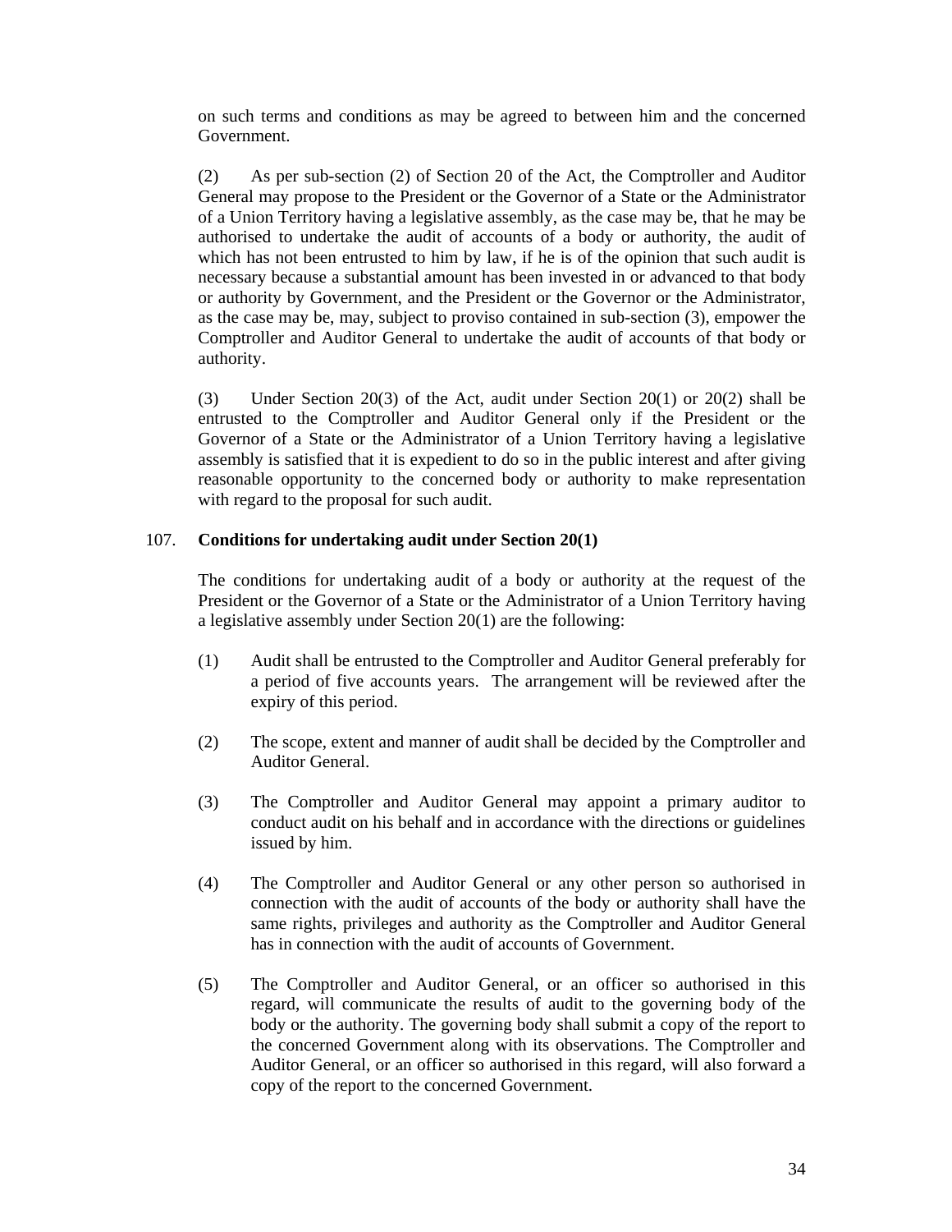on such terms and conditions as may be agreed to between him and the concerned Government.

(2) As per sub-section (2) of Section 20 of the Act, the Comptroller and Auditor General may propose to the President or the Governor of a State or the Administrator of a Union Territory having a legislative assembly, as the case may be, that he may be authorised to undertake the audit of accounts of a body or authority, the audit of which has not been entrusted to him by law, if he is of the opinion that such audit is necessary because a substantial amount has been invested in or advanced to that body or authority by Government, and the President or the Governor or the Administrator, as the case may be, may, subject to proviso contained in sub-section (3), empower the Comptroller and Auditor General to undertake the audit of accounts of that body or authority.

(3) Under Section 20(3) of the Act, audit under Section 20(1) or 20(2) shall be entrusted to the Comptroller and Auditor General only if the President or the Governor of a State or the Administrator of a Union Territory having a legislative assembly is satisfied that it is expedient to do so in the public interest and after giving reasonable opportunity to the concerned body or authority to make representation with regard to the proposal for such audit.

107. **Conditions for undertaking audit under Section 20(1)**

The conditions for undertaking audit of a body or authority at the request of the President or the Governor of a State or the Administrator of a Union Territory having a legislative assembly under Section 20(1) are the following:

(1) Audit shall be entrusted to the Comptroller and Auditor General preferably for a period of five accounts years. The arrangement will be reviewed after the expiry of this period.

(2) The scope, extent and manner of audit shall be decided by the Comptroller and Auditor General.

(3) The Comptroller and Auditor General may appoint a primary auditor to conduct audit on his behalf and in accordance with the directions or guidelines issued by him.

(4) The Comptroller and Auditor General or any other person so authorised in connection with the audit of accounts of the body or authority shall have the same rights, privileges and authority as the Comptroller and Auditor General has in connection with the audit of accounts of Government.

(5) The Comptroller and Auditor General, or an officer so authorised in this regard, will communicate the results of audit to the governing body of the body or the authority. The governing body shall submit a copy of the report to the concerned Government along with its observations. The Comptroller and Auditor General, or an officer so authorised in this regard, will also forward a copy of the report to the concerned Government.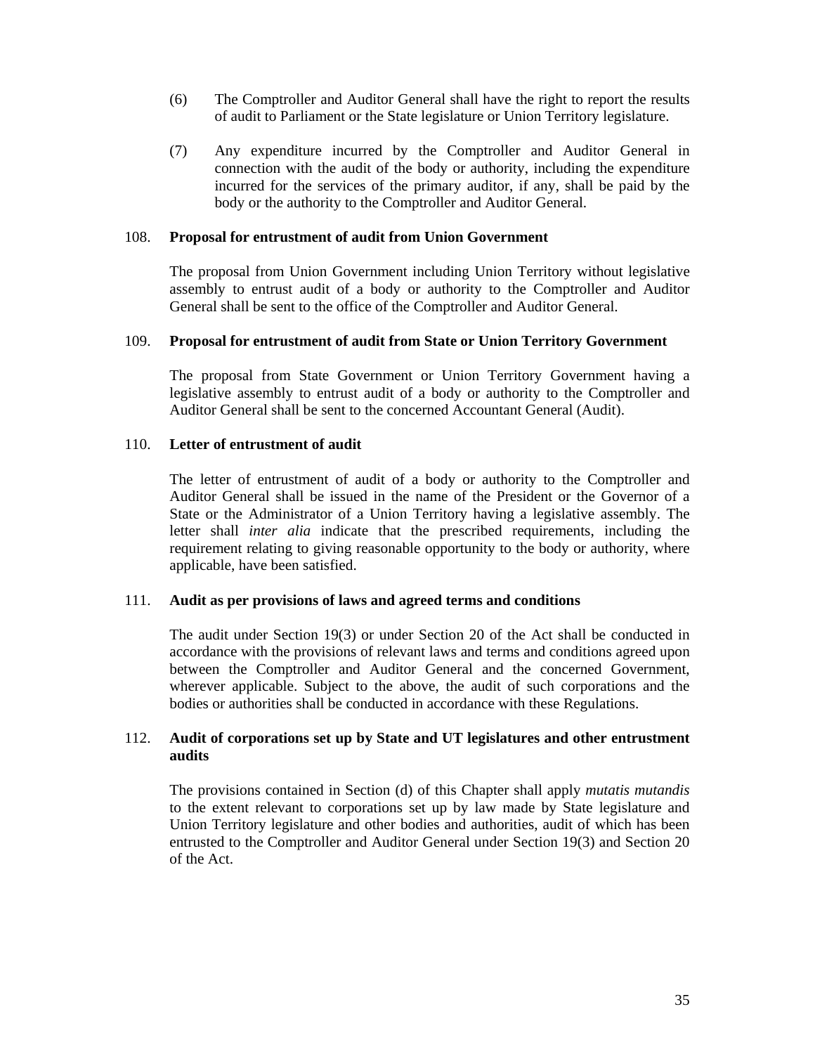(6) The Comptroller and Auditor General shall have the right to report the results of audit to Parliament or the State legislature or Union Territory legislature.

(7) Any expenditure incurred by the Comptroller and Auditor General in connection with the audit of the body or authority, including the expenditure incurred for the services of the primary auditor, if any, shall be paid by the body or the authority to the Comptroller and Auditor General.

### 108. Proposal for entrustment of audit from Union Government

The proposal from Union Government including Union Territory without legislative assembly to entrust audit of a body or authority to the Comptroller and Auditor General shall be sent to the office of the Comptroller and Auditor General.

### 109. Proposal for entrustment of audit from State or Union Territory Government

The proposal from State Government or Union Territory Government having a legislative assembly to entrust audit of a body or authority to the Comptroller and Auditor General shall be sent to the concerned Accountant General (Audit).

### 110. Letter of entrustment of audit

The letter of entrustment of audit of a body or authority to the Comptroller and Auditor General shall be issued in the name of the President or the Governor of a State or the Administrator of a Union Territory having a legislative assembly. The letter shall *inter alia* indicate that the prescribed requirements, including the requirement relating to giving reasonable opportunity to the body or authority, where applicable, have been satisfied.

### 111. Audit as per provisions of laws and agreed terms and conditions

The audit under Section 19(3) or under Section 20 of the Act shall be conducted in accordance with the provisions of relevant laws and terms and conditions agreed upon between the Comptroller and Auditor General and the concerned Government, wherever applicable. Subject to the above, the audit of such corporations and the bodies or authorities shall be conducted in accordance with these Regulations.

### 112. Audit of corporations set up by State and UT legislatures and other entrustment audits

The provisions contained in Section (d) of this Chapter shall apply *mutatis mutandis* to the extent relevant to corporations set up by law made by State legislature and Union Territory legislature and other bodies and authorities, audit of which has been entrusted to the Comptroller and Auditor General under Section 19(3) and Section 20 of the Act.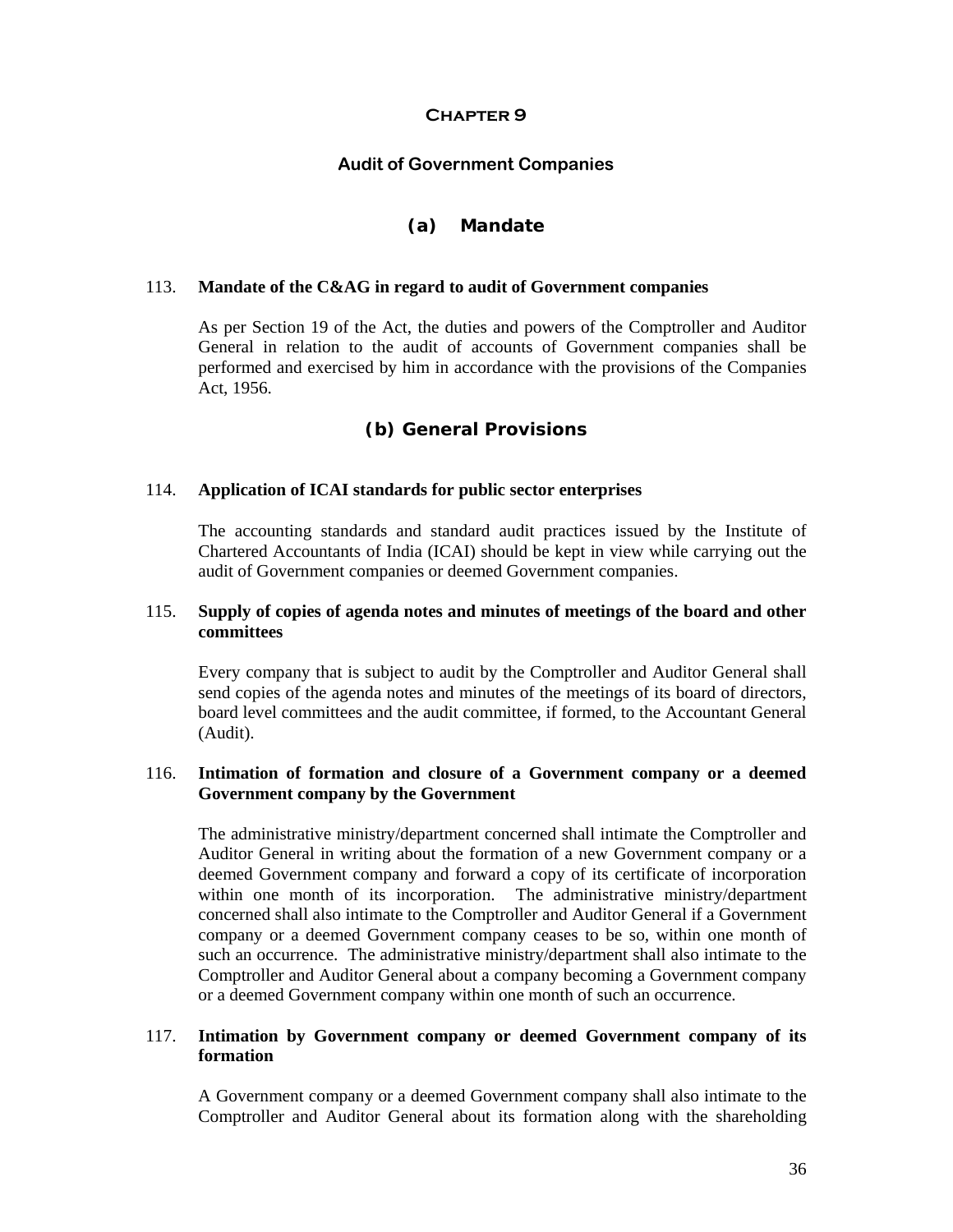# Chapter 9

## Audit of Government Companies

### (a) Mandate

113. **Mandate of the C&AG in regard to audit of Government companies**

As per Section 19 of the Act, the duties and powers of the Comptroller and Auditor General in relation to the audit of accounts of Government companies shall be performed and exercised by him in accordance with the provisions of the Companies Act, 1956.

### (b) General Provisions

114. **Application of ICAI standards for public sector enterprises**

The accounting standards and standard audit practices issued by the Institute of Chartered Accountants of India (ICAI) should be kept in view while carrying out the audit of Government companies or deemed Government companies.

115. **Supply of copies of agenda notes and minutes of meetings of the board and other committees**

Every company that is subject to audit by the Comptroller and Auditor General shall send copies of the agenda notes and minutes of the meetings of its board of directors, board level committees and the audit committee, if formed, to the Accountant General (Audit).

116. **Intimation of formation and closure of a Government company or a deemed Government company by the Government**

The administrative ministry/department concerned shall intimate the Comptroller and Auditor General in writing about the formation of a new Government company or a deemed Government company and forward a copy of its certificate of incorporation within one month of its incorporation. The administrative ministry/department concerned shall also intimate to the Comptroller and Auditor General if a Government company or a deemed Government company ceases to be so, within one month of such an occurrence. The administrative ministry/department shall also intimate to the Comptroller and Auditor General about a company becoming a Government company or a deemed Government company within one month of such an occurrence.

117. **Intimation by Government company or deemed Government company of its formation**

A Government company or a deemed Government company shall also intimate to the Comptroller and Auditor General about its formation along with the shareholding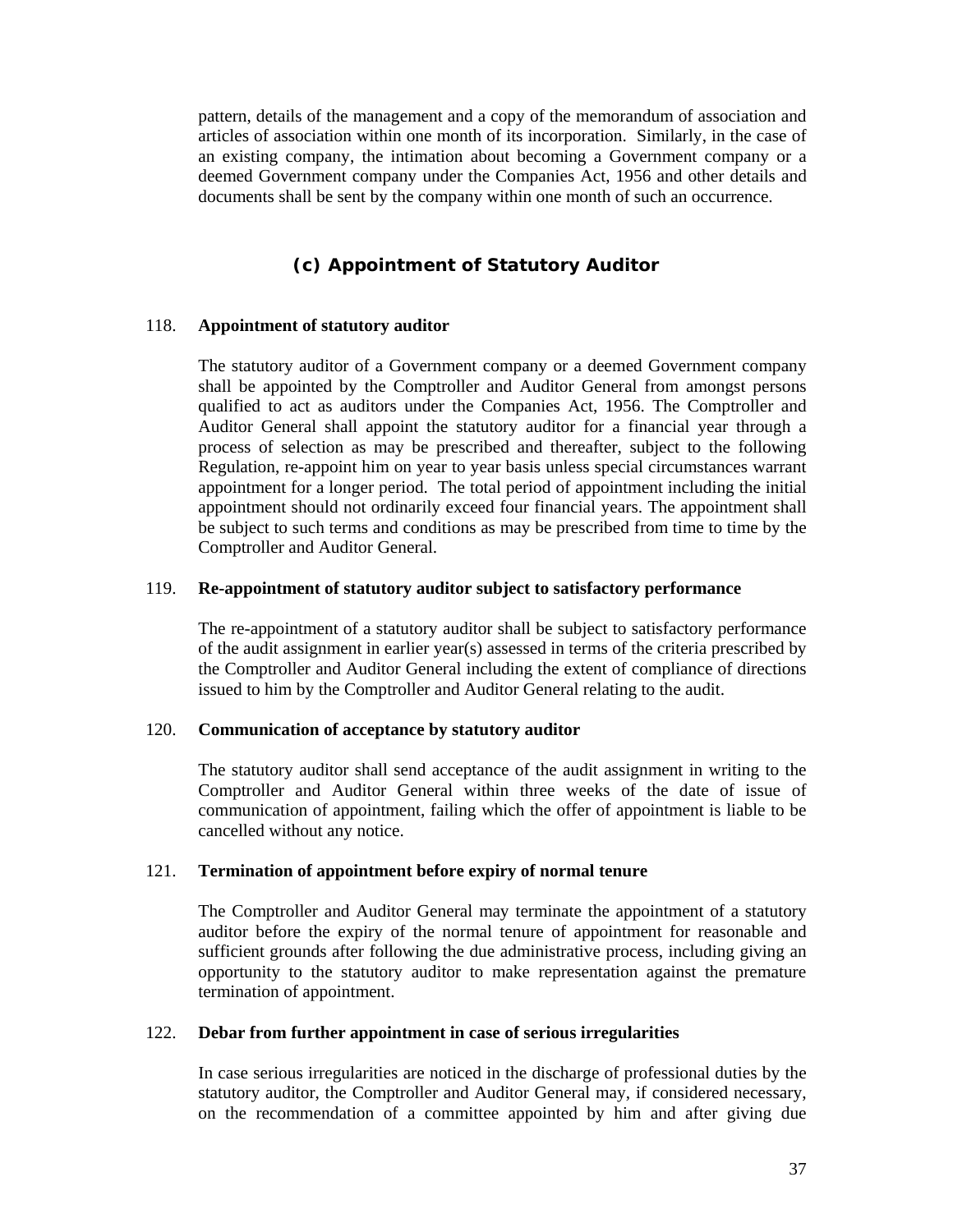pattern, details of the management and a copy of the memorandum of association and articles of association within one month of its incorporation. Similarly, in the case of an existing company, the intimation about becoming a Government company or a deemed Government company under the Companies Act, 1956 and other details and documents shall be sent by the company within one month of such an occurrence.

## (c) Appointment of Statutory Auditor

**118. Appointment of statutory auditor**

The statutory auditor of a Government company or a deemed Government company shall be appointed by the Comptroller and Auditor General from amongst persons qualified to act as auditors under the Companies Act, 1956. The Comptroller and Auditor General shall appoint the statutory auditor for a financial year through a process of selection as may be prescribed and thereafter, subject to the following Regulation, re-appoint him on year to year basis unless special circumstances warrant appointment for a longer period. The total period of appointment including the initial appointment should not ordinarily exceed four financial years. The appointment shall be subject to such terms and conditions as may be prescribed from time to time by the Comptroller and Auditor General.

**119. Re-appointment of statutory auditor subject to satisfactory performance**

The re-appointment of a statutory auditor shall be subject to satisfactory performance of the audit assignment in earlier year(s) assessed in terms of the criteria prescribed by the Comptroller and Auditor General including the extent of compliance of directions issued to him by the Comptroller and Auditor General relating to the audit.

**120. Communication of acceptance by statutory auditor**

The statutory auditor shall send acceptance of the audit assignment in writing to the Comptroller and Auditor General within three weeks of the date of issue of communication of appointment, failing which the offer of appointment is liable to be cancelled without any notice.

**121. Termination of appointment before expiry of normal tenure**

The Comptroller and Auditor General may terminate the appointment of a statutory auditor before the expiry of the normal tenure of appointment for reasonable and sufficient grounds after following the due administrative process, including giving an opportunity to the statutory auditor to make representation against the premature termination of appointment.

**122. Debar from further appointment in case of serious irregularities**

In case serious irregularities are noticed in the discharge of professional duties by the statutory auditor, the Comptroller and Auditor General may, if considered necessary, on the recommendation of a committee appointed by him and after giving due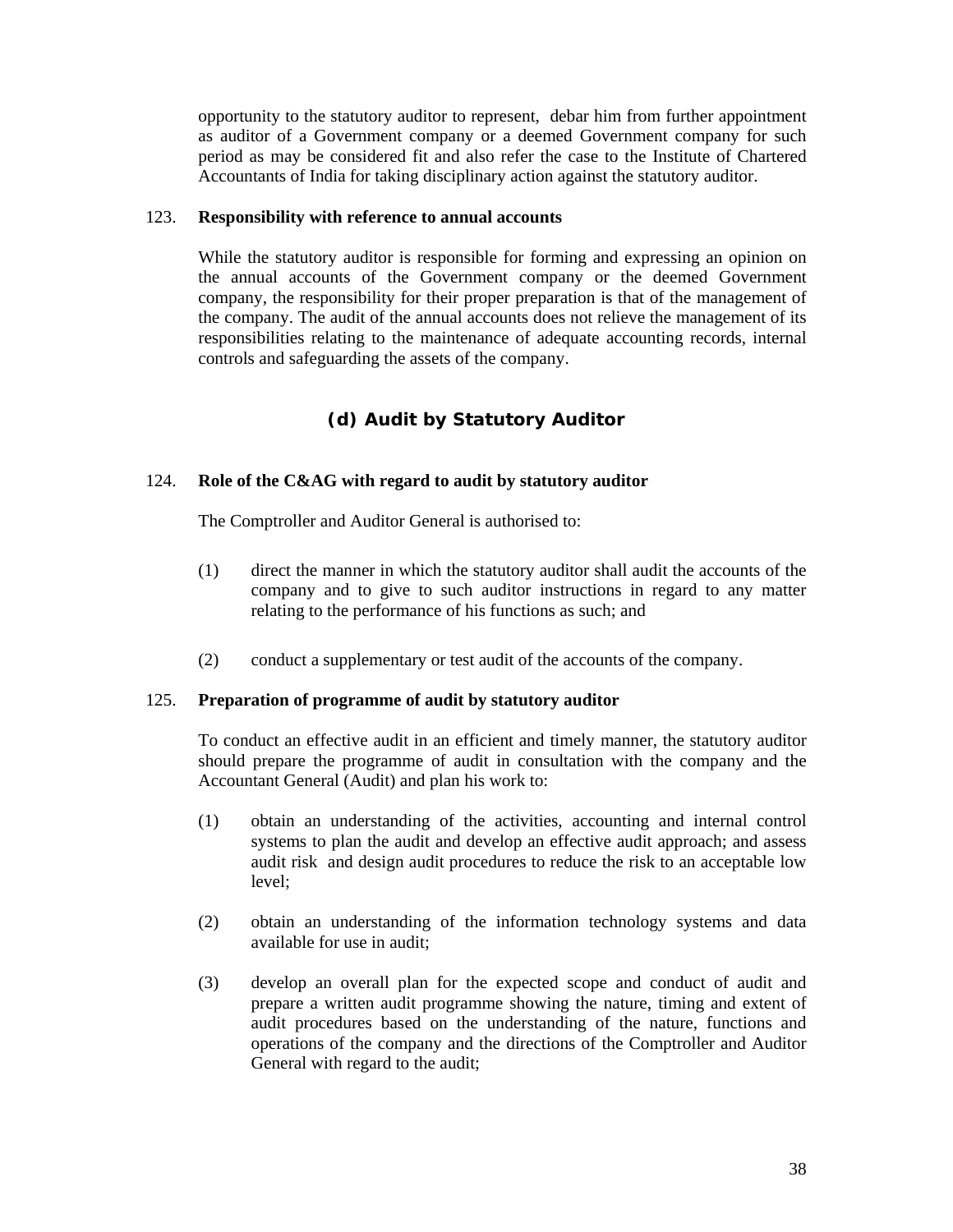opportunity to the statutory auditor to represent, debar him from further appointment as auditor of a Government company or a deemed Government company for such period as may be considered fit and also refer the case to the Institute of Chartered Accountants of India for taking disciplinary action against the statutory auditor.

123. **Responsibility with reference to annual accounts**

While the statutory auditor is responsible for forming and expressing an opinion on the annual accounts of the Government company or the deemed Government company, the responsibility for their proper preparation is that of the management of the company. The audit of the annual accounts does not relieve the management of its responsibilities relating to the maintenance of adequate accounting records, internal controls and safeguarding the assets of the company.

## (d) Audit by Statutory Auditor

124. **Role of the C&AG with regard to audit by statutory auditor**

The Comptroller and Auditor General is authorised to:

(1) direct the manner in which the statutory auditor shall audit the accounts of the company and to give to such auditor instructions in regard to any matter relating to the performance of his functions as such; and

(2) conduct a supplementary or test audit of the accounts of the company.

125. **Preparation of programme of audit by statutory auditor**

To conduct an effective audit in an efficient and timely manner, the statutory auditor should prepare the programme of audit in consultation with the company and the Accountant General (Audit) and plan his work to:

(1) obtain an understanding of the activities, accounting and internal control systems to plan the audit and develop an effective audit approach; and assess audit risk and design audit procedures to reduce the risk to an acceptable low level;

(2) obtain an understanding of the information technology systems and data available for use in audit;

(3) develop an overall plan for the expected scope and conduct of audit and prepare a written audit programme showing the nature, timing and extent of audit procedures based on the understanding of the nature, functions and operations of the company and the directions of the Comptroller and Auditor General with regard to the audit;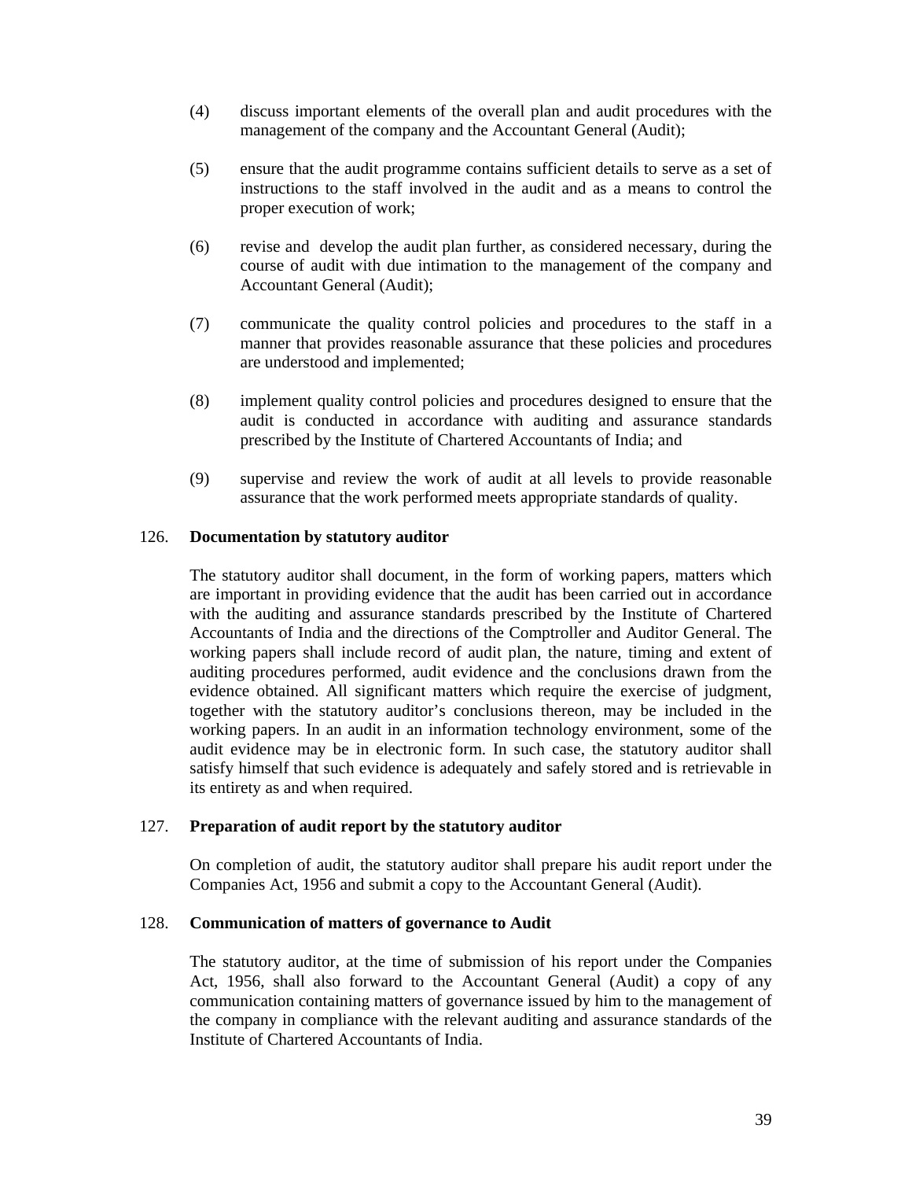(4) discuss important elements of the overall plan and audit procedures with the management of the company and the Accountant General (Audit);

(5) ensure that the audit programme contains sufficient details to serve as a set of instructions to the staff involved in the audit and as a means to control the proper execution of work;

(6) revise and develop the audit plan further, as considered necessary, during the course of audit with due intimation to the management of the company and Accountant General (Audit);

(7) communicate the quality control policies and procedures to the staff in a manner that provides reasonable assurance that these policies and procedures are understood and implemented;

(8) implement quality control policies and procedures designed to ensure that the audit is conducted in accordance with auditing and assurance standards prescribed by the Institute of Chartered Accountants of India; and

(9) supervise and review the work of audit at all levels to provide reasonable assurance that the work performed meets appropriate standards of quality.

126. **Documentation by statutory auditor**

The statutory auditor shall document, in the form of working papers, matters which are important in providing evidence that the audit has been carried out in accordance with the auditing and assurance standards prescribed by the Institute of Chartered Accountants of India and the directions of the Comptroller and Auditor General. The working papers shall include record of audit plan, the nature, timing and extent of auditing procedures performed, audit evidence and the conclusions drawn from the evidence obtained. All significant matters which require the exercise of judgment, together with the statutory auditor's conclusions thereon, may be included in the working papers. In an audit in an information technology environment, some of the audit evidence may be in electronic form. In such case, the statutory auditor shall satisfy himself that such evidence is adequately and safely stored and is retrievable in its entirety as and when required.

127. **Preparation of audit report by the statutory auditor**

On completion of audit, the statutory auditor shall prepare his audit report under the Companies Act, 1956 and submit a copy to the Accountant General (Audit).

128. **Communication of matters of governance to Audit**

The statutory auditor, at the time of submission of his report under the Companies Act, 1956, shall also forward to the Accountant General (Audit) a copy of any communication containing matters of governance issued by him to the management of the company in compliance with the relevant auditing and assurance standards of the Institute of Chartered Accountants of India.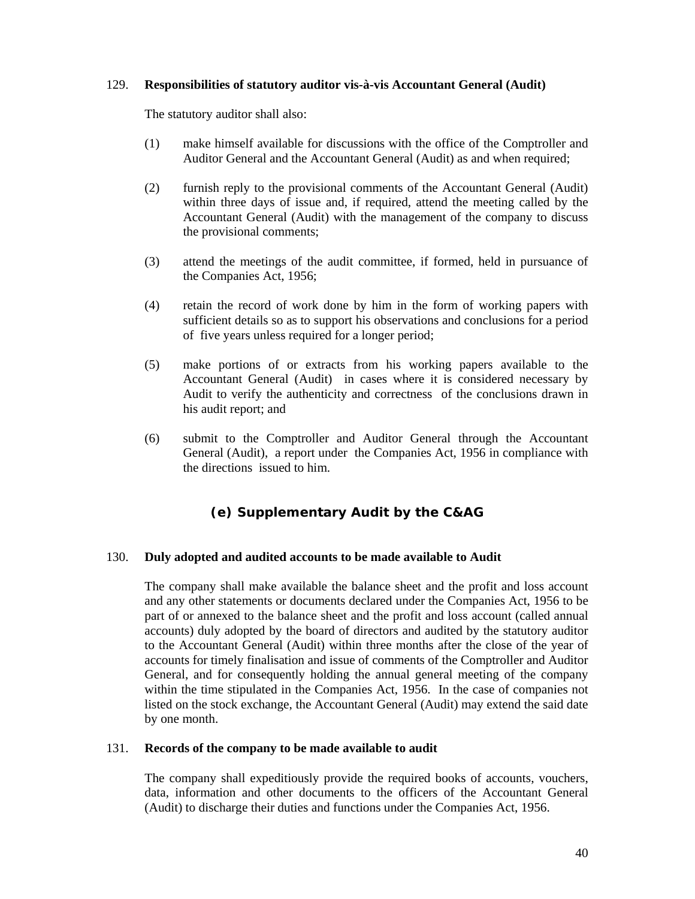129. **Responsibilities of statutory auditor vis-à-vis Accountant General (Audit)**

The statutory auditor shall also:

(1) make himself available for discussions with the office of the Comptroller and Auditor General and the Accountant General (Audit) as and when required;

(2) furnish reply to the provisional comments of the Accountant General (Audit) within three days of issue and, if required, attend the meeting called by the Accountant General (Audit) with the management of the company to discuss the provisional comments;

(3) attend the meetings of the audit committee, if formed, held in pursuance of the Companies Act, 1956;

(4) retain the record of work done by him in the form of working papers with sufficient details so as to support his observations and conclusions for a period of five years unless required for a longer period;

(5) make portions of or extracts from his working papers available to the Accountant General (Audit) in cases where it is considered necessary by Audit to verify the authenticity and correctness of the conclusions drawn in his audit report; and

(6) submit to the Comptroller and Auditor General through the Accountant General (Audit), a report under the Companies Act, 1956 in compliance with the directions issued to him.

## (e) Supplementary Audit by the C&AG

130. **Duly adopted and audited accounts to be made available to Audit**

The company shall make available the balance sheet and the profit and loss account and any other statements or documents declared under the Companies Act, 1956 to be part of or annexed to the balance sheet and the profit and loss account (called annual accounts) duly adopted by the board of directors and audited by the statutory auditor to the Accountant General (Audit) within three months after the close of the year of accounts for timely finalisation and issue of comments of the Comptroller and Auditor General, and for consequently holding the annual general meeting of the company within the time stipulated in the Companies Act, 1956. In the case of companies not listed on the stock exchange, the Accountant General (Audit) may extend the said date by one month.

131. **Records of the company to be made available to audit**

The company shall expeditiously provide the required books of accounts, vouchers, data, information and other documents to the officers of the Accountant General (Audit) to discharge their duties and functions under the Companies Act, 1956.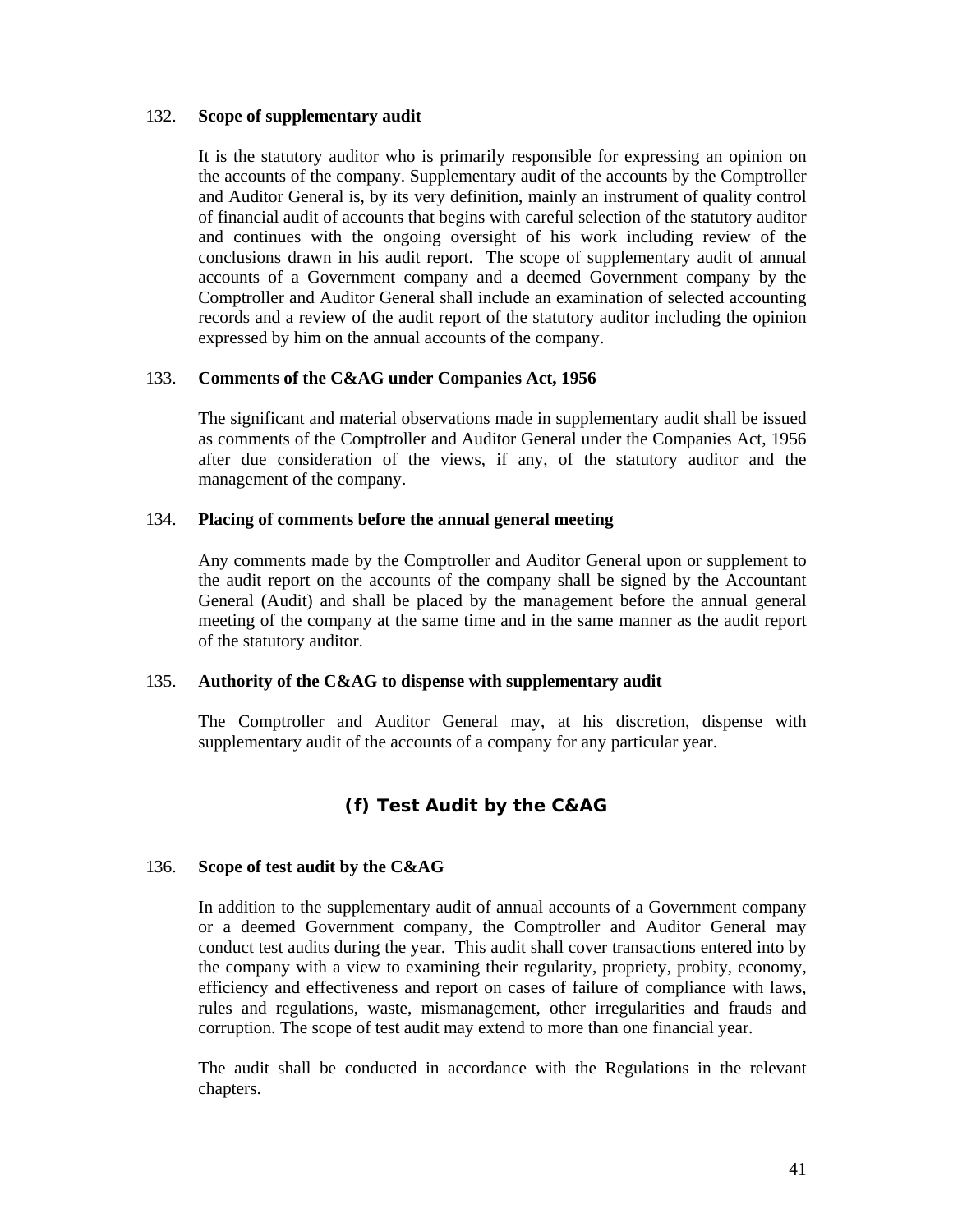132. **Scope of supplementary audit**

It is the statutory auditor who is primarily responsible for expressing an opinion on the accounts of the company. Supplementary audit of the accounts by the Comptroller and Auditor General is, by its very definition, mainly an instrument of quality control of financial audit of accounts that begins with careful selection of the statutory auditor and continues with the ongoing oversight of his work including review of the conclusions drawn in his audit report. The scope of supplementary audit of annual accounts of a Government company and a deemed Government company by the Comptroller and Auditor General shall include an examination of selected accounting records and a review of the audit report of the statutory auditor including the opinion expressed by him on the annual accounts of the company.

133. **Comments of the C&AG under Companies Act, 1956**

The significant and material observations made in supplementary audit shall be issued as comments of the Comptroller and Auditor General under the Companies Act, 1956 after due consideration of the views, if any, of the statutory auditor and the management of the company.

134. **Placing of comments before the annual general meeting**

Any comments made by the Comptroller and Auditor General upon or supplement to the audit report on the accounts of the company shall be signed by the Accountant General (Audit) and shall be placed by the management before the annual general meeting of the company at the same time and in the same manner as the audit report of the statutory auditor.

135. **Authority of the C&AG to dispense with supplementary audit**

The Comptroller and Auditor General may, at his discretion, dispense with supplementary audit of the accounts of a company for any particular year.

## (f) Test Audit by the C&AG

136. **Scope of test audit by the C&AG**

In addition to the supplementary audit of annual accounts of a Government company or a deemed Government company, the Comptroller and Auditor General may conduct test audits during the year. This audit shall cover transactions entered into by the company with a view to examining their regularity, propriety, probity, economy, efficiency and effectiveness and report on cases of failure of compliance with laws, rules and regulations, waste, mismanagement, other irregularities and frauds and corruption. The scope of test audit may extend to more than one financial year.

The audit shall be conducted in accordance with the Regulations in the relevant chapters.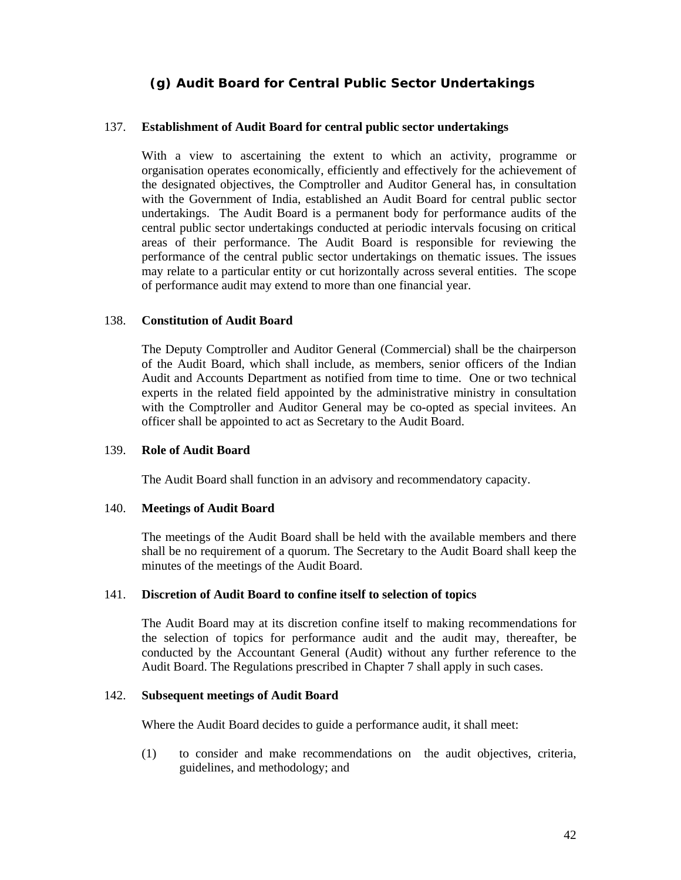## (g) Audit Board for Central Public Sector Undertakings

137. **Establishment of Audit Board for central public sector undertakings**

With a view to ascertaining the extent to which an activity, programme or organisation operates economically, efficiently and effectively for the achievement of the designated objectives, the Comptroller and Auditor General has, in consultation with the Government of India, established an Audit Board for central public sector undertakings. The Audit Board is a permanent body for performance audits of the central public sector undertakings conducted at periodic intervals focusing on critical areas of their performance. The Audit Board is responsible for reviewing the performance of the central public sector undertakings on thematic issues. The issues may relate to a particular entity or cut horizontally across several entities. The scope of performance audit may extend to more than one financial year.

138. **Constitution of Audit Board**

The Deputy Comptroller and Auditor General (Commercial) shall be the chairperson of the Audit Board, which shall include, as members, senior officers of the Indian Audit and Accounts Department as notified from time to time. One or two technical experts in the related field appointed by the administrative ministry in consultation with the Comptroller and Auditor General may be co-opted as special invitees. An officer shall be appointed to act as Secretary to the Audit Board.

139. **Role of Audit Board**

The Audit Board shall function in an advisory and recommendatory capacity.

140. **Meetings of Audit Board**

The meetings of the Audit Board shall be held with the available members and there shall be no requirement of a quorum. The Secretary to the Audit Board shall keep the minutes of the meetings of the Audit Board.

141. **Discretion of Audit Board to confine itself to selection of topics**

The Audit Board may at its discretion confine itself to making recommendations for the selection of topics for performance audit and the audit may, thereafter, be conducted by the Accountant General (Audit) without any further reference to the Audit Board. The Regulations prescribed in Chapter 7 shall apply in such cases.

142. **Subsequent meetings of Audit Board**

Where the Audit Board decides to guide a performance audit, it shall meet:

(1) to consider and make recommendations on the audit objectives, criteria, guidelines, and methodology; and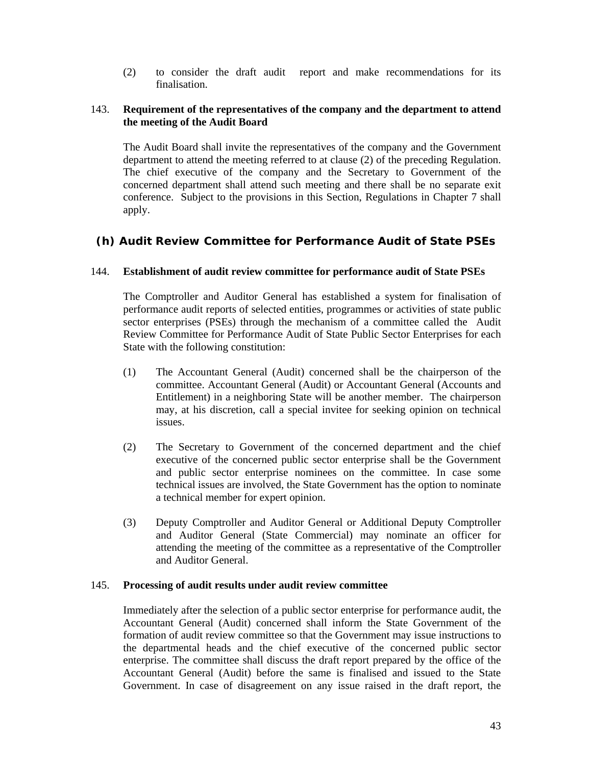(2) to consider the draft audit report and make recommendations for its finalisation.

**143. Requirement of the representatives of the company and the department to attend the meeting of the Audit Board**

The Audit Board shall invite the representatives of the company and the Government department to attend the meeting referred to at clause (2) of the preceding Regulation. The chief executive of the company and the Secretary to Government of the concerned department shall attend such meeting and there shall be no separate exit conference. Subject to the provisions in this Section, Regulations in Chapter 7 shall apply.

## (h) Audit Review Committee for Performance Audit of State PSEs

**144. Establishment of audit review committee for performance audit of State PSEs**

The Comptroller and Auditor General has established a system for finalisation of performance audit reports of selected entities, programmes or activities of state public sector enterprises (PSEs) through the mechanism of a committee called the Audit Review Committee for Performance Audit of State Public Sector Enterprises for each State with the following constitution:

(1) The Accountant General (Audit) concerned shall be the chairperson of the committee. Accountant General (Audit) or Accountant General (Accounts and Entitlement) in a neighboring State will be another member. The chairperson may, at his discretion, call a special invitee for seeking opinion on technical issues.

(2) The Secretary to Government of the concerned department and the chief executive of the concerned public sector enterprise shall be the Government and public sector enterprise nominees on the committee. In case some technical issues are involved, the State Government has the option to nominate a technical member for expert opinion.

(3) Deputy Comptroller and Auditor General or Additional Deputy Comptroller and Auditor General (State Commercial) may nominate an officer for attending the meeting of the committee as a representative of the Comptroller and Auditor General.

**145. Processing of audit results under audit review committee**

Immediately after the selection of a public sector enterprise for performance audit, the Accountant General (Audit) concerned shall inform the State Government of the formation of audit review committee so that the Government may issue instructions to the departmental heads and the chief executive of the concerned public sector enterprise. The committee shall discuss the draft report prepared by the office of the Accountant General (Audit) before the same is finalised and issued to the State Government. In case of disagreement on any issue raised in the draft report, the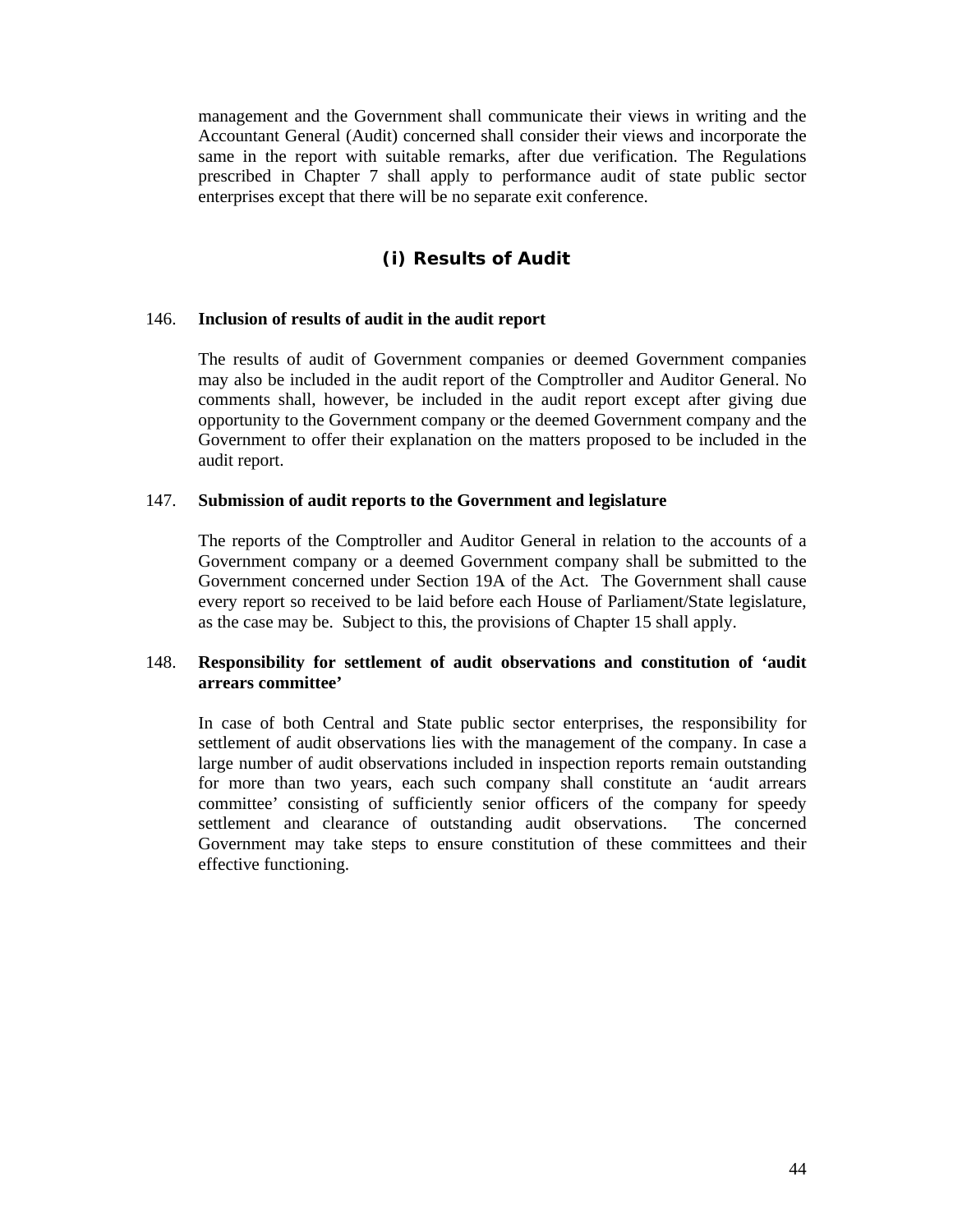management and the Government shall communicate their views in writing and the Accountant General (Audit) concerned shall consider their views and incorporate the same in the report with suitable remarks, after due verification. The Regulations prescribed in Chapter 7 shall apply to performance audit of state public sector enterprises except that there will be no separate exit conference.

## (i) Results of Audit

**146. Inclusion of results of audit in the audit report**

The results of audit of Government companies or deemed Government companies may also be included in the audit report of the Comptroller and Auditor General. No comments shall, however, be included in the audit report except after giving due opportunity to the Government company or the deemed Government company and the Government to offer their explanation on the matters proposed to be included in the audit report.

**147. Submission of audit reports to the Government and legislature**

The reports of the Comptroller and Auditor General in relation to the accounts of a Government company or a deemed Government company shall be submitted to the Government concerned under Section 19A of the Act. The Government shall cause every report so received to be laid before each House of Parliament/State legislature, as the case may be. Subject to this, the provisions of Chapter 15 shall apply.

**148. Responsibility for settlement of audit observations and constitution of 'audit arrears committee'**

In case of both Central and State public sector enterprises, the responsibility for settlement of audit observations lies with the management of the company. In case a large number of audit observations included in inspection reports remain outstanding for more than two years, each such company shall constitute an 'audit arrears committee' consisting of sufficiently senior officers of the company for speedy settlement and clearance of outstanding audit observations. The concerned Government may take steps to ensure constitution of these committees and their effective functioning.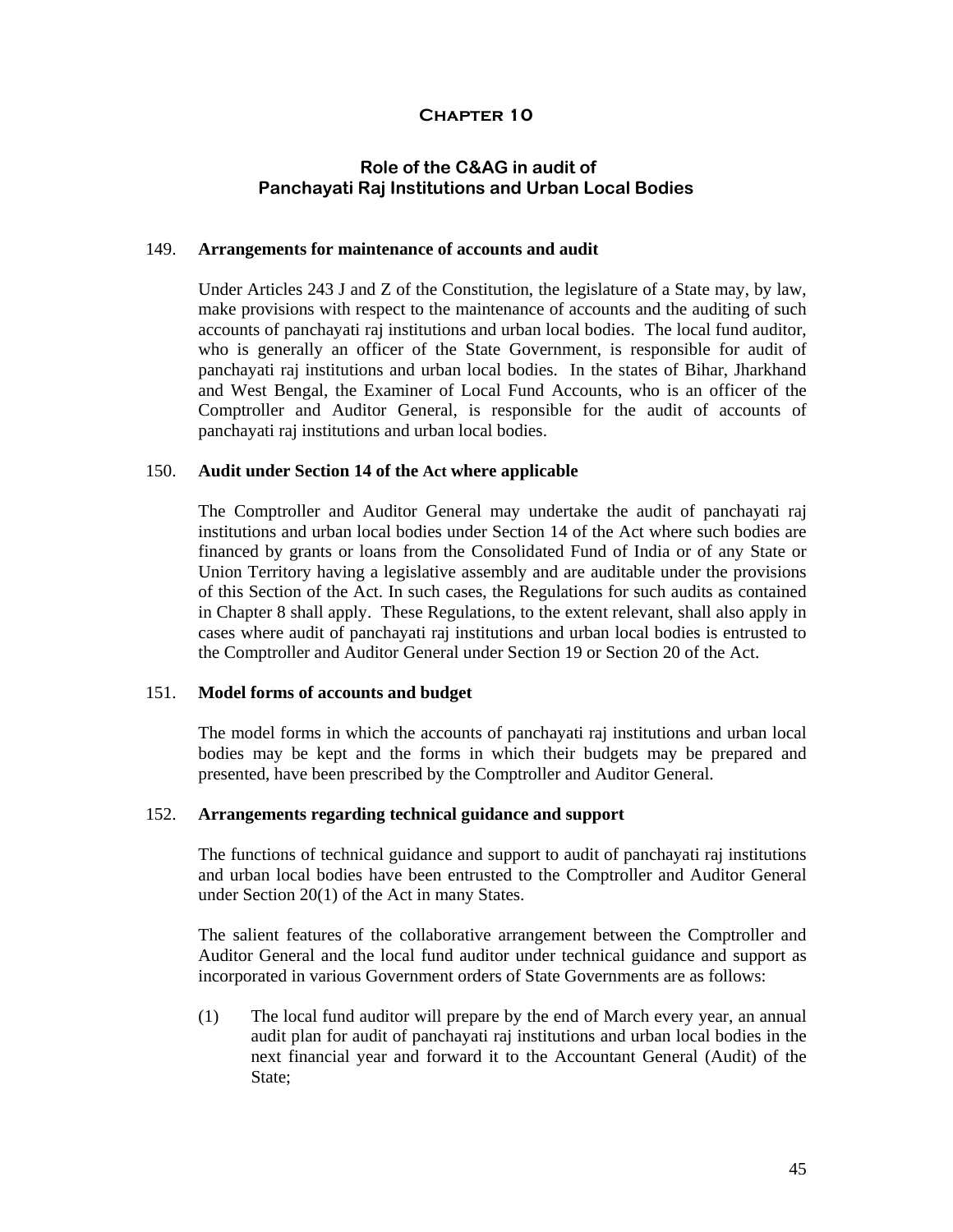# Chapter 10

## Role of the C&AG in audit of Panchayati Raj Institutions and Urban Local Bodies

### 149. Arrangements for maintenance of accounts and audit

Under Articles 243 J and Z of the Constitution, the legislature of a State may, by law, make provisions with respect to the maintenance of accounts and the auditing of such accounts of panchayati raj institutions and urban local bodies. The local fund auditor, who is generally an officer of the State Government, is responsible for audit of panchayati raj institutions and urban local bodies. In the states of Bihar, Jharkhand and West Bengal, the Examiner of Local Fund Accounts, who is an officer of the Comptroller and Auditor General, is responsible for the audit of accounts of panchayati raj institutions and urban local bodies.

### 150. Audit under Section 14 of the Act where applicable

The Comptroller and Auditor General may undertake the audit of panchayati raj institutions and urban local bodies under Section 14 of the Act where such bodies are financed by grants or loans from the Consolidated Fund of India or of any State or Union Territory having a legislative assembly and are auditable under the provisions of this Section of the Act. In such cases, the Regulations for such audits as contained in Chapter 8 shall apply. These Regulations, to the extent relevant, shall also apply in cases where audit of panchayati raj institutions and urban local bodies is entrusted to the Comptroller and Auditor General under Section 19 or Section 20 of the Act.

### 151. Model forms of accounts and budget

The model forms in which the accounts of panchayati raj institutions and urban local bodies may be kept and the forms in which their budgets may be prepared and presented, have been prescribed by the Comptroller and Auditor General.

### 152. Arrangements regarding technical guidance and support

The functions of technical guidance and support to audit of panchayati raj institutions and urban local bodies have been entrusted to the Comptroller and Auditor General under Section 20(1) of the Act in many States.

The salient features of the collaborative arrangement between the Comptroller and Auditor General and the local fund auditor under technical guidance and support as incorporated in various Government orders of State Governments are as follows:

(1) The local fund auditor will prepare by the end of March every year, an annual audit plan for audit of panchayati raj institutions and urban local bodies in the next financial year and forward it to the Accountant General (Audit) of the State;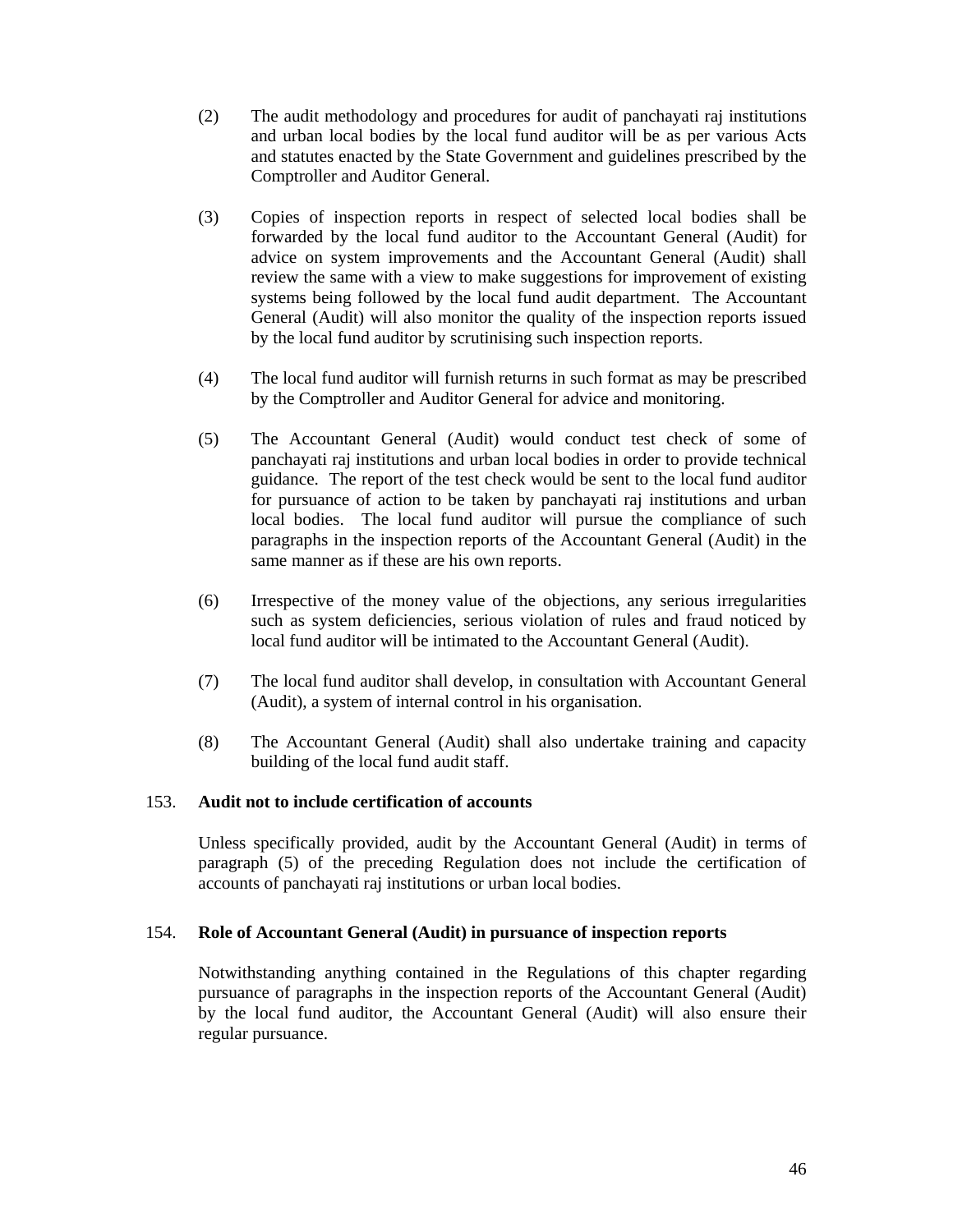(2) The audit methodology and procedures for audit of panchayati raj institutions and urban local bodies by the local fund auditor will be as per various Acts and statutes enacted by the State Government and guidelines prescribed by the Comptroller and Auditor General.

(3) Copies of inspection reports in respect of selected local bodies shall be forwarded by the local fund auditor to the Accountant General (Audit) for advice on system improvements and the Accountant General (Audit) shall review the same with a view to make suggestions for improvement of existing systems being followed by the local fund audit department. The Accountant General (Audit) will also monitor the quality of the inspection reports issued by the local fund auditor by scrutinising such inspection reports.

(4) The local fund auditor will furnish returns in such format as may be prescribed by the Comptroller and Auditor General for advice and monitoring.

(5) The Accountant General (Audit) would conduct test check of some of panchayati raj institutions and urban local bodies in order to provide technical guidance. The report of the test check would be sent to the local fund auditor for pursuance of action to be taken by panchayati raj institutions and urban local bodies. The local fund auditor will pursue the compliance of such paragraphs in the inspection reports of the Accountant General (Audit) in the same manner as if these are his own reports.

(6) Irrespective of the money value of the objections, any serious irregularities such as system deficiencies, serious violation of rules and fraud noticed by local fund auditor will be intimated to the Accountant General (Audit).

(7) The local fund auditor shall develop, in consultation with Accountant General (Audit), a system of internal control in his organisation.

(8) The Accountant General (Audit) shall also undertake training and capacity building of the local fund audit staff.

### 153. Audit not to include certification of accounts

Unless specifically provided, audit by the Accountant General (Audit) in terms of paragraph (5) of the preceding Regulation does not include the certification of accounts of panchayati raj institutions or urban local bodies.

### 154. Role of Accountant General (Audit) in pursuance of inspection reports

Notwithstanding anything contained in the Regulations of this chapter regarding pursuance of paragraphs in the inspection reports of the Accountant General (Audit) by the local fund auditor, the Accountant General (Audit) will also ensure their regular pursuance.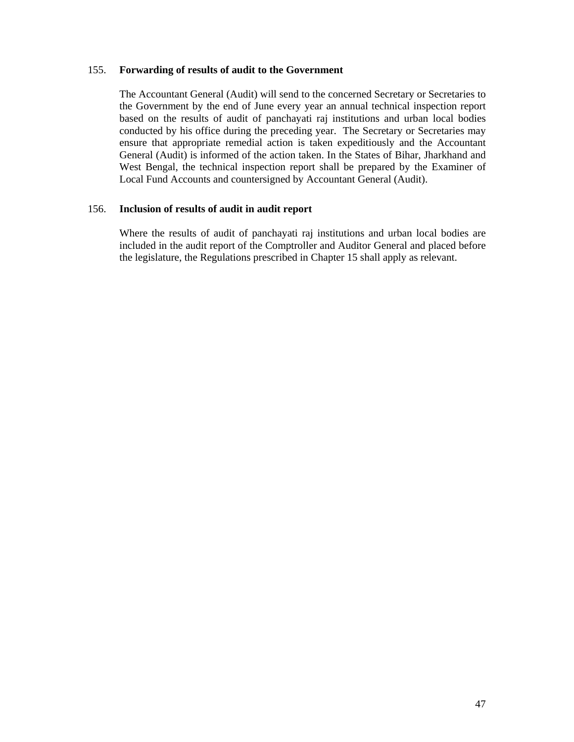### 155. Forwarding of results of audit to the Government

The Accountant General (Audit) will send to the concerned Secretary or Secretaries to the Government by the end of June every year an annual technical inspection report based on the results of audit of panchayati raj institutions and urban local bodies conducted by his office during the preceding year. The Secretary or Secretaries may ensure that appropriate remedial action is taken expeditiously and the Accountant General (Audit) is informed of the action taken. In the States of Bihar, Jharkhand and West Bengal, the technical inspection report shall be prepared by the Examiner of Local Fund Accounts and countersigned by Accountant General (Audit).

### 156. Inclusion of results of audit in audit report

Where the results of audit of panchayati raj institutions and urban local bodies are included in the audit report of the Comptroller and Auditor General and placed before the legislature, the Regulations prescribed in Chapter 15 shall apply as relevant.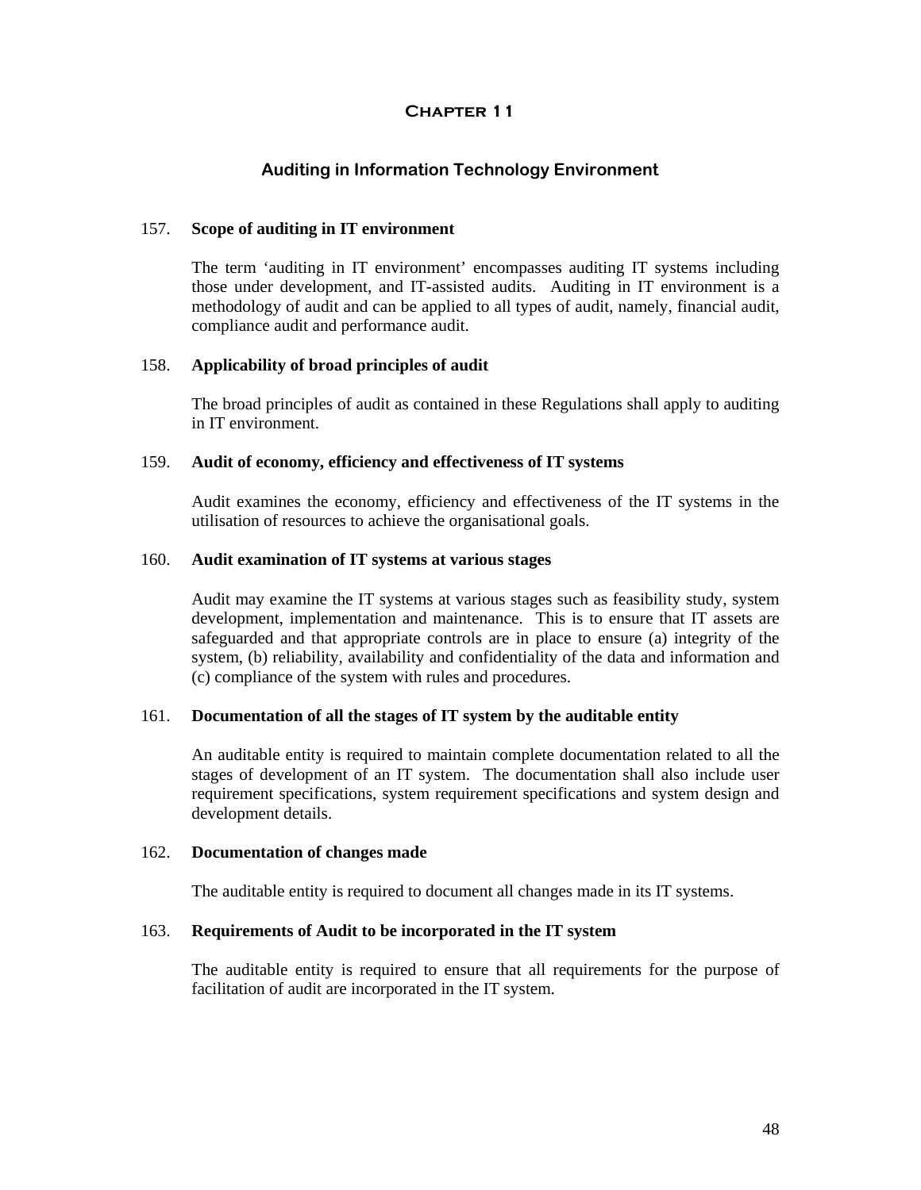# Chapter 11

## Auditing in Information Technology Environment

### 157. Scope of auditing in IT environment

The term 'auditing in IT environment' encompasses auditing IT systems including those under development, and IT-assisted audits. Auditing in IT environment is a methodology of audit and can be applied to all types of audit, namely, financial audit, compliance audit and performance audit.

### 158. Applicability of broad principles of audit

The broad principles of audit as contained in these Regulations shall apply to auditing in IT environment.

### 159. Audit of economy, efficiency and effectiveness of IT systems

Audit examines the economy, efficiency and effectiveness of the IT systems in the utilisation of resources to achieve the organisational goals.

### 160. Audit examination of IT systems at various stages

Audit may examine the IT systems at various stages such as feasibility study, system development, implementation and maintenance. This is to ensure that IT assets are safeguarded and that appropriate controls are in place to ensure (a) integrity of the system, (b) reliability, availability and confidentiality of the data and information and (c) compliance of the system with rules and procedures.

### 161. Documentation of all the stages of IT system by the auditable entity

An auditable entity is required to maintain complete documentation related to all the stages of development of an IT system. The documentation shall also include user requirement specifications, system requirement specifications and system design and development details.

### 162. Documentation of changes made

The auditable entity is required to document all changes made in its IT systems.

### 163. Requirements of Audit to be incorporated in the IT system

The auditable entity is required to ensure that all requirements for the purpose of facilitation of audit are incorporated in the IT system.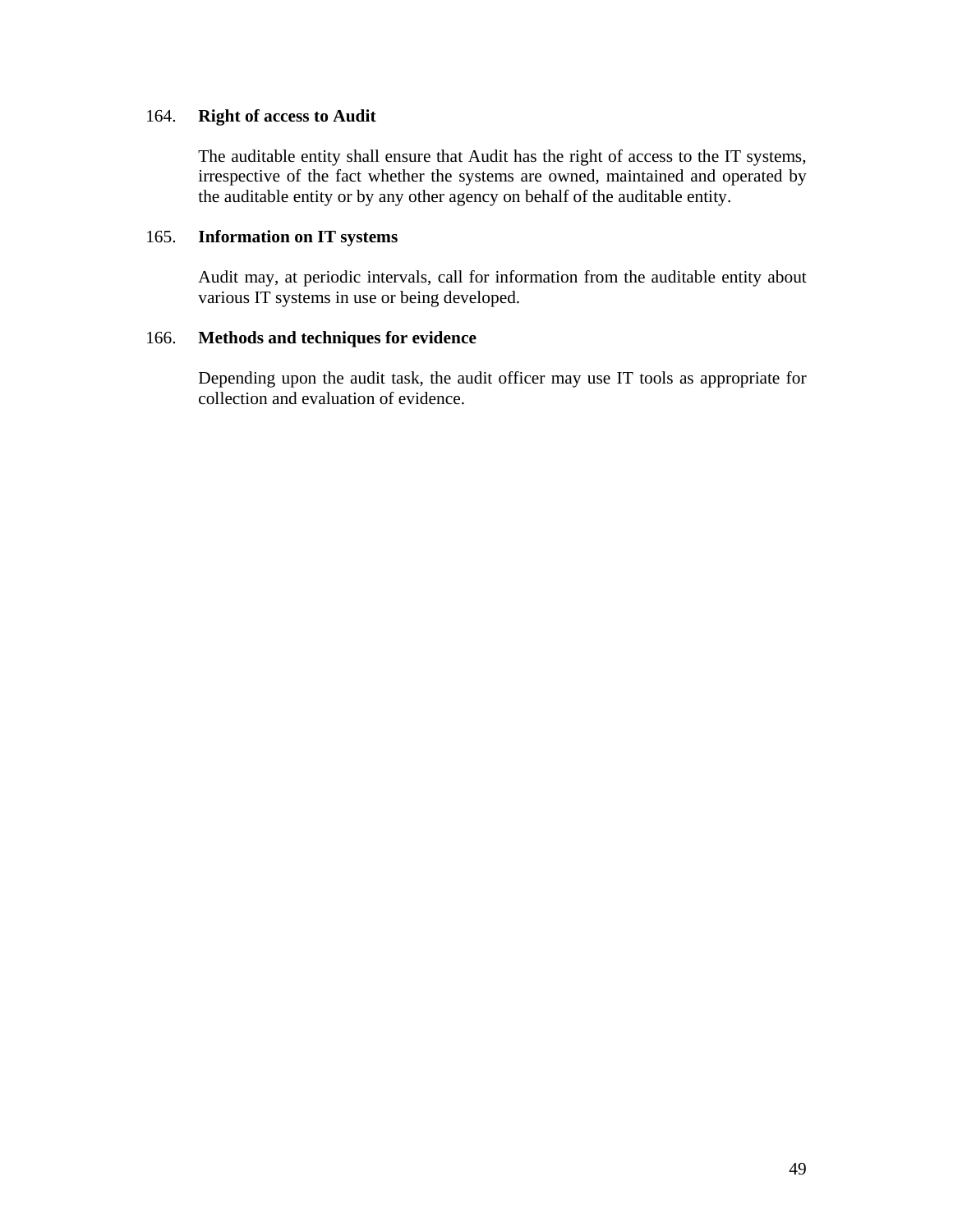164. **Right of access to Audit**

The auditable entity shall ensure that Audit has the right of access to the IT systems, irrespective of the fact whether the systems are owned, maintained and operated by the auditable entity or by any other agency on behalf of the auditable entity.

165. **Information on IT systems**

Audit may, at periodic intervals, call for information from the auditable entity about various IT systems in use or being developed.

166. **Methods and techniques for evidence**

Depending upon the audit task, the audit officer may use IT tools as appropriate for collection and evaluation of evidence.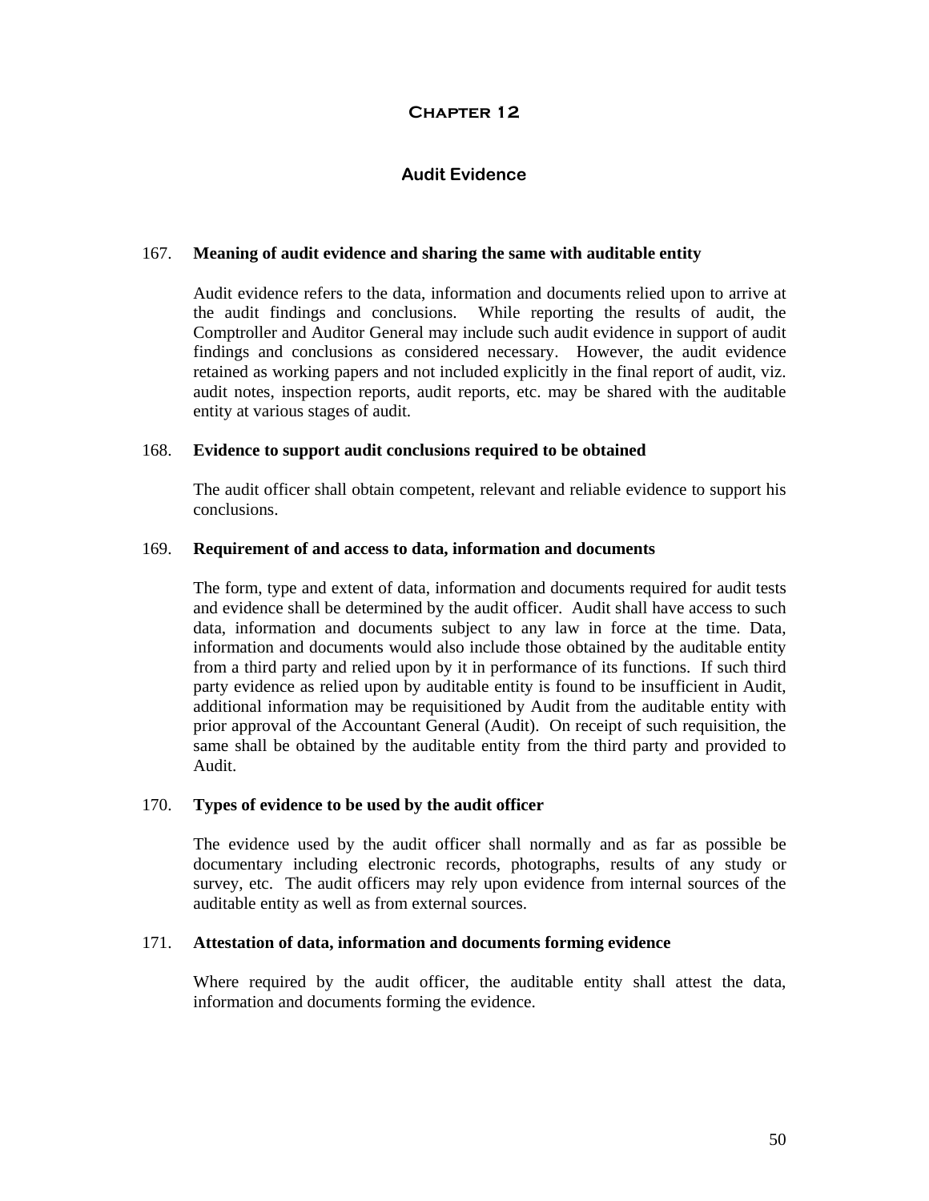# Chapter 12

## Audit Evidence

**167. Meaning of audit evidence and sharing the same with auditable entity**

Audit evidence refers to the data, information and documents relied upon to arrive at the audit findings and conclusions. While reporting the results of audit, the Comptroller and Auditor General may include such audit evidence in support of audit findings and conclusions as considered necessary. However, the audit evidence retained as working papers and not included explicitly in the final report of audit, viz. audit notes, inspection reports, audit reports, etc. may be shared with the auditable entity at various stages of audit.

**168. Evidence to support audit conclusions required to be obtained**

The audit officer shall obtain competent, relevant and reliable evidence to support his conclusions.

**169. Requirement of and access to data, information and documents**

The form, type and extent of data, information and documents required for audit tests and evidence shall be determined by the audit officer. Audit shall have access to such data, information and documents subject to any law in force at the time. Data, information and documents would also include those obtained by the auditable entity from a third party and relied upon by it in performance of its functions. If such third party evidence as relied upon by auditable entity is found to be insufficient in Audit, additional information may be requisitioned by Audit from the auditable entity with prior approval of the Accountant General (Audit). On receipt of such requisition, the same shall be obtained by the auditable entity from the third party and provided to Audit.

**170. Types of evidence to be used by the audit officer**

The evidence used by the audit officer shall normally and as far as possible be documentary including electronic records, photographs, results of any study or survey, etc. The audit officers may rely upon evidence from internal sources of the auditable entity as well as from external sources.

**171. Attestation of data, information and documents forming evidence**

Where required by the audit officer, the auditable entity shall attest the data, information and documents forming the evidence.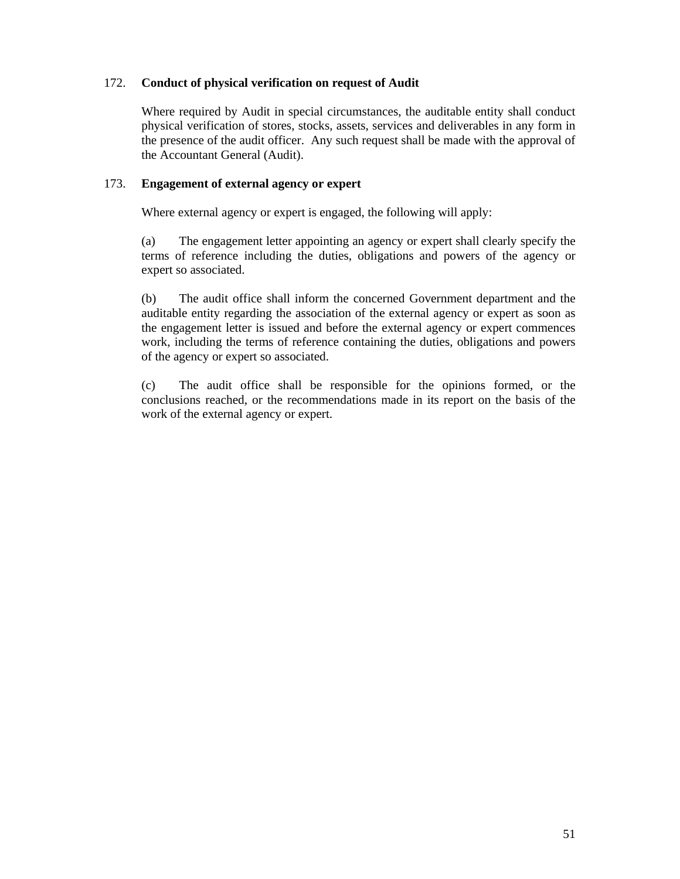### 172. Conduct of physical verification on request of Audit

Where required by Audit in special circumstances, the auditable entity shall conduct physical verification of stores, stocks, assets, services and deliverables in any form in the presence of the audit officer. Any such request shall be made with the approval of the Accountant General (Audit).

### 173. Engagement of external agency or expert

Where external agency or expert is engaged, the following will apply:

(a) The engagement letter appointing an agency or expert shall clearly specify the terms of reference including the duties, obligations and powers of the agency or expert so associated.

(b) The audit office shall inform the concerned Government department and the auditable entity regarding the association of the external agency or expert as soon as the engagement letter is issued and before the external agency or expert commences work, including the terms of reference containing the duties, obligations and powers of the agency or expert so associated.

(c) The audit office shall be responsible for the opinions formed, or the conclusions reached, or the recommendations made in its report on the basis of the work of the external agency or expert.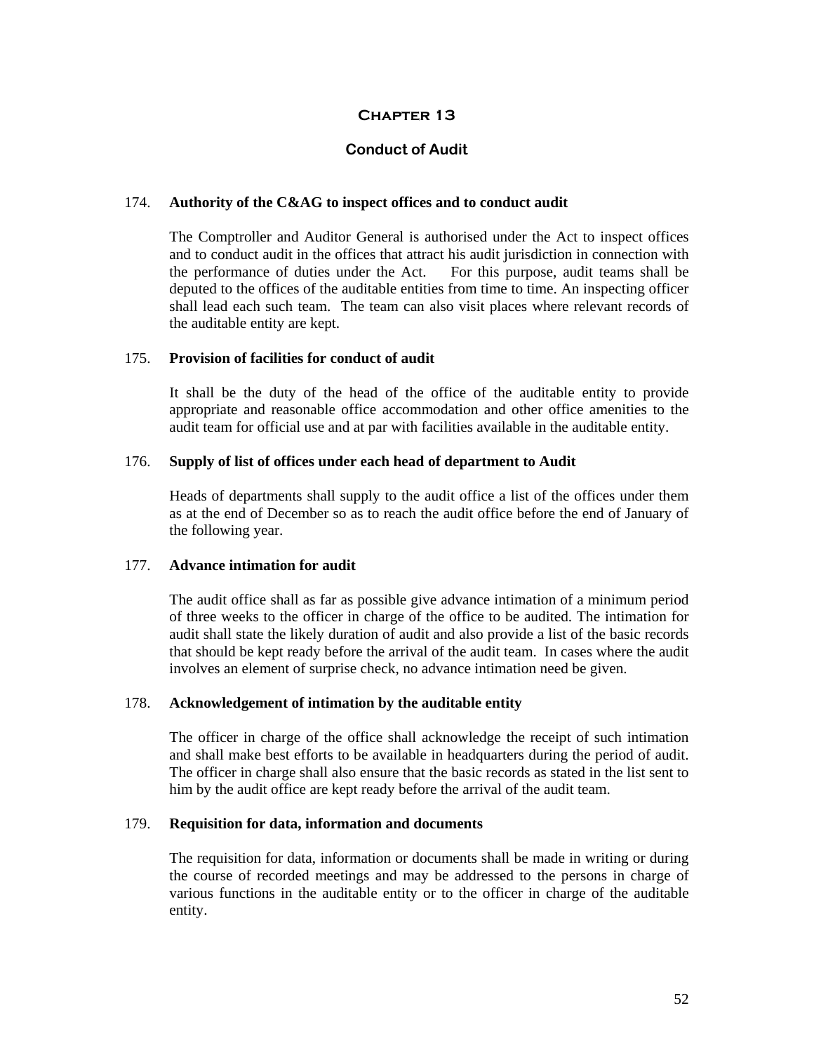# Chapter 13

## Conduct of Audit

### 174. Authority of the C&AG to inspect offices and to conduct audit

The Comptroller and Auditor General is authorised under the Act to inspect offices and to conduct audit in the offices that attract his audit jurisdiction in connection with the performance of duties under the Act. For this purpose, audit teams shall be deputed to the offices of the auditable entities from time to time. An inspecting officer shall lead each such team. The team can also visit places where relevant records of the auditable entity are kept.

### 175. Provision of facilities for conduct of audit

It shall be the duty of the head of the office of the auditable entity to provide appropriate and reasonable office accommodation and other office amenities to the audit team for official use and at par with facilities available in the auditable entity.

### 176. Supply of list of offices under each head of department to Audit

Heads of departments shall supply to the audit office a list of the offices under them as at the end of December so as to reach the audit office before the end of January of the following year.

### 177. Advance intimation for audit

The audit office shall as far as possible give advance intimation of a minimum period of three weeks to the officer in charge of the office to be audited. The intimation for audit shall state the likely duration of audit and also provide a list of the basic records that should be kept ready before the arrival of the audit team. In cases where the audit involves an element of surprise check, no advance intimation need be given.

### 178. Acknowledgement of intimation by the auditable entity

The officer in charge of the office shall acknowledge the receipt of such intimation and shall make best efforts to be available in headquarters during the period of audit. The officer in charge shall also ensure that the basic records as stated in the list sent to him by the audit office are kept ready before the arrival of the audit team.

### 179. Requisition for data, information and documents

The requisition for data, information or documents shall be made in writing or during the course of recorded meetings and may be addressed to the persons in charge of various functions in the auditable entity or to the officer in charge of the auditable entity.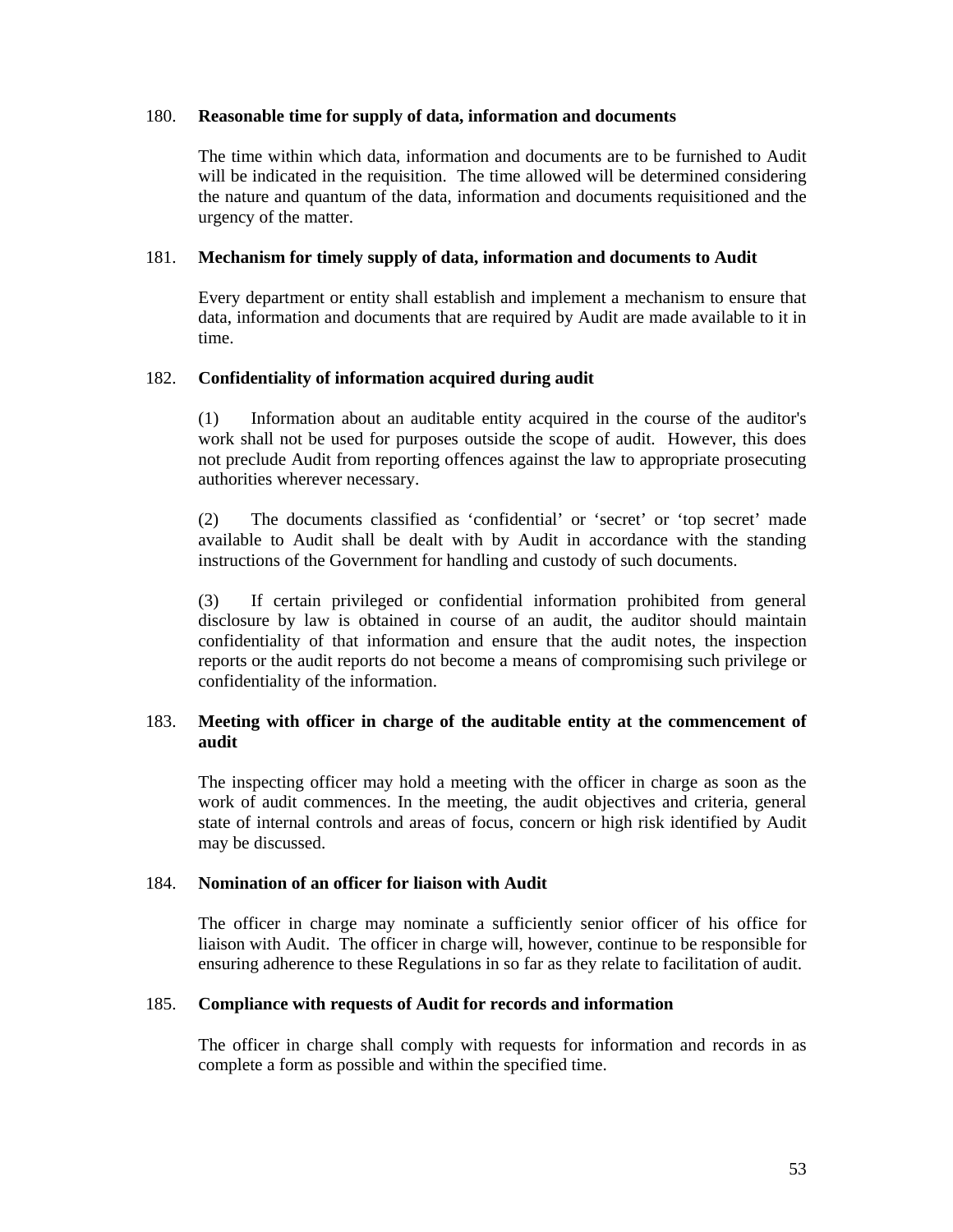### 180. Reasonable time for supply of data, information and documents

The time within which data, information and documents are to be furnished to Audit will be indicated in the requisition. The time allowed will be determined considering the nature and quantum of the data, information and documents requisitioned and the urgency of the matter.

### 181. Mechanism for timely supply of data, information and documents to Audit

Every department or entity shall establish and implement a mechanism to ensure that data, information and documents that are required by Audit are made available to it in time.

### 182. Confidentiality of information acquired during audit

(1) Information about an auditable entity acquired in the course of the auditor's work shall not be used for purposes outside the scope of audit. However, this does not preclude Audit from reporting offences against the law to appropriate prosecuting authorities wherever necessary.

(2) The documents classified as 'confidential' or 'secret' or 'top secret' made available to Audit shall be dealt with by Audit in accordance with the standing instructions of the Government for handling and custody of such documents.

(3) If certain privileged or confidential information prohibited from general disclosure by law is obtained in course of an audit, the auditor should maintain confidentiality of that information and ensure that the audit notes, the inspection reports or the audit reports do not become a means of compromising such privilege or confidentiality of the information.

### 183. Meeting with officer in charge of the auditable entity at the commencement of audit

The inspecting officer may hold a meeting with the officer in charge as soon as the work of audit commences. In the meeting, the audit objectives and criteria, general state of internal controls and areas of focus, concern or high risk identified by Audit may be discussed.

### 184. Nomination of an officer for liaison with Audit

The officer in charge may nominate a sufficiently senior officer of his office for liaison with Audit. The officer in charge will, however, continue to be responsible for ensuring adherence to these Regulations in so far as they relate to facilitation of audit.

### 185. Compliance with requests of Audit for records and information

The officer in charge shall comply with requests for information and records in as complete a form as possible and within the specified time.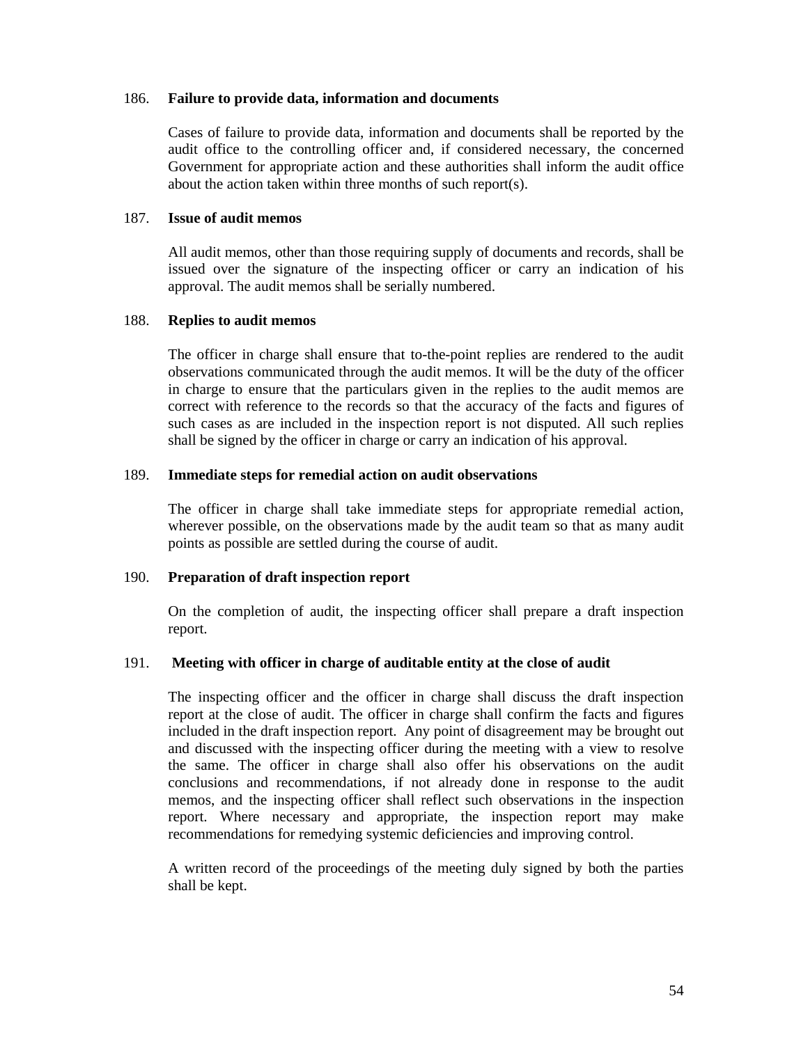### 186. Failure to provide data, information and documents

Cases of failure to provide data, information and documents shall be reported by the audit office to the controlling officer and, if considered necessary, the concerned Government for appropriate action and these authorities shall inform the audit office about the action taken within three months of such report(s).

### 187. Issue of audit memos

All audit memos, other than those requiring supply of documents and records, shall be issued over the signature of the inspecting officer or carry an indication of his approval. The audit memos shall be serially numbered.

### 188. Replies to audit memos

The officer in charge shall ensure that to-the-point replies are rendered to the audit observations communicated through the audit memos. It will be the duty of the officer in charge to ensure that the particulars given in the replies to the audit memos are correct with reference to the records so that the accuracy of the facts and figures of such cases as are included in the inspection report is not disputed. All such replies shall be signed by the officer in charge or carry an indication of his approval.

### 189. Immediate steps for remedial action on audit observations

The officer in charge shall take immediate steps for appropriate remedial action, wherever possible, on the observations made by the audit team so that as many audit points as possible are settled during the course of audit.

### 190. Preparation of draft inspection report

On the completion of audit, the inspecting officer shall prepare a draft inspection report.

### 191. Meeting with officer in charge of auditable entity at the close of audit

The inspecting officer and the officer in charge shall discuss the draft inspection report at the close of audit. The officer in charge shall confirm the facts and figures included in the draft inspection report. Any point of disagreement may be brought out and discussed with the inspecting officer during the meeting with a view to resolve the same. The officer in charge shall also offer his observations on the audit conclusions and recommendations, if not already done in response to the audit memos, and the inspecting officer shall reflect such observations in the inspection report. Where necessary and appropriate, the inspection report may make recommendations for remedying systemic deficiencies and improving control.

A written record of the proceedings of the meeting duly signed by both the parties shall be kept.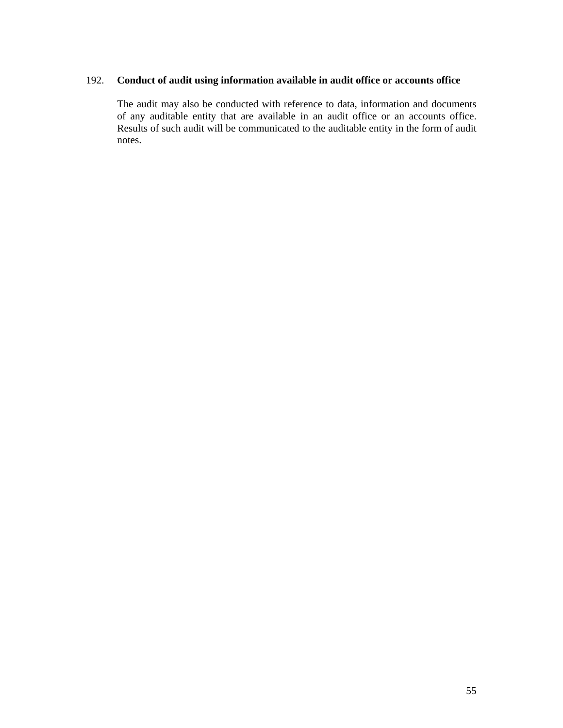192. **Conduct of audit using information available in audit office or accounts office**

The audit may also be conducted with reference to data, information and documents of any auditable entity that are available in an audit office or an accounts office. Results of such audit will be communicated to the auditable entity in the form of audit notes.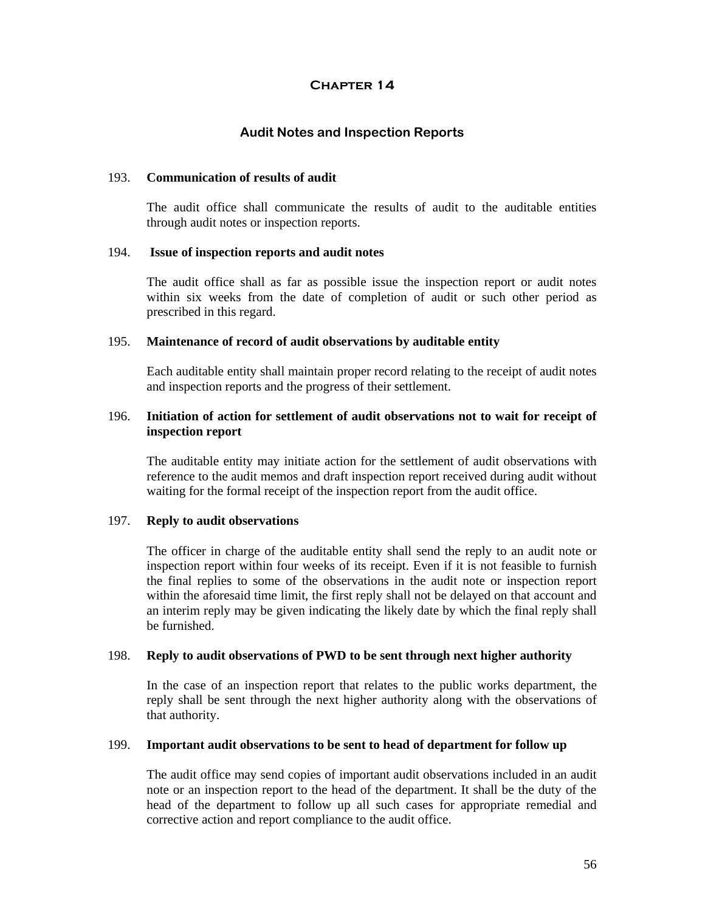# Chapter 14

## Audit Notes and Inspection Reports

193. **Communication of results of audit**

The audit office shall communicate the results of audit to the auditable entities through audit notes or inspection reports.

194. **Issue of inspection reports and audit notes**

The audit office shall as far as possible issue the inspection report or audit notes within six weeks from the date of completion of audit or such other period as prescribed in this regard.

195. **Maintenance of record of audit observations by auditable entity**

Each auditable entity shall maintain proper record relating to the receipt of audit notes and inspection reports and the progress of their settlement.

196. **Initiation of action for settlement of audit observations not to wait for receipt of inspection report**

The auditable entity may initiate action for the settlement of audit observations with reference to the audit memos and draft inspection report received during audit without waiting for the formal receipt of the inspection report from the audit office.

197. **Reply to audit observations**

The officer in charge of the auditable entity shall send the reply to an audit note or inspection report within four weeks of its receipt. Even if it is not feasible to furnish the final replies to some of the observations in the audit note or inspection report within the aforesaid time limit, the first reply shall not be delayed on that account and an interim reply may be given indicating the likely date by which the final reply shall be furnished.

198. **Reply to audit observations of PWD to be sent through next higher authority**

In the case of an inspection report that relates to the public works department, the reply shall be sent through the next higher authority along with the observations of that authority.

199. **Important audit observations to be sent to head of department for follow up**

The audit office may send copies of important audit observations included in an audit note or an inspection report to the head of the department. It shall be the duty of the head of the department to follow up all such cases for appropriate remedial and corrective action and report compliance to the audit office.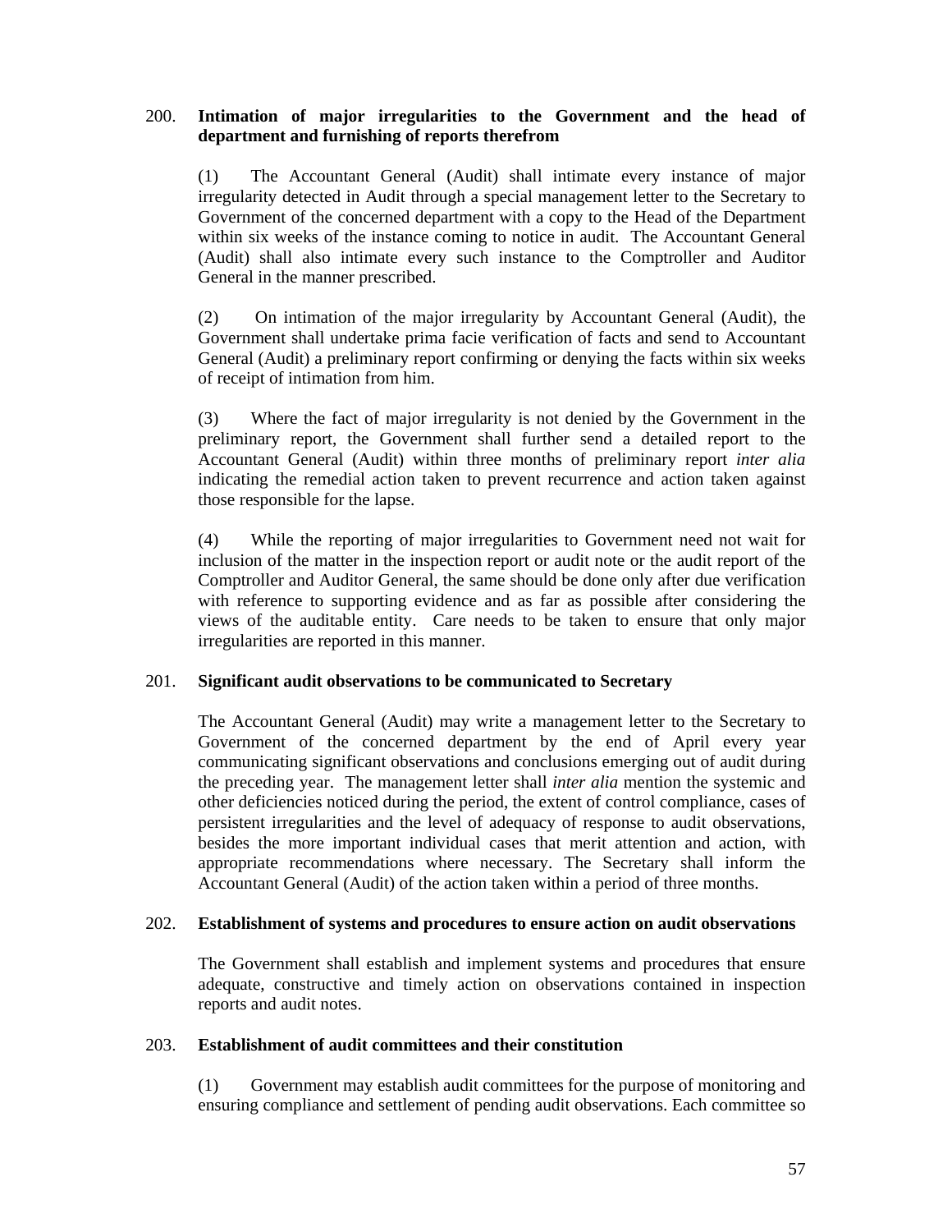200. **Intimation of major irregularities to the Government and the head of department and furnishing of reports therefrom**

(1) The Accountant General (Audit) shall intimate every instance of major irregularity detected in Audit through a special management letter to the Secretary to Government of the concerned department with a copy to the Head of the Department within six weeks of the instance coming to notice in audit. The Accountant General (Audit) shall also intimate every such instance to the Comptroller and Auditor General in the manner prescribed.

(2) On intimation of the major irregularity by Accountant General (Audit), the Government shall undertake prima facie verification of facts and send to Accountant General (Audit) a preliminary report confirming or denying the facts within six weeks of receipt of intimation from him.

(3) Where the fact of major irregularity is not denied by the Government in the preliminary report, the Government shall further send a detailed report to the Accountant General (Audit) within three months of preliminary report *inter alia* indicating the remedial action taken to prevent recurrence and action taken against those responsible for the lapse.

(4) While the reporting of major irregularities to Government need not wait for inclusion of the matter in the inspection report or audit note or the audit report of the Comptroller and Auditor General, the same should be done only after due verification with reference to supporting evidence and as far as possible after considering the views of the auditable entity. Care needs to be taken to ensure that only major irregularities are reported in this manner.

201. **Significant audit observations to be communicated to Secretary**

The Accountant General (Audit) may write a management letter to the Secretary to Government of the concerned department by the end of April every year communicating significant observations and conclusions emerging out of audit during the preceding year. The management letter shall *inter alia* mention the systemic and other deficiencies noticed during the period, the extent of control compliance, cases of persistent irregularities and the level of adequacy of response to audit observations, besides the more important individual cases that merit attention and action, with appropriate recommendations where necessary. The Secretary shall inform the Accountant General (Audit) of the action taken within a period of three months.

202. **Establishment of systems and procedures to ensure action on audit observations**

The Government shall establish and implement systems and procedures that ensure adequate, constructive and timely action on observations contained in inspection reports and audit notes.

203. **Establishment of audit committees and their constitution**

(1) Government may establish audit committees for the purpose of monitoring and ensuring compliance and settlement of pending audit observations. Each committee so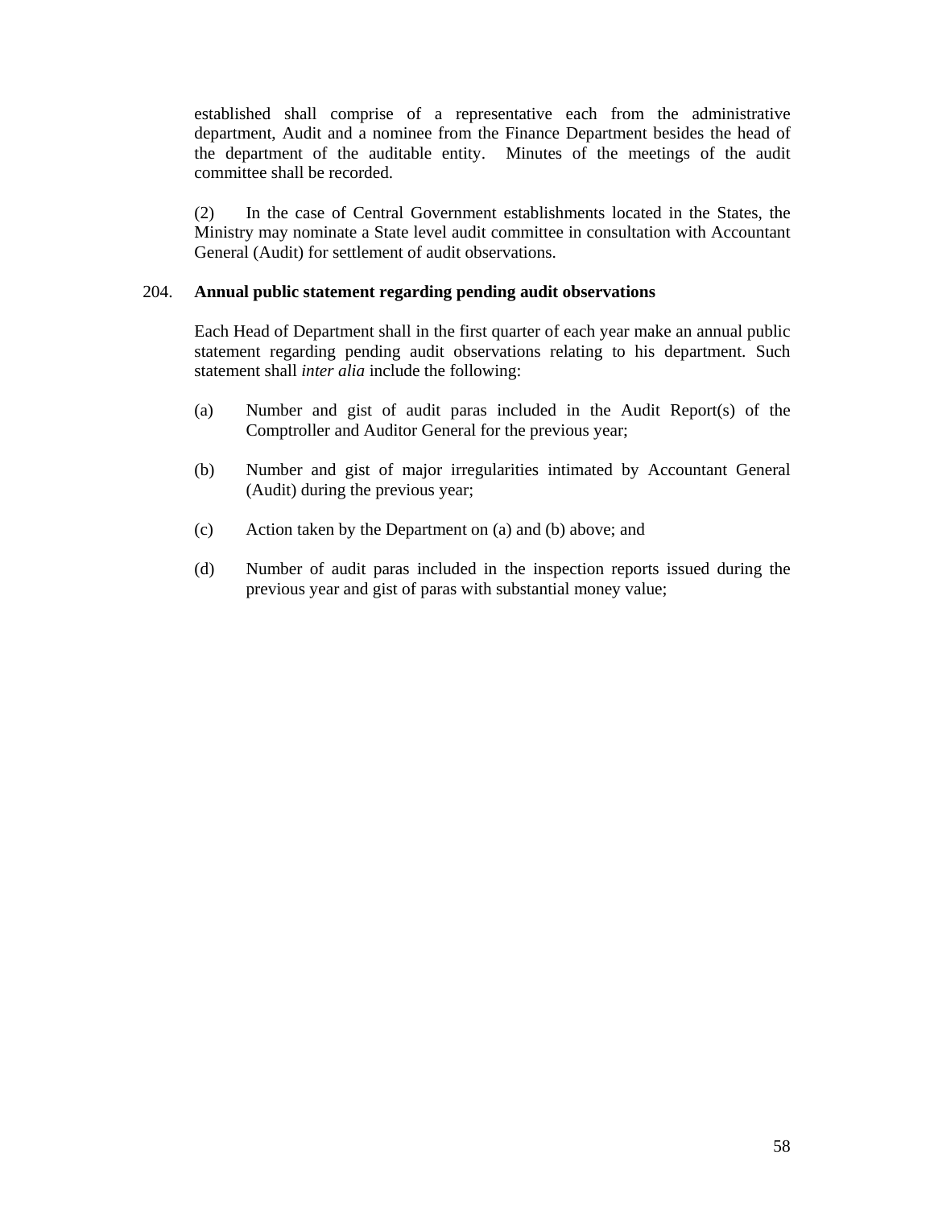established shall comprise of a representative each from the administrative department, Audit and a nominee from the Finance Department besides the head of the department of the auditable entity. Minutes of the meetings of the audit committee shall be recorded.

(2) In the case of Central Government establishments located in the States, the Ministry may nominate a State level audit committee in consultation with Accountant General (Audit) for settlement of audit observations.

204. **Annual public statement regarding pending audit observations**

Each Head of Department shall in the first quarter of each year make an annual public statement regarding pending audit observations relating to his department. Such statement shall *inter alia* include the following:

(a) Number and gist of audit paras included in the Audit Report(s) of the Comptroller and Auditor General for the previous year;

(b) Number and gist of major irregularities intimated by Accountant General (Audit) during the previous year;

(c) Action taken by the Department on (a) and (b) above; and

(d) Number of audit paras included in the inspection reports issued during the previous year and gist of paras with substantial money value;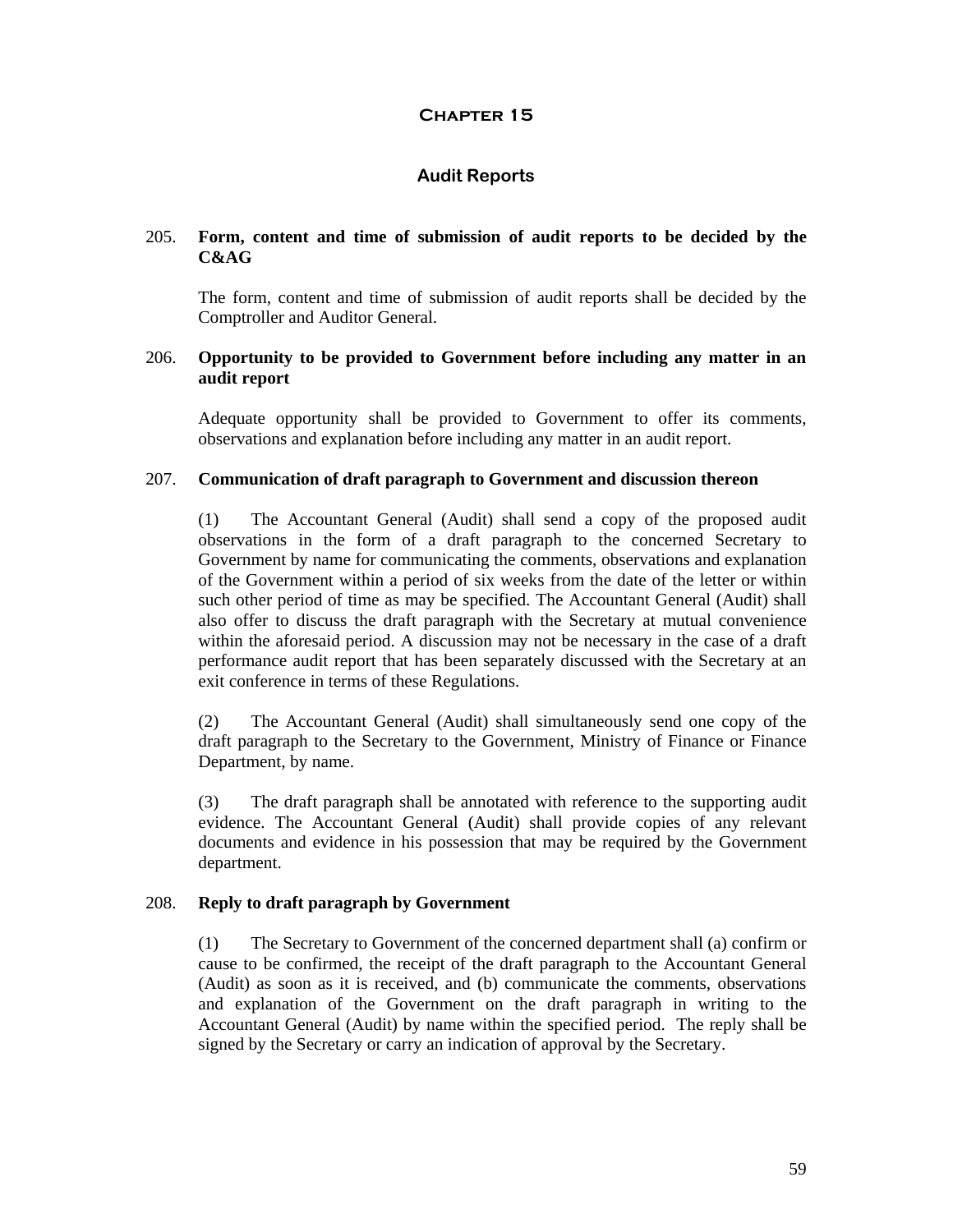# Chapter 15

## Audit Reports

### 205. Form, content and time of submission of audit reports to be decided by the C&AG

The form, content and time of submission of audit reports shall be decided by the Comptroller and Auditor General.

### 206. Opportunity to be provided to Government before including any matter in an audit report

Adequate opportunity shall be provided to Government to offer its comments, observations and explanation before including any matter in an audit report.

### 207. Communication of draft paragraph to Government and discussion thereon

(1) The Accountant General (Audit) shall send a copy of the proposed audit observations in the form of a draft paragraph to the concerned Secretary to Government by name for communicating the comments, observations and explanation of the Government within a period of six weeks from the date of the letter or within such other period of time as may be specified. The Accountant General (Audit) shall also offer to discuss the draft paragraph with the Secretary at mutual convenience within the aforesaid period. A discussion may not be necessary in the case of a draft performance audit report that has been separately discussed with the Secretary at an exit conference in terms of these Regulations.

(2) The Accountant General (Audit) shall simultaneously send one copy of the draft paragraph to the Secretary to the Government, Ministry of Finance or Finance Department, by name.

(3) The draft paragraph shall be annotated with reference to the supporting audit evidence. The Accountant General (Audit) shall provide copies of any relevant documents and evidence in his possession that may be required by the Government department.

### 208. Reply to draft paragraph by Government

(1) The Secretary to Government of the concerned department shall (a) confirm or cause to be confirmed, the receipt of the draft paragraph to the Accountant General (Audit) as soon as it is received, and (b) communicate the comments, observations and explanation of the Government on the draft paragraph in writing to the Accountant General (Audit) by name within the specified period. The reply shall be signed by the Secretary or carry an indication of approval by the Secretary.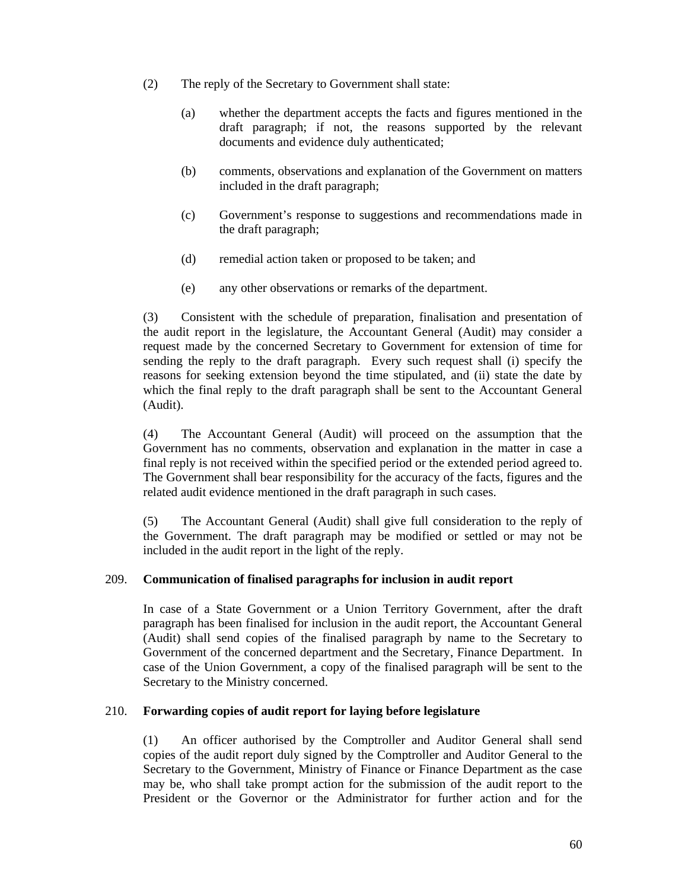(2) The reply of the Secretary to Government shall state:

(a) whether the department accepts the facts and figures mentioned in the draft paragraph; if not, the reasons supported by the relevant documents and evidence duly authenticated;

(b) comments, observations and explanation of the Government on matters included in the draft paragraph;

(c) Government's response to suggestions and recommendations made in the draft paragraph;

(d) remedial action taken or proposed to be taken; and

(e) any other observations or remarks of the department.

(3) Consistent with the schedule of preparation, finalisation and presentation of the audit report in the legislature, the Accountant General (Audit) may consider a request made by the concerned Secretary to Government for extension of time for sending the reply to the draft paragraph. Every such request shall (i) specify the reasons for seeking extension beyond the time stipulated, and (ii) state the date by which the final reply to the draft paragraph shall be sent to the Accountant General (Audit).

(4) The Accountant General (Audit) will proceed on the assumption that the Government has no comments, observation and explanation in the matter in case a final reply is not received within the specified period or the extended period agreed to. The Government shall bear responsibility for the accuracy of the facts, figures and the related audit evidence mentioned in the draft paragraph in such cases.

(5) The Accountant General (Audit) shall give full consideration to the reply of the Government. The draft paragraph may be modified or settled or may not be included in the audit report in the light of the reply.

## 209. Communication of finalised paragraphs for inclusion in audit report

In case of a State Government or a Union Territory Government, after the draft paragraph has been finalised for inclusion in the audit report, the Accountant General (Audit) shall send copies of the finalised paragraph by name to the Secretary to Government of the concerned department and the Secretary, Finance Department. In case of the Union Government, a copy of the finalised paragraph will be sent to the Secretary to the Ministry concerned.

## 210. Forwarding copies of audit report for laying before legislature

(1) An officer authorised by the Comptroller and Auditor General shall send copies of the audit report duly signed by the Comptroller and Auditor General to the Secretary to the Government, Ministry of Finance or Finance Department as the case may be, who shall take prompt action for the submission of the audit report to the President or the Governor or the Administrator for further action and for the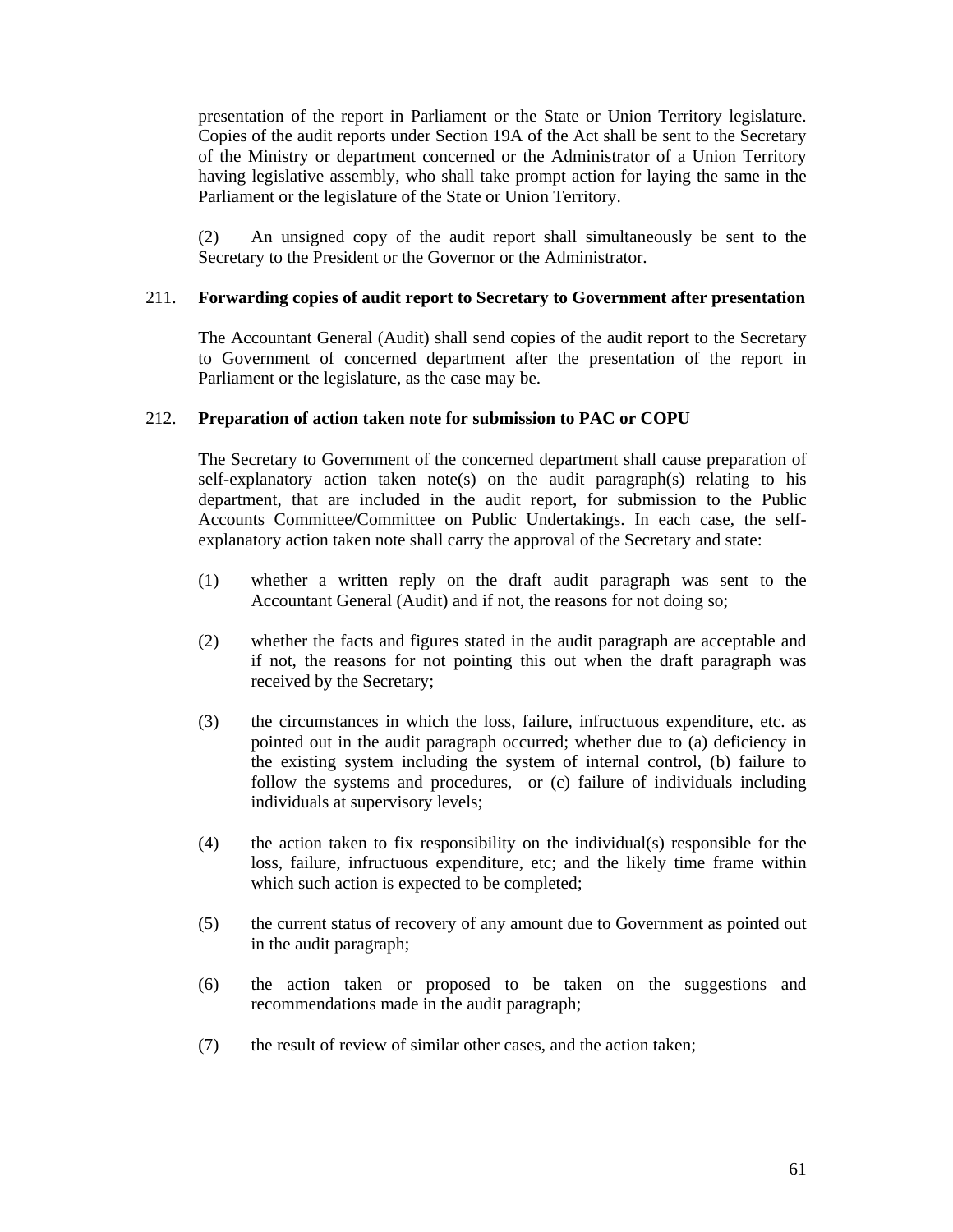presentation of the report in Parliament or the State or Union Territory legislature. Copies of the audit reports under Section 19A of the Act shall be sent to the Secretary of the Ministry or department concerned or the Administrator of a Union Territory having legislative assembly, who shall take prompt action for laying the same in the Parliament or the legislature of the State or Union Territory.

(2) An unsigned copy of the audit report shall simultaneously be sent to the Secretary to the President or the Governor or the Administrator.

211. **Forwarding copies of audit report to Secretary to Government after presentation**

The Accountant General (Audit) shall send copies of the audit report to the Secretary to Government of concerned department after the presentation of the report in Parliament or the legislature, as the case may be.

212. **Preparation of action taken note for submission to PAC or COPU**

The Secretary to Government of the concerned department shall cause preparation of self-explanatory action taken note(s) on the audit paragraph(s) relating to his department, that are included in the audit report, for submission to the Public Accounts Committee/Committee on Public Undertakings. In each case, the self-explanatory action taken note shall carry the approval of the Secretary and state:

(1) whether a written reply on the draft audit paragraph was sent to the Accountant General (Audit) and if not, the reasons for not doing so;

(2) whether the facts and figures stated in the audit paragraph are acceptable and if not, the reasons for not pointing this out when the draft paragraph was received by the Secretary;

(3) the circumstances in which the loss, failure, infructuous expenditure, etc. as pointed out in the audit paragraph occurred; whether due to (a) deficiency in the existing system including the system of internal control, (b) failure to follow the systems and procedures, or (c) failure of individuals including individuals at supervisory levels;

(4) the action taken to fix responsibility on the individual(s) responsible for the loss, failure, infructuous expenditure, etc; and the likely time frame within which such action is expected to be completed;

(5) the current status of recovery of any amount due to Government as pointed out in the audit paragraph;

(6) the action taken or proposed to be taken on the suggestions and recommendations made in the audit paragraph;

(7) the result of review of similar other cases, and the action taken;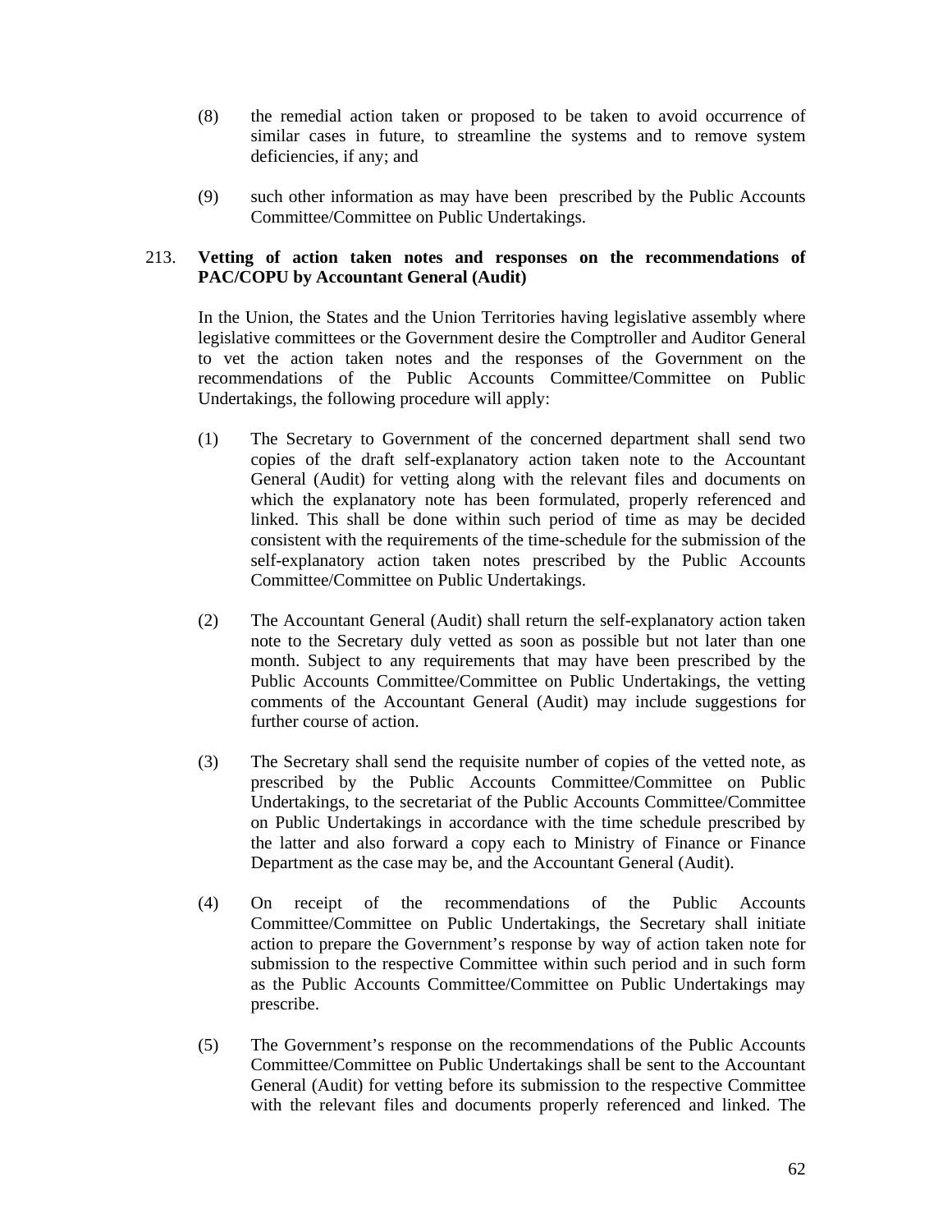(8) the remedial action taken or proposed to be taken to avoid occurrence of similar cases in future, to streamline the systems and to remove system deficiencies, if any; and

(9) such other information as may have been prescribed by the Public Accounts Committee/Committee on Public Undertakings.

213. **Vetting of action taken notes and responses on the recommendations of PAC/COPU by Accountant General (Audit)**

In the Union, the States and the Union Territories having legislative assembly where legislative committees or the Government desire the Comptroller and Auditor General to vet the action taken notes and the responses of the Government on the recommendations of the Public Accounts Committee/Committee on Public Undertakings, the following procedure will apply:

(1) The Secretary to Government of the concerned department shall send two copies of the draft self-explanatory action taken note to the Accountant General (Audit) for vetting along with the relevant files and documents on which the explanatory note has been formulated, properly referenced and linked. This shall be done within such period of time as may be decided consistent with the requirements of the time-schedule for the submission of the self-explanatory action taken notes prescribed by the Public Accounts Committee/Committee on Public Undertakings.

(2) The Accountant General (Audit) shall return the self-explanatory action taken note to the Secretary duly vetted as soon as possible but not later than one month. Subject to any requirements that may have been prescribed by the Public Accounts Committee/Committee on Public Undertakings, the vetting comments of the Accountant General (Audit) may include suggestions for further course of action.

(3) The Secretary shall send the requisite number of copies of the vetted note, as prescribed by the Public Accounts Committee/Committee on Public Undertakings, to the secretariat of the Public Accounts Committee/Committee on Public Undertakings in accordance with the time schedule prescribed by the latter and also forward a copy each to Ministry of Finance or Finance Department as the case may be, and the Accountant General (Audit).

(4) On receipt of the recommendations of the Public Accounts Committee/Committee on Public Undertakings, the Secretary shall initiate action to prepare the Government's response by way of action taken note for submission to the respective Committee within such period and in such form as the Public Accounts Committee/Committee on Public Undertakings may prescribe.

(5) The Government's response on the recommendations of the Public Accounts Committee/Committee on Public Undertakings shall be sent to the Accountant General (Audit) for vetting before its submission to the respective Committee with the relevant files and documents properly referenced and linked. The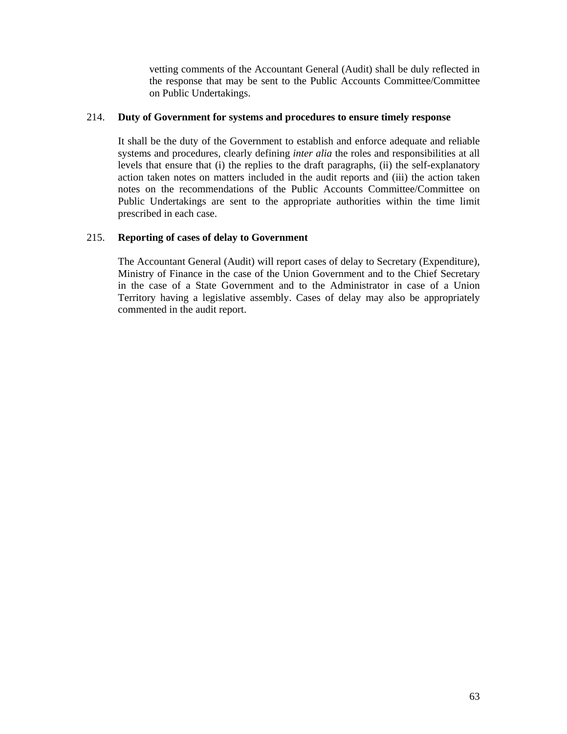vetting comments of the Accountant General (Audit) shall be duly reflected in the response that may be sent to the Public Accounts Committee/Committee on Public Undertakings.

214. **Duty of Government for systems and procedures to ensure timely response**

It shall be the duty of the Government to establish and enforce adequate and reliable systems and procedures, clearly defining *inter alia* the roles and responsibilities at all levels that ensure that (i) the replies to the draft paragraphs, (ii) the self-explanatory action taken notes on matters included in the audit reports and (iii) the action taken notes on the recommendations of the Public Accounts Committee/Committee on Public Undertakings are sent to the appropriate authorities within the time limit prescribed in each case.

215. **Reporting of cases of delay to Government**

The Accountant General (Audit) will report cases of delay to Secretary (Expenditure), Ministry of Finance in the case of the Union Government and to the Chief Secretary in the case of a State Government and to the Administrator in case of a Union Territory having a legislative assembly. Cases of delay may also be appropriately commented in the audit report.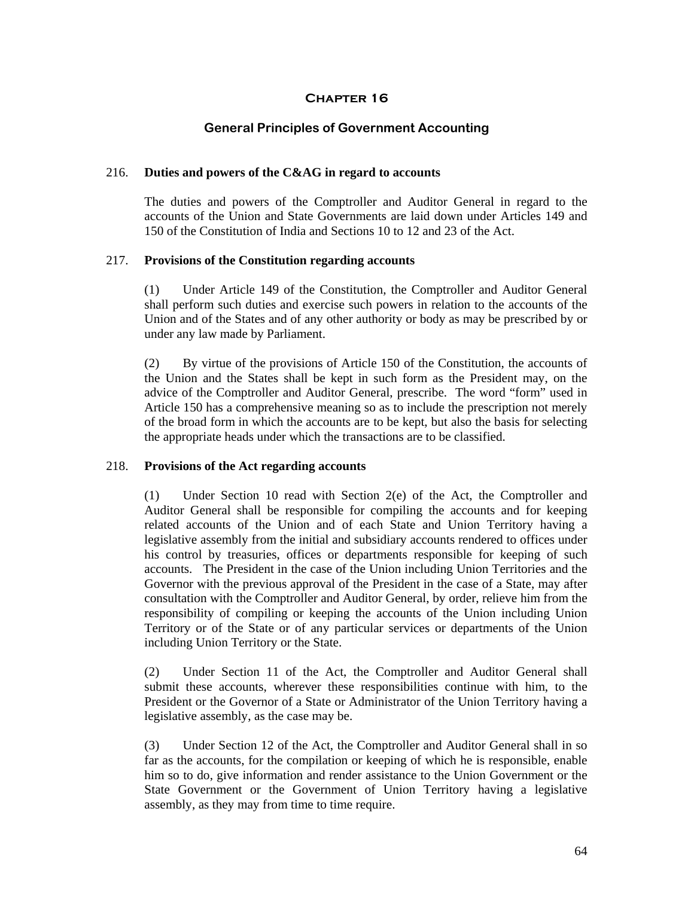# Chapter 16

## General Principles of Government Accounting

### 216. Duties and powers of the C&AG in regard to accounts

The duties and powers of the Comptroller and Auditor General in regard to the accounts of the Union and State Governments are laid down under Articles 149 and 150 of the Constitution of India and Sections 10 to 12 and 23 of the Act.

### 217. Provisions of the Constitution regarding accounts

(1) Under Article 149 of the Constitution, the Comptroller and Auditor General shall perform such duties and exercise such powers in relation to the accounts of the Union and of the States and of any other authority or body as may be prescribed by or under any law made by Parliament.

(2) By virtue of the provisions of Article 150 of the Constitution, the accounts of the Union and the States shall be kept in such form as the President may, on the advice of the Comptroller and Auditor General, prescribe. The word "form" used in Article 150 has a comprehensive meaning so as to include the prescription not merely of the broad form in which the accounts are to be kept, but also the basis for selecting the appropriate heads under which the transactions are to be classified.

### 218. Provisions of the Act regarding accounts

(1) Under Section 10 read with Section 2(e) of the Act, the Comptroller and Auditor General shall be responsible for compiling the accounts and for keeping related accounts of the Union and of each State and Union Territory having a legislative assembly from the initial and subsidiary accounts rendered to offices under his control by treasuries, offices or departments responsible for keeping of such accounts. The President in the case of the Union including Union Territories and the Governor with the previous approval of the President in the case of a State, may after consultation with the Comptroller and Auditor General, by order, relieve him from the responsibility of compiling or keeping the accounts of the Union including Union Territory or of the State or of any particular services or departments of the Union including Union Territory or the State.

(2) Under Section 11 of the Act, the Comptroller and Auditor General shall submit these accounts, wherever these responsibilities continue with him, to the President or the Governor of a State or Administrator of the Union Territory having a legislative assembly, as the case may be.

(3) Under Section 12 of the Act, the Comptroller and Auditor General shall in so far as the accounts, for the compilation or keeping of which he is responsible, enable him so to do, give information and render assistance to the Union Government or the State Government or the Government of Union Territory having a legislative assembly, as they may from time to time require.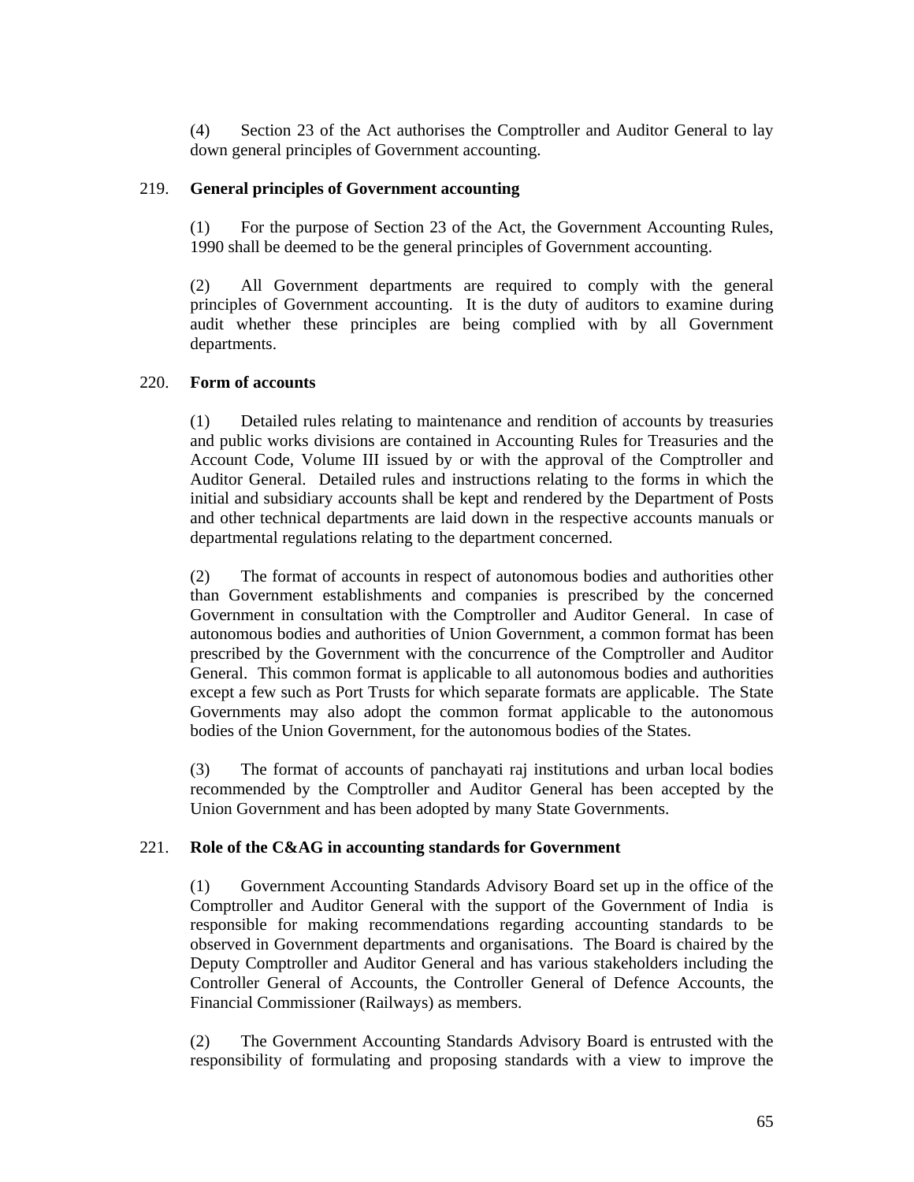(4) Section 23 of the Act authorises the Comptroller and Auditor General to lay down general principles of Government accounting.

### 219. General principles of Government accounting

(1) For the purpose of Section 23 of the Act, the Government Accounting Rules, 1990 shall be deemed to be the general principles of Government accounting.

(2) All Government departments are required to comply with the general principles of Government accounting. It is the duty of auditors to examine during audit whether these principles are being complied with by all Government departments.

### 220. Form of accounts

(1) Detailed rules relating to maintenance and rendition of accounts by treasuries and public works divisions are contained in Accounting Rules for Treasuries and the Account Code, Volume III issued by or with the approval of the Comptroller and Auditor General. Detailed rules and instructions relating to the forms in which the initial and subsidiary accounts shall be kept and rendered by the Department of Posts and other technical departments are laid down in the respective accounts manuals or departmental regulations relating to the department concerned.

(2) The format of accounts in respect of autonomous bodies and authorities other than Government establishments and companies is prescribed by the concerned Government in consultation with the Comptroller and Auditor General. In case of autonomous bodies and authorities of Union Government, a common format has been prescribed by the Government with the concurrence of the Comptroller and Auditor General. This common format is applicable to all autonomous bodies and authorities except a few such as Port Trusts for which separate formats are applicable. The State Governments may also adopt the common format applicable to the autonomous bodies of the Union Government, for the autonomous bodies of the States.

(3) The format of accounts of panchayati raj institutions and urban local bodies recommended by the Comptroller and Auditor General has been accepted by the Union Government and has been adopted by many State Governments.

### 221. Role of the C&AG in accounting standards for Government

(1) Government Accounting Standards Advisory Board set up in the office of the Comptroller and Auditor General with the support of the Government of India is responsible for making recommendations regarding accounting standards to be observed in Government departments and organisations. The Board is chaired by the Deputy Comptroller and Auditor General and has various stakeholders including the Controller General of Accounts, the Controller General of Defence Accounts, the Financial Commissioner (Railways) as members.

(2) The Government Accounting Standards Advisory Board is entrusted with the responsibility of formulating and proposing standards with a view to improve the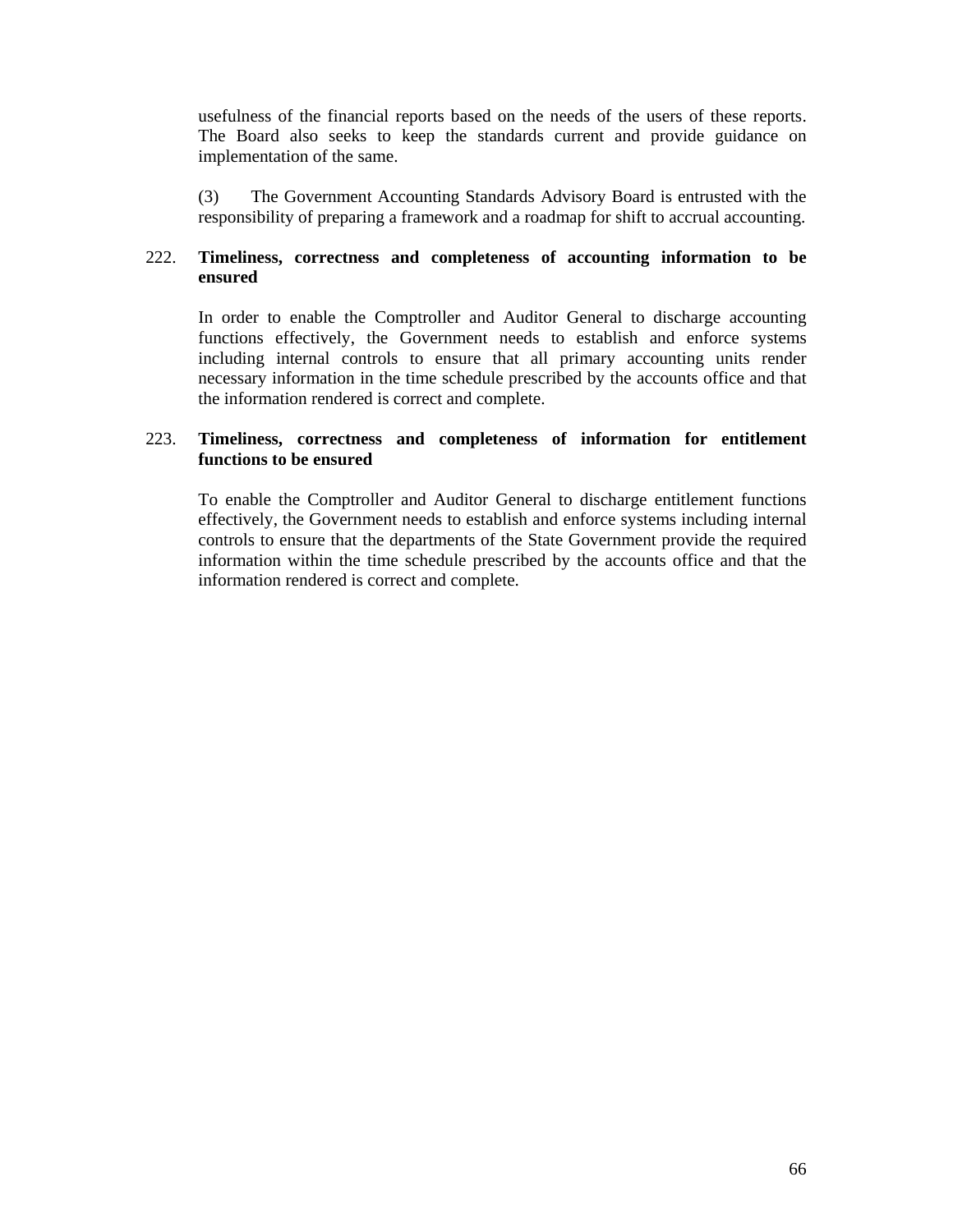usefulness of the financial reports based on the needs of the users of these reports. The Board also seeks to keep the standards current and provide guidance on implementation of the same.

(3) The Government Accounting Standards Advisory Board is entrusted with the responsibility of preparing a framework and a roadmap for shift to accrual accounting.

222. **Timeliness, correctness and completeness of accounting information to be ensured**

In order to enable the Comptroller and Auditor General to discharge accounting functions effectively, the Government needs to establish and enforce systems including internal controls to ensure that all primary accounting units render necessary information in the time schedule prescribed by the accounts office and that the information rendered is correct and complete.

223. **Timeliness, correctness and completeness of information for entitlement functions to be ensured**

To enable the Comptroller and Auditor General to discharge entitlement functions effectively, the Government needs to establish and enforce systems including internal controls to ensure that the departments of the State Government provide the required information within the time schedule prescribed by the accounts office and that the information rendered is correct and complete.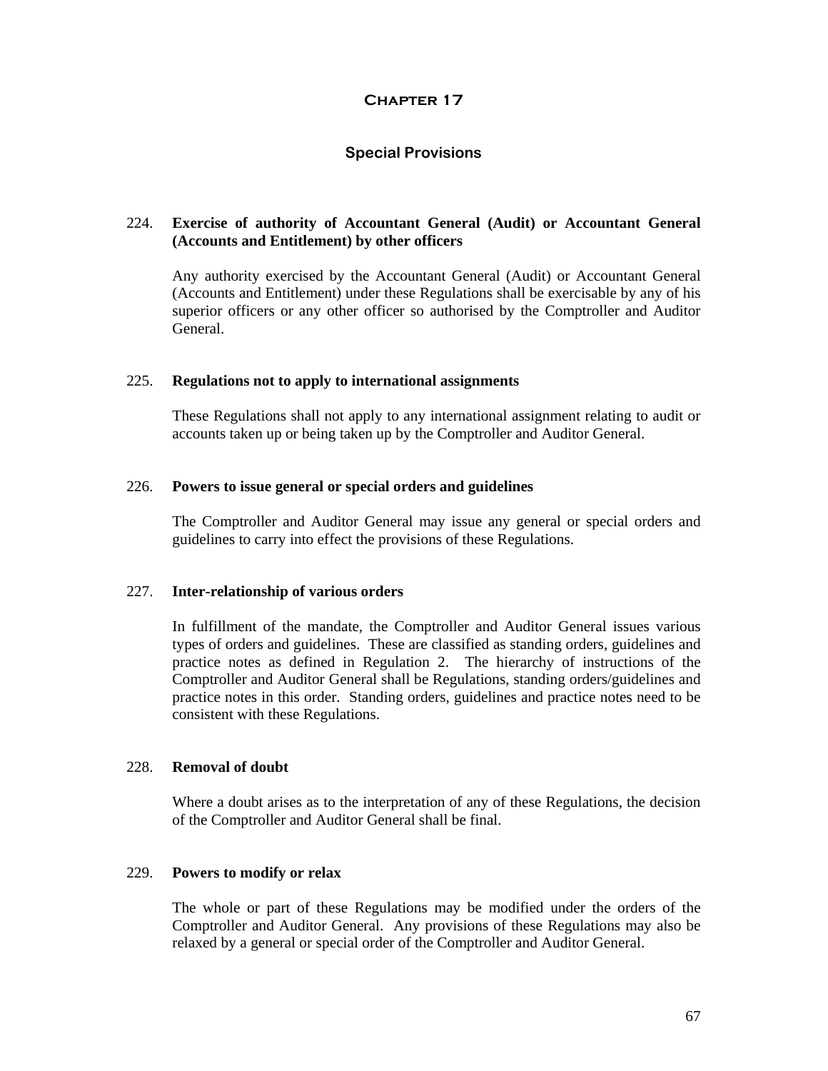# Chapter 17

## Special Provisions

### 224. Exercise of authority of Accountant General (Audit) or Accountant General (Accounts and Entitlement) by other officers

Any authority exercised by the Accountant General (Audit) or Accountant General (Accounts and Entitlement) under these Regulations shall be exercisable by any of his superior officers or any other officer so authorised by the Comptroller and Auditor General.

### 225. Regulations not to apply to international assignments

These Regulations shall not apply to any international assignment relating to audit or accounts taken up or being taken up by the Comptroller and Auditor General.

### 226. Powers to issue general or special orders and guidelines

The Comptroller and Auditor General may issue any general or special orders and guidelines to carry into effect the provisions of these Regulations.

### 227. Inter-relationship of various orders

In fulfillment of the mandate, the Comptroller and Auditor General issues various types of orders and guidelines. These are classified as standing orders, guidelines and practice notes as defined in Regulation 2. The hierarchy of instructions of the Comptroller and Auditor General shall be Regulations, standing orders/guidelines and practice notes in this order. Standing orders, guidelines and practice notes need to be consistent with these Regulations.

### 228. Removal of doubt

Where a doubt arises as to the interpretation of any of these Regulations, the decision of the Comptroller and Auditor General shall be final.

### 229. Powers to modify or relax

The whole or part of these Regulations may be modified under the orders of the Comptroller and Auditor General. Any provisions of these Regulations may also be relaxed by a general or special order of the Comptroller and Auditor General.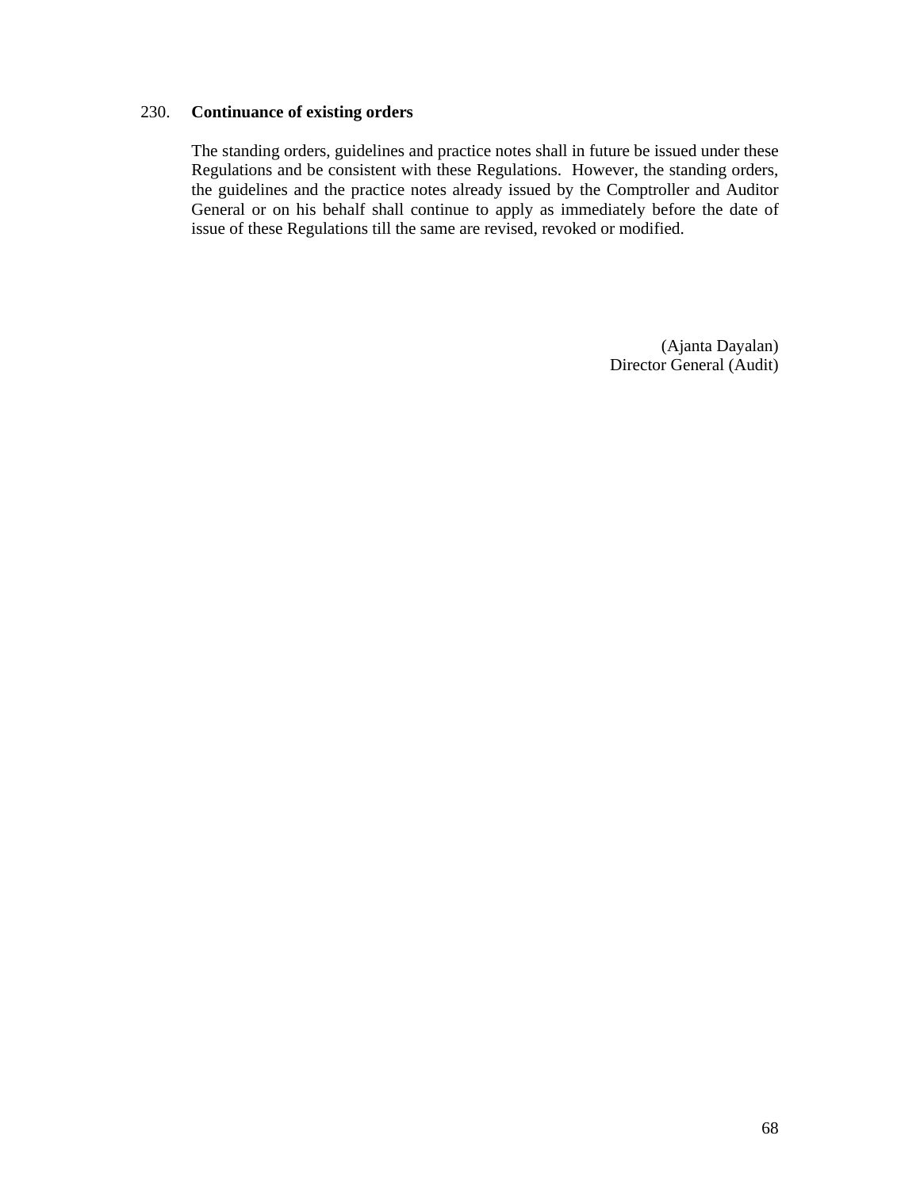230. **Continuance of existing orders**

The standing orders, guidelines and practice notes shall in future be issued under these Regulations and be consistent with these Regulations. However, the standing orders, the guidelines and the practice notes already issued by the Comptroller and Auditor General or on his behalf shall continue to apply as immediately before the date of issue of these Regulations till the same are revised, revoked or modified.

(Ajanta Dayalan)
Director General (Audit)